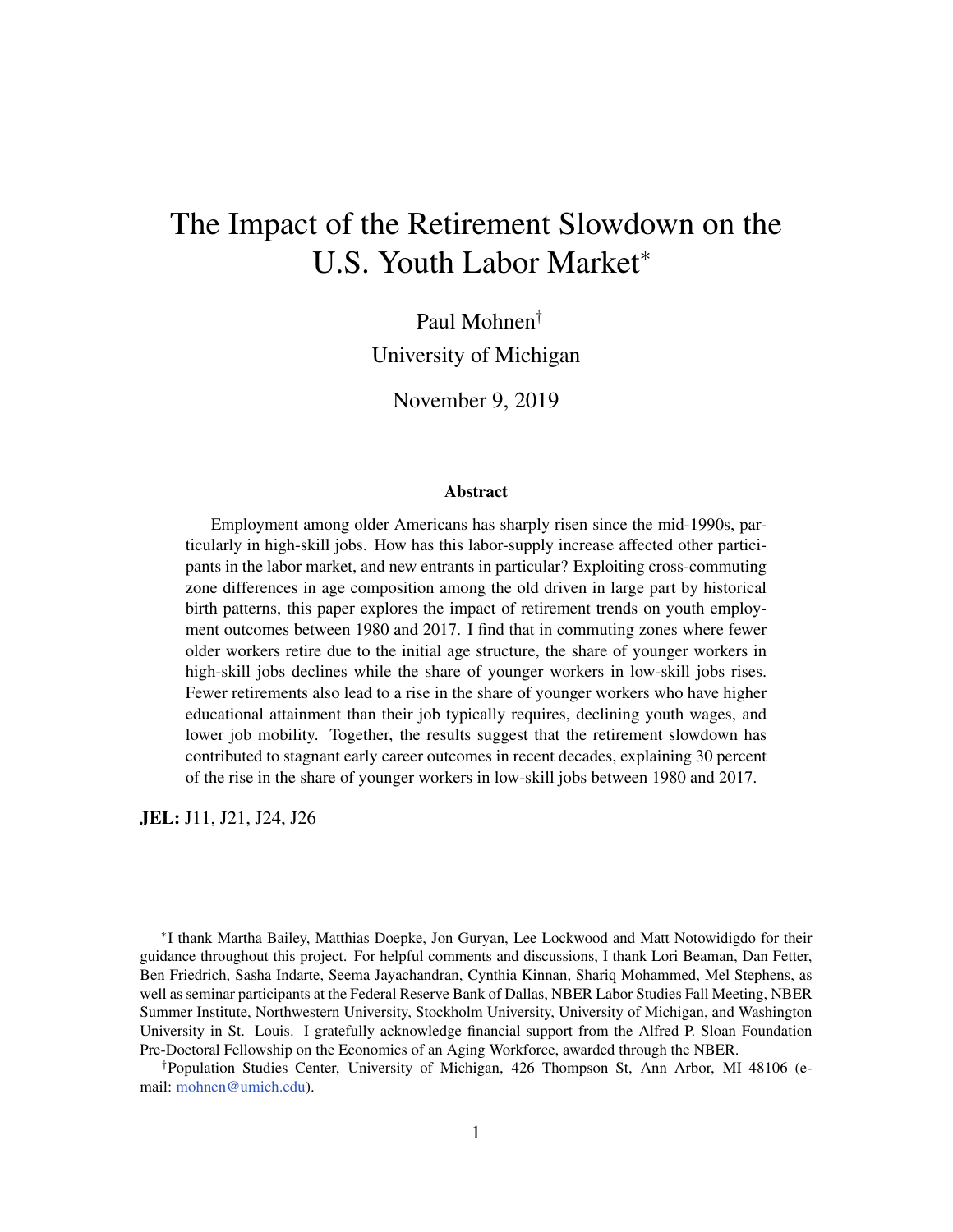# The Impact of the Retirement Slowdown on the U.S. Youth Labor Market*

Paul Mohnen†

University of Michigan

November 9, 2019

## Abstract

Employment among older Americans has sharply risen since the mid-1990s, particularly in high-skill jobs. How has this labor-supply increase affected other participants in the labor market, and new entrants in particular? Exploiting cross-commuting zone differences in age composition among the old driven in large part by historical birth patterns, this paper explores the impact of retirement trends on youth employment outcomes between 1980 and 2017. I find that in commuting zones where fewer older workers retire due to the initial age structure, the share of younger workers in high-skill jobs declines while the share of younger workers in low-skill jobs rises. Fewer retirements also lead to a rise in the share of younger workers who have higher educational attainment than their job typically requires, declining youth wages, and lower job mobility. Together, the results suggest that the retirement slowdown has contributed to stagnant early career outcomes in recent decades, explaining 30 percent of the rise in the share of younger workers in low-skill jobs between 1980 and 2017.

**JEL:** J11, J21, J24, J26

---

*I thank Martha Bailey, Matthias Doepke, Jon Guryan, Lee Lockwood and Matt Notowidigdo for their guidance throughout this project. For helpful comments and discussions, I thank Lori Beaman, Dan Fetter, Ben Friedrich, Sasha Indarte, Seema Jayachandran, Cynthia Kinnan, Shariq Mohammed, Mel Stephens, as well as seminar participants at the Federal Reserve Bank of Dallas, NBER Labor Studies Fall Meeting, NBER Summer Institute, Northwestern University, Stockholm University, University of Michigan, and Washington University in St. Louis. I gratefully acknowledge financial support from the Alfred P. Sloan Foundation Pre-Doctoral Fellowship on the Economics of an Aging Workforce, awarded through the NBER.

†Population Studies Center, University of Michigan, 426 Thompson St, Ann Arbor, MI 48106 (e-mail: mohnen@umich.edu).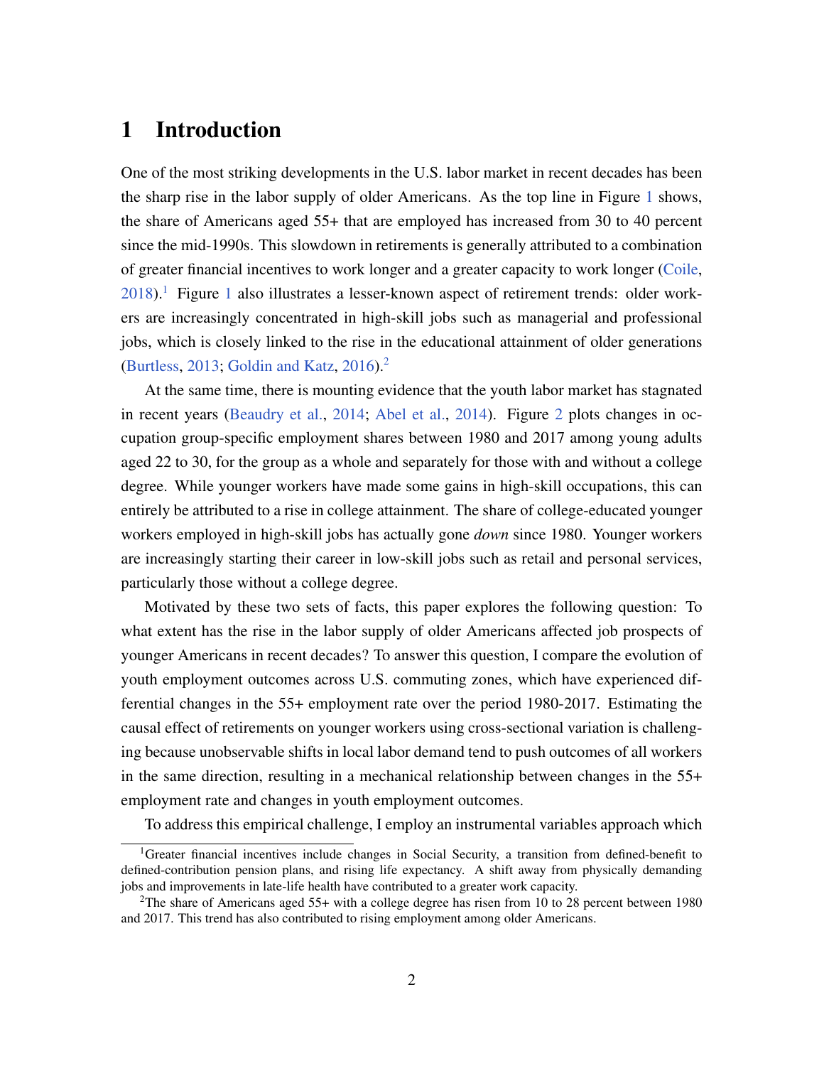# 1 Introduction

One of the most striking developments in the U.S. labor market in recent decades has been the sharp rise in the labor supply of older Americans. As the top line in Figure 1 shows, the share of Americans aged 55+ that are employed has increased from 30 to 40 percent since the mid-1990s. This slowdown in retirements is generally attributed to a combination of greater financial incentives to work longer and a greater capacity to work longer (Coile, 2018).[1] Figure 1 also illustrates a lesser-known aspect of retirement trends: older workers are increasingly concentrated in high-skill jobs such as managerial and professional jobs, which is closely linked to the rise in the educational attainment of older generations (Burtless, 2013; Goldin and Katz, 2016).[2]

At the same time, there is mounting evidence that the youth labor market has stagnated in recent years (Beaudry et al., 2014; Abel et al., 2014). Figure 2 plots changes in occupation group-specific employment shares between 1980 and 2017 among young adults aged 22 to 30, for the group as a whole and separately for those with and without a college degree. While younger workers have made some gains in high-skill occupations, this can entirely be attributed to a rise in college attainment. The share of college-educated younger workers employed in high-skill jobs has actually gone *down* since 1980. Younger workers are increasingly starting their career in low-skill jobs such as retail and personal services, particularly those without a college degree.

Motivated by these two sets of facts, this paper explores the following question: To what extent has the rise in the labor supply of older Americans affected job prospects of younger Americans in recent decades? To answer this question, I compare the evolution of youth employment outcomes across U.S. commuting zones, which have experienced differential changes in the 55+ employment rate over the period 1980-2017. Estimating the causal effect of retirements on younger workers using cross-sectional variation is challenging because unobservable shifts in local labor demand tend to push outcomes of all workers in the same direction, resulting in a mechanical relationship between changes in the 55+ employment rate and changes in youth employment outcomes.

To address this empirical challenge, I employ an instrumental variables approach which

[1] Greater financial incentives include changes in Social Security, a transition from defined-benefit to defined-contribution pension plans, and rising life expectancy. A shift away from physically demanding jobs and improvements in late-life health have contributed to a greater work capacity.

[2] The share of Americans aged 55+ with a college degree has risen from 10 to 28 percent between 1980 and 2017. This trend has also contributed to rising employment among older Americans.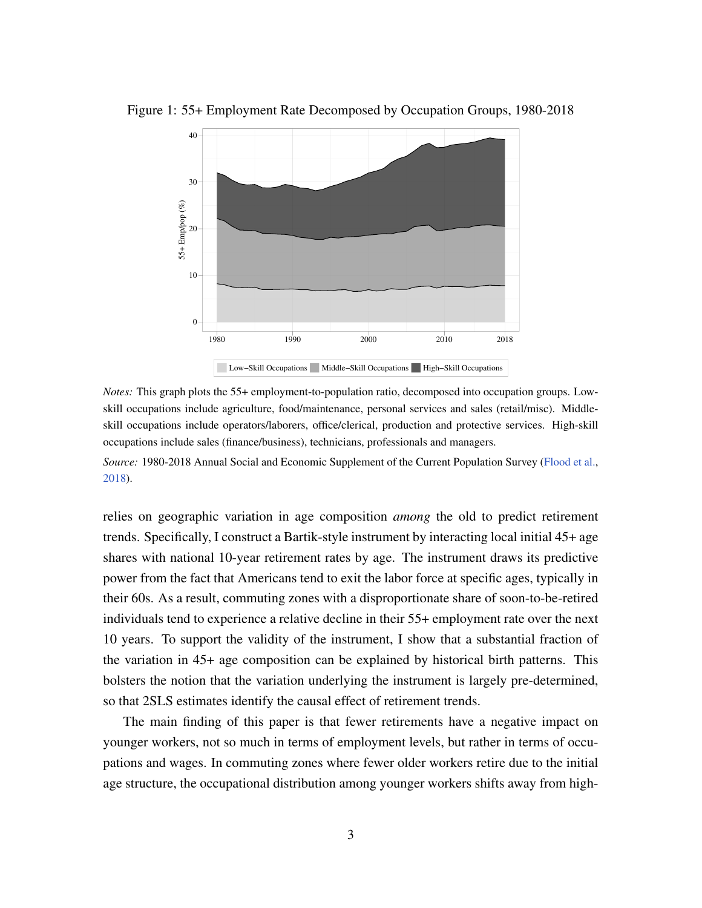Figure 1: 55+ Employment Rate Decomposed by Occupation Groups, 1980-2018

*Notes:* This graph plots the 55+ employment-to-population ratio, decomposed into occupation groups. Low-skill occupations include agriculture, food/maintenance, personal services and sales (retail/misc). Middle-skill occupations include operators/laborers, office/clerical, production and protective services. High-skill occupations include sales (finance/business), technicians, professionals and managers.

*Source:* 1980-2018 Annual Social and Economic Supplement of the Current Population Survey (Flood et al., 2018).

relies on geographic variation in age composition *among* the old to predict retirement trends. Specifically, I construct a Bartik-style instrument by interacting local initial 45+ age shares with national 10-year retirement rates by age. The instrument draws its predictive power from the fact that Americans tend to exit the labor force at specific ages, typically in their 60s. As a result, commuting zones with a disproportionate share of soon-to-be-retired individuals tend to experience a relative decline in their 55+ employment rate over the next 10 years. To support the validity of the instrument, I show that a substantial fraction of the variation in 45+ age composition can be explained by historical birth patterns. This bolsters the notion that the variation underlying the instrument is largely pre-determined, so that 2SLS estimates identify the causal effect of retirement trends.

The main finding of this paper is that fewer retirements have a negative impact on younger workers, not so much in terms of employment levels, but rather in terms of occupations and wages. In commuting zones where fewer older workers retire due to the initial age structure, the occupational distribution among younger workers shifts away from high-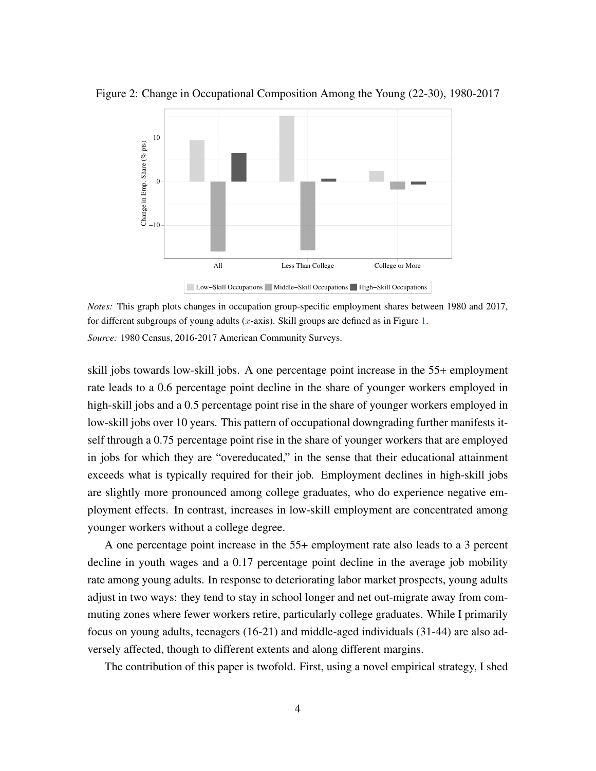Figure 2: Change in Occupational Composition Among the Young (22-30), 1980-2017

*Notes:* This graph plots changes in occupation group-specific employment shares between 1980 and 2017, for different subgroups of young adults ($x$-axis). Skill groups are defined as in Figure 1.

*Source:* 1980 Census, 2016-2017 American Community Surveys.

skill jobs towards low-skill jobs. A one percentage point increase in the 55+ employment rate leads to a 0.6 percentage point decline in the share of younger workers employed in high-skill jobs and a 0.5 percentage point rise in the share of younger workers employed in low-skill jobs over 10 years. This pattern of occupational downgrading further manifests itself through a 0.75 percentage point rise in the share of younger workers that are employed in jobs for which they are "overeducated," in the sense that their educational attainment exceeds what is typically required for their job. Employment declines in high-skill jobs are slightly more pronounced among college graduates, who do experience negative employment effects. In contrast, increases in low-skill employment are concentrated among younger workers without a college degree.

A one percentage point increase in the 55+ employment rate also leads to a 3 percent decline in youth wages and a 0.17 percentage point decline in the average job mobility rate among young adults. In response to deteriorating labor market prospects, young adults adjust in two ways: they tend to stay in school longer and net out-migrate away from commuting zones where fewer workers retire, particularly college graduates. While I primarily focus on young adults, teenagers (16-21) and middle-aged individuals (31-44) are also adversely affected, though to different extents and along different margins.

The contribution of this paper is twofold. First, using a novel empirical strategy, I shed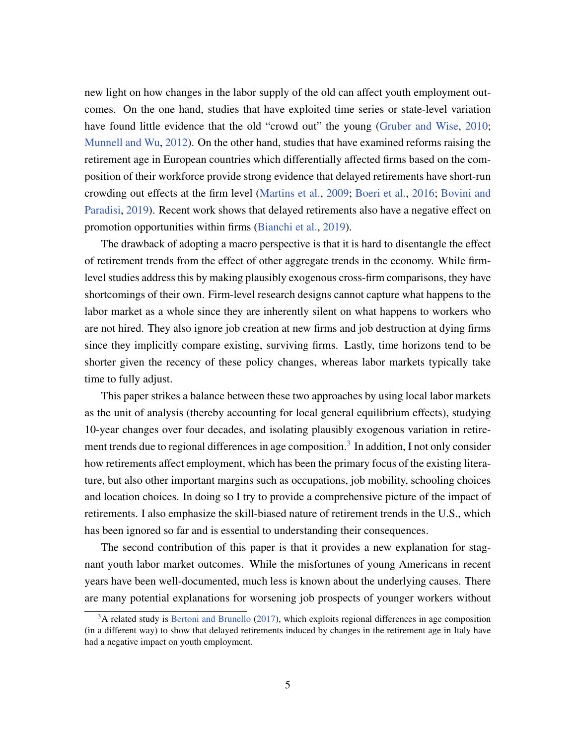new light on how changes in the labor supply of the old can affect youth employment outcomes. On the one hand, studies that have exploited time series or state-level variation have found little evidence that the old "crowd out" the young (Gruber and Wise, 2010; Munnell and Wu, 2012). On the other hand, studies that have examined reforms raising the retirement age in European countries which differentially affected firms based on the composition of their workforce provide strong evidence that delayed retirements have short-run crowding out effects at the firm level (Martins et al., 2009; Boeri et al., 2016; Bovini and Paradisi, 2019). Recent work shows that delayed retirements also have a negative effect on promotion opportunities within firms (Bianchi et al., 2019).

The drawback of adopting a macro perspective is that it is hard to disentangle the effect of retirement trends from the effect of other aggregate trends in the economy. While firm-level studies address this by making plausibly exogenous cross-firm comparisons, they have shortcomings of their own. Firm-level research designs cannot capture what happens to the labor market as a whole since they are inherently silent on what happens to workers who are not hired. They also ignore job creation at new firms and job destruction at dying firms since they implicitly compare existing, surviving firms. Lastly, time horizons tend to be shorter given the recency of these policy changes, whereas labor markets typically take time to fully adjust.

This paper strikes a balance between these two approaches by using local labor markets as the unit of analysis (thereby accounting for local general equilibrium effects), studying 10-year changes over four decades, and isolating plausibly exogenous variation in retirement trends due to regional differences in age composition.[3] In addition, I not only consider how retirements affect employment, which has been the primary focus of the existing literature, but also other important margins such as occupations, job mobility, schooling choices and location choices. In doing so I try to provide a comprehensive picture of the impact of retirements. I also emphasize the skill-biased nature of retirement trends in the U.S., which has been ignored so far and is essential to understanding their consequences.

The second contribution of this paper is that it provides a new explanation for stagnant youth labor market outcomes. While the misfortunes of young Americans in recent years have been well-documented, much less is known about the underlying causes. There are many potential explanations for worsening job prospects of younger workers without

[3] A related study is Bertoni and Brunello (2017), which exploits regional differences in age composition (in a different way) to show that delayed retirements induced by changes in the retirement age in Italy have had a negative impact on youth employment.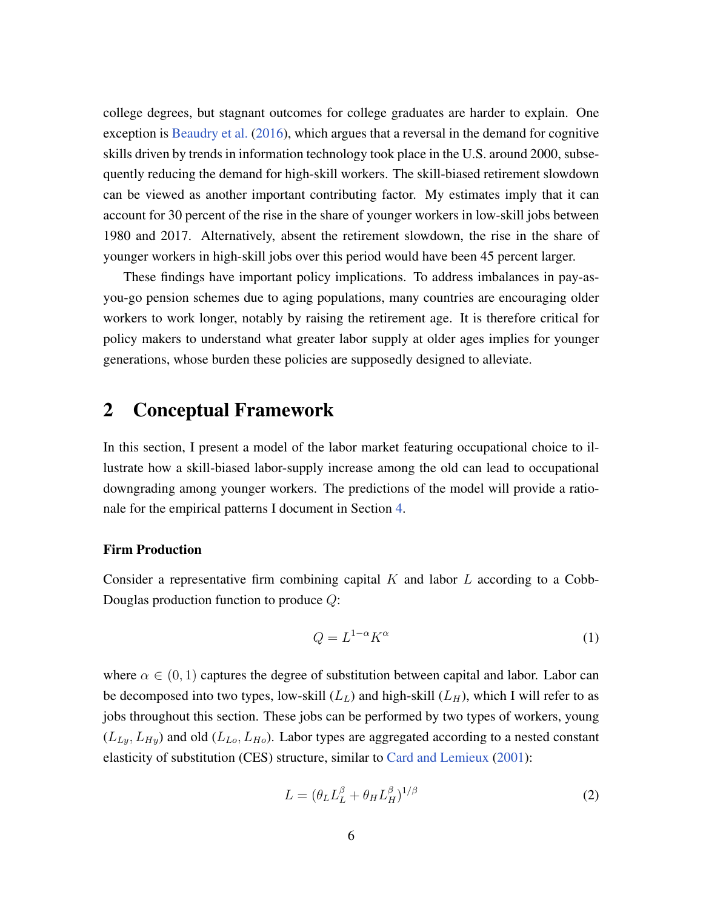college degrees, but stagnant outcomes for college graduates are harder to explain. One exception is Beaudry et al. (2016), which argues that a reversal in the demand for cognitive skills driven by trends in information technology took place in the U.S. around 2000, subsequently reducing the demand for high-skill workers. The skill-biased retirement slowdown can be viewed as another important contributing factor. My estimates imply that it can account for 30 percent of the rise in the share of younger workers in low-skill jobs between 1980 and 2017. Alternatively, absent the retirement slowdown, the rise in the share of younger workers in high-skill jobs over this period would have been 45 percent larger.

These findings have important policy implications. To address imbalances in pay-as-you-go pension schemes due to aging populations, many countries are encouraging older workers to work longer, notably by raising the retirement age. It is therefore critical for policy makers to understand what greater labor supply at older ages implies for younger generations, whose burden these policies are supposedly designed to alleviate.

## 2 Conceptual Framework

In this section, I present a model of the labor market featuring occupational choice to illustrate how a skill-biased labor-supply increase among the old can lead to occupational downgrading among younger workers. The predictions of the model will provide a rationale for the empirical patterns I document in Section 4.

**Firm Production**

Consider a representative firm combining capital $K$ and labor $L$ according to a Cobb-Douglas production function to produce $Q$:

$$Q = L^{1-\alpha} K^{\alpha} \tag{1}$$

where $\alpha \in (0, 1)$ captures the degree of substitution between capital and labor. Labor can be decomposed into two types, low-skill ($L_L$) and high-skill ($L_H$), which I will refer to as jobs throughout this section. These jobs can be performed by two types of workers, young ($L_{Ly}, L_{Hy}$) and old ($L_{Lo}, L_{Ho}$). Labor types are aggregated according to a nested constant elasticity of substitution (CES) structure, similar to Card and Lemieux (2001):

$$L = (\theta_L L_L^{\beta} + \theta_H L_H^{\beta})^{1/\beta} \tag{2}$$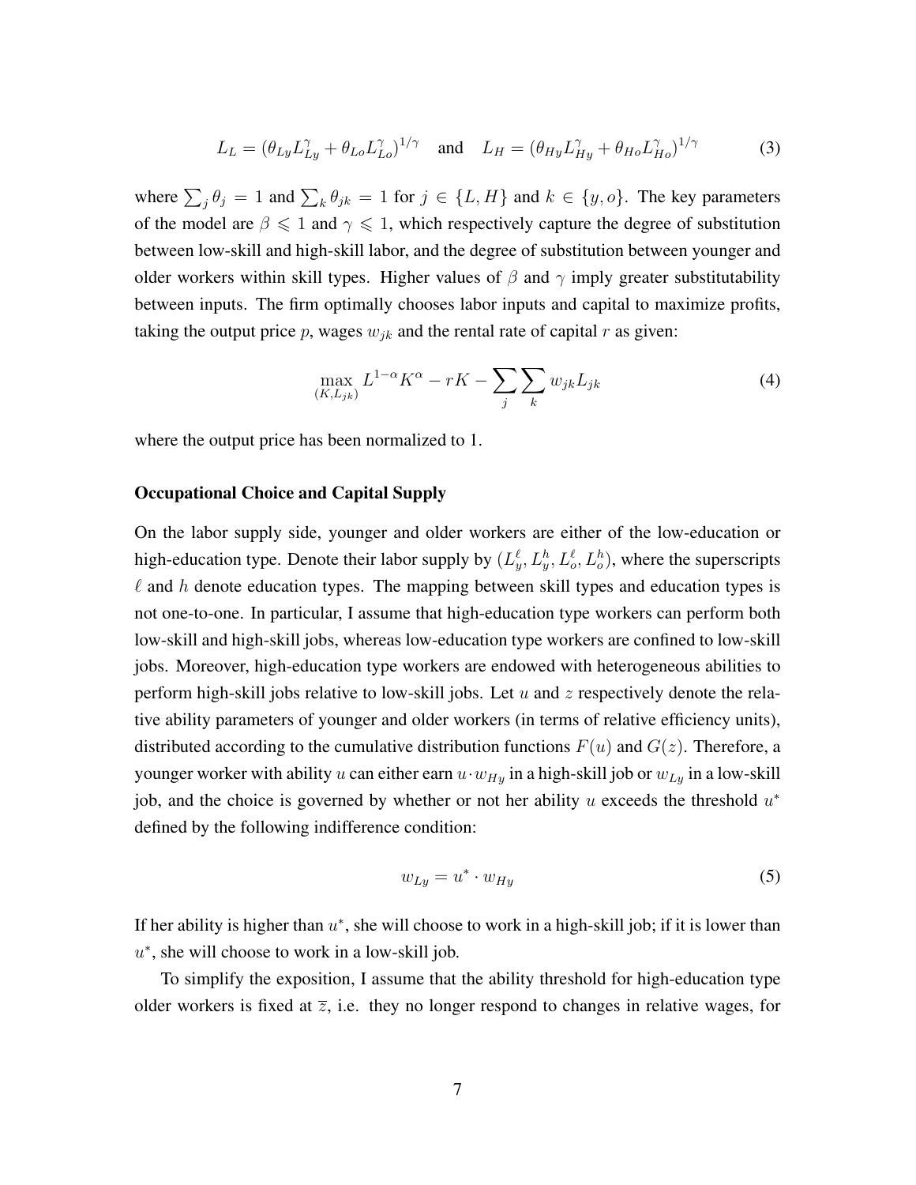$$L_L = (\theta_{Ly} L_{Ly}^{\gamma} + \theta_{Lo} L_{Lo}^{\gamma})^{1/\gamma} \quad \text{and} \quad L_H = (\theta_{Hy} L_{Hy}^{\gamma} + \theta_{Ho} L_{Ho}^{\gamma})^{1/\gamma} \tag{3}$$

where $\sum_j \theta_j = 1$ and $\sum_k \theta_{jk} = 1$ for $j \in \{L, H\}$ and $k \in \{y, o\}$. The key parameters of the model are $\beta \leqslant 1$ and $\gamma \leqslant 1$, which respectively capture the degree of substitution between low-skill and high-skill labor, and the degree of substitution between younger and older workers within skill types. Higher values of $\beta$ and $\gamma$ imply greater substitutability between inputs. The firm optimally chooses labor inputs and capital to maximize profits, taking the output price $p$, wages $w_{jk}$ and the rental rate of capital $r$ as given:

$$\max_{(K, L_{jk})} L^{1-\alpha} K^{\alpha} - rK - \sum_j \sum_k w_{jk} L_{jk} \tag{4}$$

where the output price has been normalized to 1.

### Occupational Choice and Capital Supply

On the labor supply side, younger and older workers are either of the low-education or high-education type. Denote their labor supply by $(L_y^{\ell}, L_y^{h}, L_o^{\ell}, L_o^{h})$, where the superscripts $\ell$ and $h$ denote education types. The mapping between skill types and education types is not one-to-one. In particular, I assume that high-education type workers can perform both low-skill and high-skill jobs, whereas low-education type workers are confined to low-skill jobs. Moreover, high-education type workers are endowed with heterogeneous abilities to perform high-skill jobs relative to low-skill jobs. Let $u$ and $z$ respectively denote the relative ability parameters of younger and older workers (in terms of relative efficiency units), distributed according to the cumulative distribution functions $F(u)$ and $G(z)$. Therefore, a younger worker with ability $u$ can either earn $u \cdot w_{Hy}$ in a high-skill job or $w_{Ly}$ in a low-skill job, and the choice is governed by whether or not her ability $u$ exceeds the threshold $u^*$ defined by the following indifference condition:

$$w_{Ly} = u^* \cdot w_{Hy} \tag{5}$$

If her ability is higher than $u^*$, she will choose to work in a high-skill job; if it is lower than $u^*$, she will choose to work in a low-skill job.

To simplify the exposition, I assume that the ability threshold for high-education type older workers is fixed at $\overline{z}$, i.e. they no longer respond to changes in relative wages, for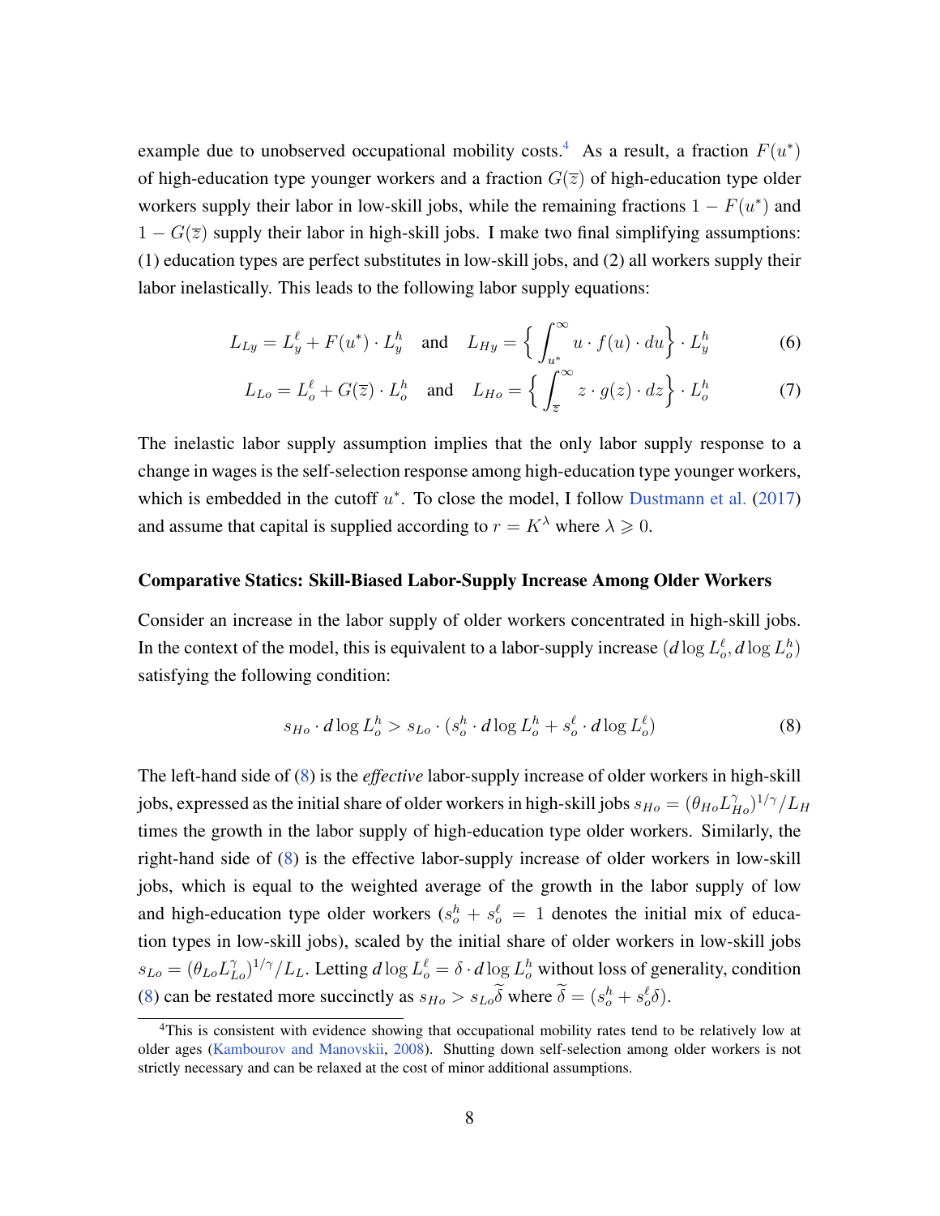example due to unobserved occupational mobility costs.[4] As a result, a fraction $F(u^*)$ of high-education type younger workers and a fraction $G(\overline{z})$ of high-education type older workers supply their labor in low-skill jobs, while the remaining fractions $1 - F(u^*)$ and $1 - G(\overline{z})$ supply their labor in high-skill jobs. I make two final simplifying assumptions: (1) education types are perfect substitutes in low-skill jobs, and (2) all workers supply their labor inelastically. This leads to the following labor supply equations:

$$L_{Ly} = L_y^\ell + F(u^*) \cdot L_y^h \quad \text{and} \quad L_{Hy} = \left\{ \int_{u^*}^{\infty} u \cdot f(u) \cdot du \right\} \cdot L_y^h \tag{6}$$

$$L_{Lo} = L_o^\ell + G(\overline{z}) \cdot L_o^h \quad \text{and} \quad L_{Ho} = \left\{ \int_{\overline{z}}^{\infty} z \cdot g(z) \cdot dz \right\} \cdot L_o^h \tag{7}$$

The inelastic labor supply assumption implies that the only labor supply response to a change in wages is the self-selection response among high-education type younger workers, which is embedded in the cutoff $u^*$. To close the model, I follow Dustmann et al. (2017) and assume that capital is supplied according to $r = K^\lambda$ where $\lambda \geqslant 0$.

**Comparative Statics: Skill-Biased Labor-Supply Increase Among Older Workers**

Consider an increase in the labor supply of older workers concentrated in high-skill jobs. In the context of the model, this is equivalent to a labor-supply increase $(d\log L_o^\ell, d\log L_o^h)$ satisfying the following condition:

$$s_{Ho} \cdot d\log L_o^h > s_{Lo} \cdot (s_o^h \cdot d\log L_o^h + s_o^\ell \cdot d\log L_o^\ell) \tag{8}$$

The left-hand side of (8) is the *effective* labor-supply increase of older workers in high-skill jobs, expressed as the initial share of older workers in high-skill jobs $s_{Ho} = (\theta_{Ho} L_{Ho}^\gamma)^{1/\gamma}/L_H$ times the growth in the labor supply of high-education type older workers. Similarly, the right-hand side of (8) is the effective labor-supply increase of older workers in low-skill jobs, which is equal to the weighted average of the growth in the labor supply of low and high-education type older workers ($s_o^h + s_o^\ell = 1$ denotes the initial mix of education types in low-skill jobs), scaled by the initial share of older workers in low-skill jobs $s_{Lo} = (\theta_{Lo} L_{Lo}^\gamma)^{1/\gamma}/L_L$. Letting $d\log L_o^\ell = \delta \cdot d\log L_o^h$ without loss of generality, condition (8) can be restated more succinctly as $s_{Ho} > s_{Lo}\widetilde{\delta}$ where $\widetilde{\delta} = (s_o^h + s_o^\ell \delta)$.

[4] This is consistent with evidence showing that occupational mobility rates tend to be relatively low at older ages (Kambourov and Manovskii, 2008). Shutting down self-selection among older workers is not strictly necessary and can be relaxed at the cost of minor additional assumptions.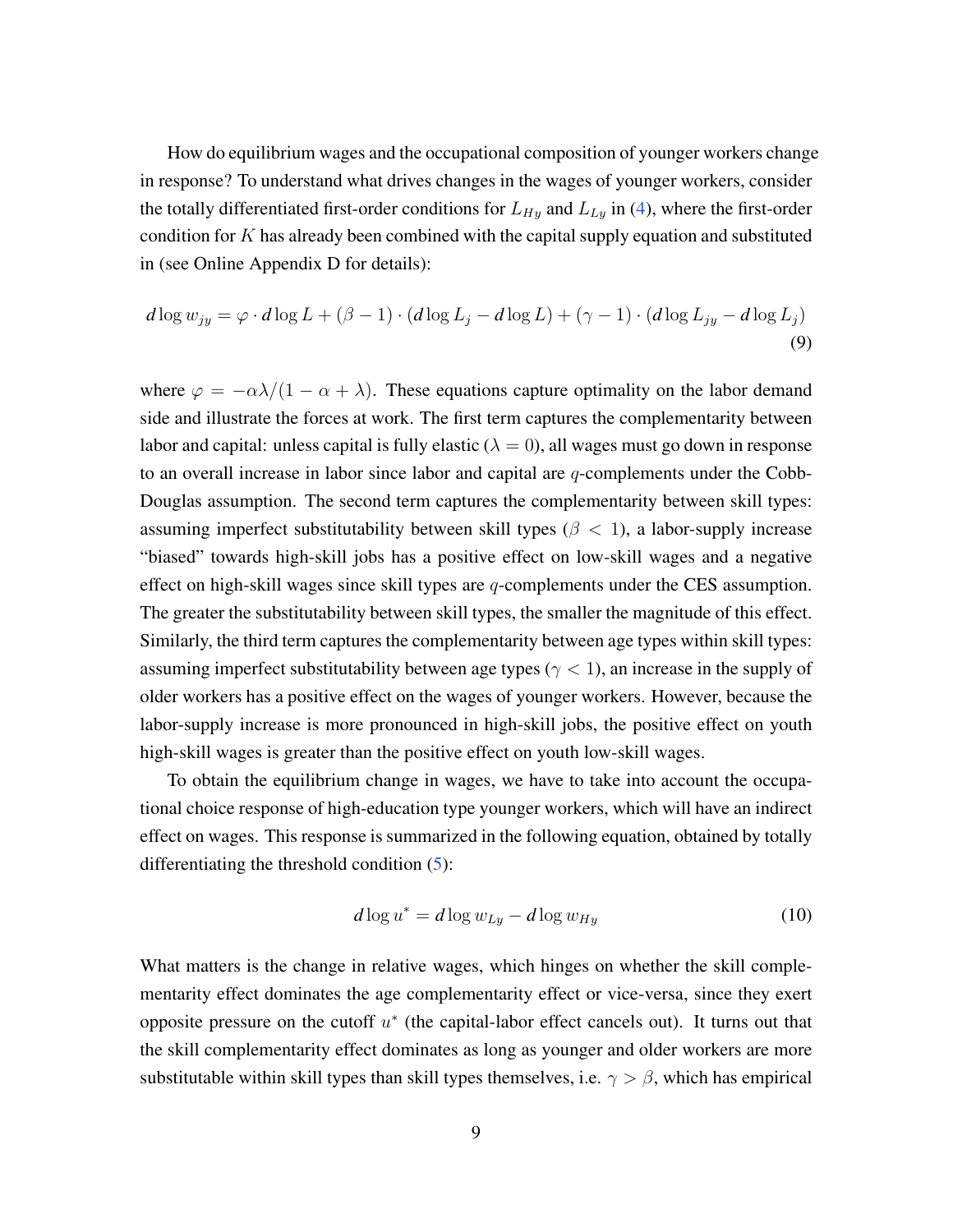How do equilibrium wages and the occupational composition of younger workers change in response? To understand what drives changes in the wages of younger workers, consider the totally differentiated first-order conditions for $L_{Hy}$ and $L_{Ly}$ in (4), where the first-order condition for $K$ has already been combined with the capital supply equation and substituted in (see Online Appendix D for details):

$$d\log w_{jy} = \varphi \cdot d\log L + (\beta - 1) \cdot (d\log L_j - d\log L) + (\gamma - 1) \cdot (d\log L_{jy} - d\log L_j) \tag{9}$$

where $\varphi = -\alpha\lambda/(1 - \alpha + \lambda)$. These equations capture optimality on the labor demand side and illustrate the forces at work. The first term captures the complementarity between labor and capital: unless capital is fully elastic ($\lambda = 0$), all wages must go down in response to an overall increase in labor since labor and capital are $q$-complements under the Cobb-Douglas assumption. The second term captures the complementarity between skill types: assuming imperfect substitutability between skill types ($\beta < 1$), a labor-supply increase "biased" towards high-skill jobs has a positive effect on low-skill wages and a negative effect on high-skill wages since skill types are $q$-complements under the CES assumption. The greater the substitutability between skill types, the smaller the magnitude of this effect. Similarly, the third term captures the complementarity between age types within skill types: assuming imperfect substitutability between age types ($\gamma < 1$), an increase in the supply of older workers has a positive effect on the wages of younger workers. However, because the labor-supply increase is more pronounced in high-skill jobs, the positive effect on youth high-skill wages is greater than the positive effect on youth low-skill wages.

To obtain the equilibrium change in wages, we have to take into account the occupational choice response of high-education type younger workers, which will have an indirect effect on wages. This response is summarized in the following equation, obtained by totally differentiating the threshold condition (5):

$$d\log u^* = d\log w_{Ly} - d\log w_{Hy} \tag{10}$$

What matters is the change in relative wages, which hinges on whether the skill complementarity effect dominates the age complementarity effect or vice-versa, since they exert opposite pressure on the cutoff $u^*$ (the capital-labor effect cancels out). It turns out that the skill complementarity effect dominates as long as younger and older workers are more substitutable within skill types than skill types themselves, i.e. $\gamma > \beta$, which has empirical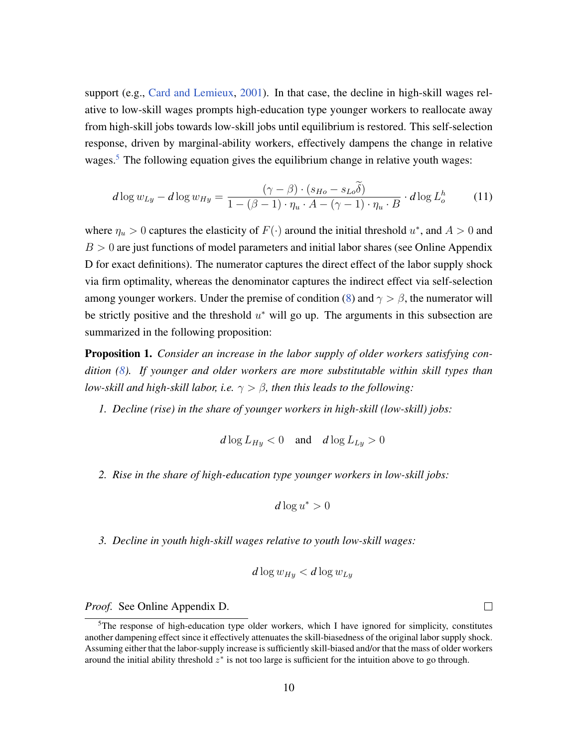support (e.g., Card and Lemieux, 2001). In that case, the decline in high-skill wages relative to low-skill wages prompts high-education type younger workers to reallocate away from high-skill jobs towards low-skill jobs until equilibrium is restored. This self-selection response, driven by marginal-ability workers, effectively dampens the change in relative wages.[5] The following equation gives the equilibrium change in relative youth wages:

$$d\log w_{Ly} - d\log w_{Hy} = \frac{(\gamma - \beta)\cdot(s_{Ho} - s_{Lo}\widetilde{\delta})}{1 - (\beta - 1)\cdot \eta_u \cdot A - (\gamma - 1)\cdot \eta_u \cdot B} \cdot d\log L_o^h \tag{11}$$

where $\eta_u > 0$ captures the elasticity of $F(\cdot)$ around the initial threshold $u^*$, and $A > 0$ and $B > 0$ are just functions of model parameters and initial labor shares (see Online Appendix D for exact definitions). The numerator captures the direct effect of the labor supply shock via firm optimality, whereas the denominator captures the indirect effect via self-selection among younger workers. Under the premise of condition (8) and $\gamma > \beta$, the numerator will be strictly positive and the threshold $u^*$ will go up. The arguments in this subsection are summarized in the following proposition:

**Proposition 1.** *Consider an increase in the labor supply of older workers satisfying condition (8). If younger and older workers are more substitutable within skill types than low-skill and high-skill labor, i.e. $\gamma > \beta$, then this leads to the following:*

1. *Decline (rise) in the share of younger workers in high-skill (low-skill) jobs:*

$$d\log L_{Hy} < 0 \quad \text{and} \quad d\log L_{Ly} > 0$$

2. *Rise in the share of high-education type younger workers in low-skill jobs:*

$$d\log u^* > 0$$

3. *Decline in youth high-skill wages relative to youth low-skill wages:*

$$d\log w_{Hy} < d\log w_{Ly}$$

*Proof.* See Online Appendix D. □

[5] The response of high-education type older workers, which I have ignored for simplicity, constitutes another dampening effect since it effectively attenuates the skill-biasedness of the original labor supply shock. Assuming either that the labor-supply increase is sufficiently skill-biased and/or that the mass of older workers around the initial ability threshold $z^*$ is not too large is sufficient for the intuition above to go through.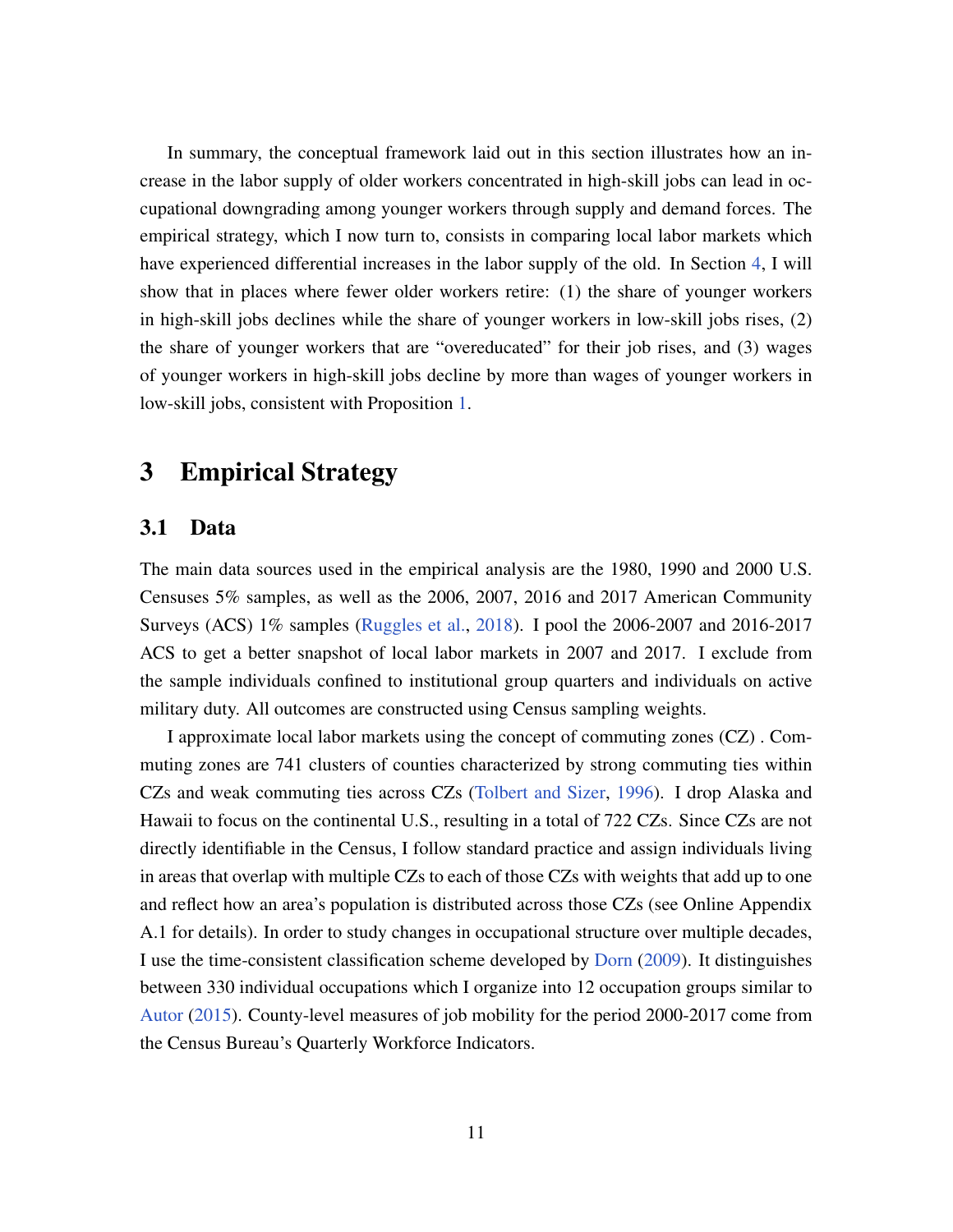In summary, the conceptual framework laid out in this section illustrates how an increase in the labor supply of older workers concentrated in high-skill jobs can lead in occupational downgrading among younger workers through supply and demand forces. The empirical strategy, which I now turn to, consists in comparing local labor markets which have experienced differential increases in the labor supply of the old. In Section 4, I will show that in places where fewer older workers retire: (1) the share of younger workers in high-skill jobs declines while the share of younger workers in low-skill jobs rises, (2) the share of younger workers that are "overeducated" for their job rises, and (3) wages of younger workers in high-skill jobs decline by more than wages of younger workers in low-skill jobs, consistent with Proposition 1.

# 3 Empirical Strategy

## 3.1 Data

The main data sources used in the empirical analysis are the 1980, 1990 and 2000 U.S. Censuses 5% samples, as well as the 2006, 2007, 2016 and 2017 American Community Surveys (ACS) 1% samples (Ruggles et al., 2018). I pool the 2006-2007 and 2016-2017 ACS to get a better snapshot of local labor markets in 2007 and 2017. I exclude from the sample individuals confined to institutional group quarters and individuals on active military duty. All outcomes are constructed using Census sampling weights.

I approximate local labor markets using the concept of commuting zones (CZ) . Commuting zones are 741 clusters of counties characterized by strong commuting ties within CZs and weak commuting ties across CZs (Tolbert and Sizer, 1996). I drop Alaska and Hawaii to focus on the continental U.S., resulting in a total of 722 CZs. Since CZs are not directly identifiable in the Census, I follow standard practice and assign individuals living in areas that overlap with multiple CZs to each of those CZs with weights that add up to one and reflect how an area's population is distributed across those CZs (see Online Appendix A.1 for details). In order to study changes in occupational structure over multiple decades, I use the time-consistent classification scheme developed by Dorn (2009). It distinguishes between 330 individual occupations which I organize into 12 occupation groups similar to Autor (2015). County-level measures of job mobility for the period 2000-2017 come from the Census Bureau's Quarterly Workforce Indicators.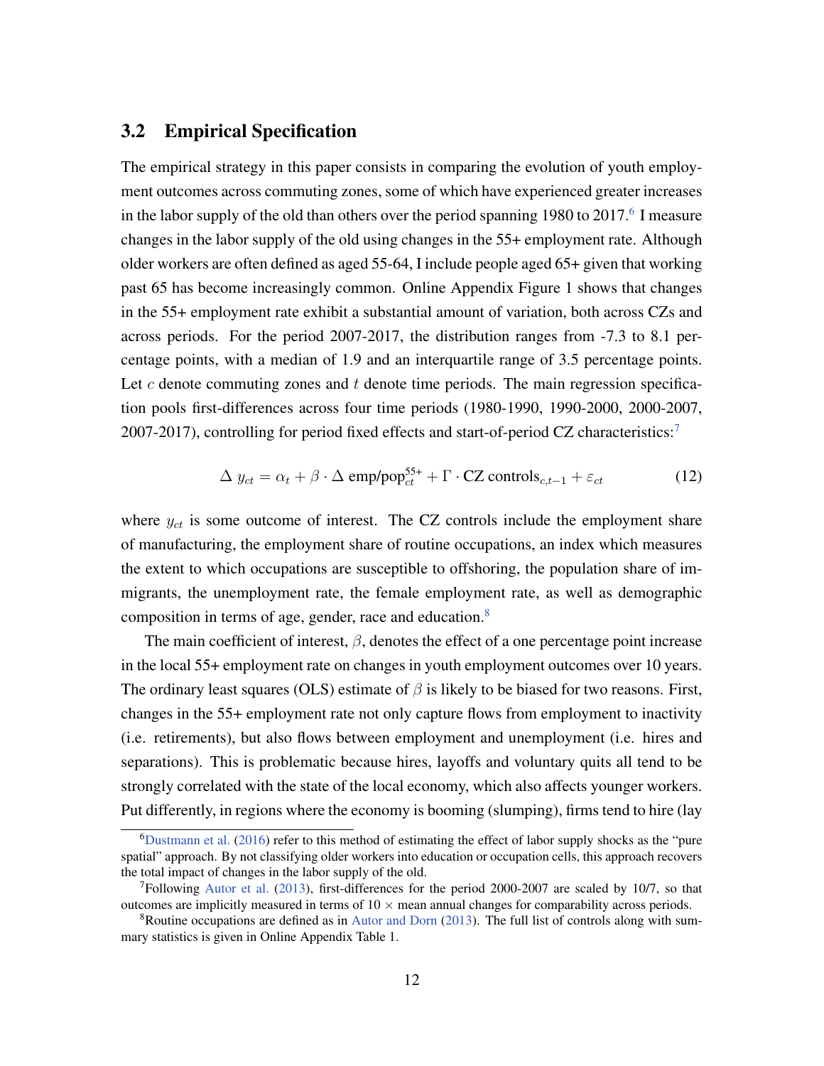## 3.2 Empirical Specification

The empirical strategy in this paper consists in comparing the evolution of youth employment outcomes across commuting zones, some of which have experienced greater increases in the labor supply of the old than others over the period spanning 1980 to 2017.[6] I measure changes in the labor supply of the old using changes in the 55+ employment rate. Although older workers are often defined as aged 55-64, I include people aged 65+ given that working past 65 has become increasingly common. Online Appendix Figure 1 shows that changes in the 55+ employment rate exhibit a substantial amount of variation, both across CZs and across periods. For the period 2007-2017, the distribution ranges from -7.3 to 8.1 percentage points, with a median of 1.9 and an interquartile range of 3.5 percentage points. Let $c$ denote commuting zones and $t$ denote time periods. The main regression specification pools first-differences across four time periods (1980-1990, 1990-2000, 2000-2007, 2007-2017), controlling for period fixed effects and start-of-period CZ characteristics:[7]

$$\Delta\, y_{ct} = \alpha_t + \beta \cdot \Delta\, \text{emp/pop}^{55+}_{ct} + \Gamma \cdot \text{CZ controls}_{c,t-1} + \varepsilon_{ct} \tag{12}$$

where $y_{ct}$ is some outcome of interest. The CZ controls include the employment share of manufacturing, the employment share of routine occupations, an index which measures the extent to which occupations are susceptible to offshoring, the population share of immigrants, the unemployment rate, the female employment rate, as well as demographic composition in terms of age, gender, race and education.[8]

The main coefficient of interest, $\beta$, denotes the effect of a one percentage point increase in the local 55+ employment rate on changes in youth employment outcomes over 10 years. The ordinary least squares (OLS) estimate of $\beta$ is likely to be biased for two reasons. First, changes in the 55+ employment rate not only capture flows from employment to inactivity (i.e. retirements), but also flows between employment and unemployment (i.e. hires and separations). This is problematic because hires, layoffs and voluntary quits all tend to be strongly correlated with the state of the local economy, which also affects younger workers. Put differently, in regions where the economy is booming (slumping), firms tend to hire (lay

[6] Dustmann et al. (2016) refer to this method of estimating the effect of labor supply shocks as the "pure spatial" approach. By not classifying older workers into education or occupation cells, this approach recovers the total impact of changes in the labor supply of the old.

[7] Following Autor et al. (2013), first-differences for the period 2000-2007 are scaled by 10/7, so that outcomes are implicitly measured in terms of 10 × mean annual changes for comparability across periods.

[8] Routine occupations are defined as in Autor and Dorn (2013). The full list of controls along with summary statistics is given in Online Appendix Table 1.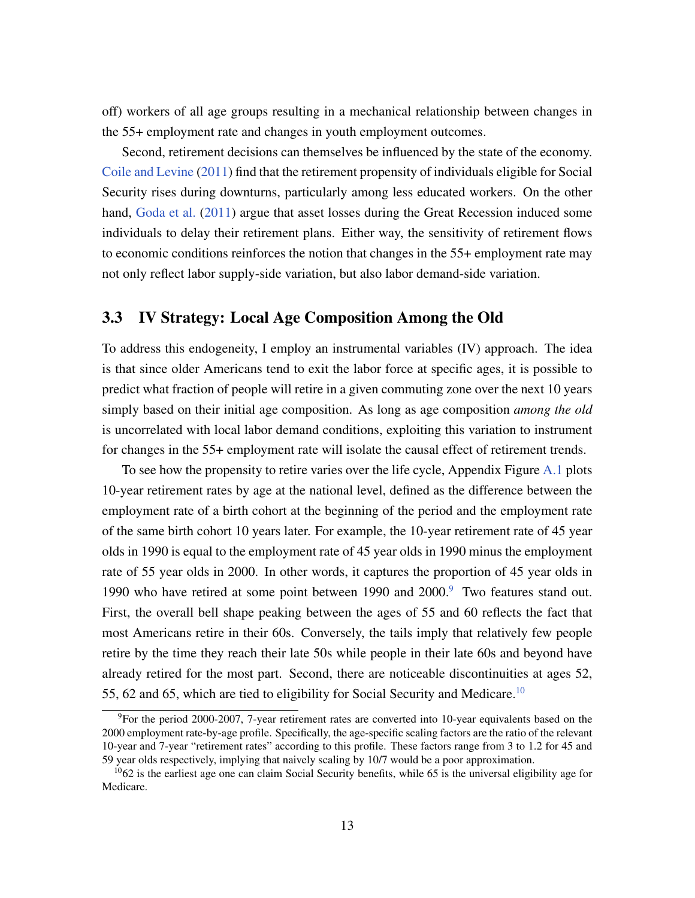off) workers of all age groups resulting in a mechanical relationship between changes in the 55+ employment rate and changes in youth employment outcomes.

Second, retirement decisions can themselves be influenced by the state of the economy. Coile and Levine (2011) find that the retirement propensity of individuals eligible for Social Security rises during downturns, particularly among less educated workers. On the other hand, Goda et al. (2011) argue that asset losses during the Great Recession induced some individuals to delay their retirement plans. Either way, the sensitivity of retirement flows to economic conditions reinforces the notion that changes in the 55+ employment rate may not only reflect labor supply-side variation, but also labor demand-side variation.

## 3.3 IV Strategy: Local Age Composition Among the Old

To address this endogeneity, I employ an instrumental variables (IV) approach. The idea is that since older Americans tend to exit the labor force at specific ages, it is possible to predict what fraction of people will retire in a given commuting zone over the next 10 years simply based on their initial age composition. As long as age composition *among the old* is uncorrelated with local labor demand conditions, exploiting this variation to instrument for changes in the 55+ employment rate will isolate the causal effect of retirement trends.

To see how the propensity to retire varies over the life cycle, Appendix Figure A.1 plots 10-year retirement rates by age at the national level, defined as the difference between the employment rate of a birth cohort at the beginning of the period and the employment rate of the same birth cohort 10 years later. For example, the 10-year retirement rate of 45 year olds in 1990 is equal to the employment rate of 45 year olds in 1990 minus the employment rate of 55 year olds in 2000. In other words, it captures the proportion of 45 year olds in 1990 who have retired at some point between 1990 and 2000.[9] Two features stand out. First, the overall bell shape peaking between the ages of 55 and 60 reflects the fact that most Americans retire in their 60s. Conversely, the tails imply that relatively few people retire by the time they reach their late 50s while people in their late 60s and beyond have already retired for the most part. Second, there are noticeable discontinuities at ages 52, 55, 62 and 65, which are tied to eligibility for Social Security and Medicare.[10]

[9] For the period 2000-2007, 7-year retirement rates are converted into 10-year equivalents based on the 2000 employment rate-by-age profile. Specifically, the age-specific scaling factors are the ratio of the relevant 10-year and 7-year "retirement rates" according to this profile. These factors range from 3 to 1.2 for 45 and 59 year olds respectively, implying that naively scaling by 10/7 would be a poor approximation.

[10] 62 is the earliest age one can claim Social Security benefits, while 65 is the universal eligibility age for Medicare.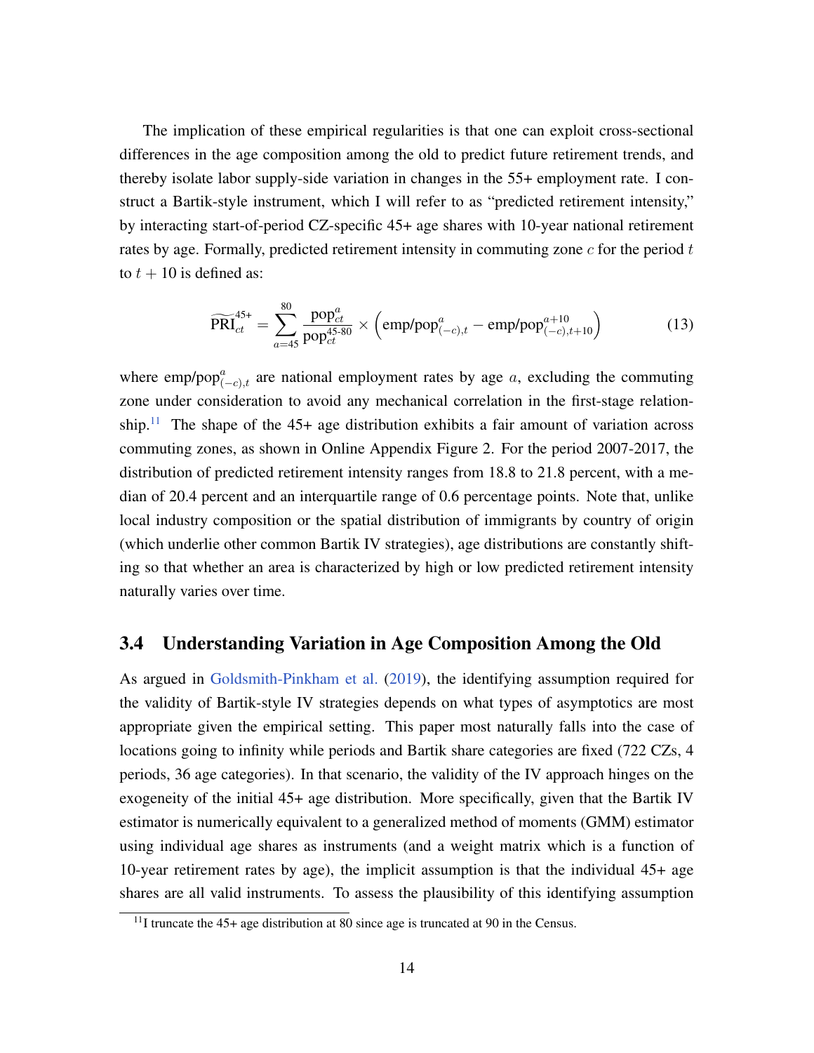The implication of these empirical regularities is that one can exploit cross-sectional differences in the age composition among the old to predict future retirement trends, and thereby isolate labor supply-side variation in changes in the 55+ employment rate. I construct a Bartik-style instrument, which I will refer to as "predicted retirement intensity," by interacting start-of-period CZ-specific 45+ age shares with 10-year national retirement rates by age. Formally, predicted retirement intensity in commuting zone $c$ for the period $t$ to $t + 10$ is defined as:

$$\widetilde{\text{PRI}}_{ct}^{45+} = \sum_{a=45}^{80} \frac{\text{pop}_{ct}^{a}}{\text{pop}_{ct}^{45\text{-}80}} \times \left( \text{emp/pop}_{(-c),t}^{a} - \text{emp/pop}_{(-c),t+10}^{a+10} \right) \tag{13}$$

where $\text{emp/pop}_{(-c),t}^{a}$ are national employment rates by age $a$, excluding the commuting zone under consideration to avoid any mechanical correlation in the first-stage relationship.[11] The shape of the 45+ age distribution exhibits a fair amount of variation across commuting zones, as shown in Online Appendix Figure 2. For the period 2007-2017, the distribution of predicted retirement intensity ranges from 18.8 to 21.8 percent, with a median of 20.4 percent and an interquartile range of 0.6 percentage points. Note that, unlike local industry composition or the spatial distribution of immigrants by country of origin (which underlie other common Bartik IV strategies), age distributions are constantly shifting so that whether an area is characterized by high or low predicted retirement intensity naturally varies over time.

## 3.4 Understanding Variation in Age Composition Among the Old

As argued in Goldsmith-Pinkham et al. (2019), the identifying assumption required for the validity of Bartik-style IV strategies depends on what types of asymptotics are most appropriate given the empirical setting. This paper most naturally falls into the case of locations going to infinity while periods and Bartik share categories are fixed (722 CZs, 4 periods, 36 age categories). In that scenario, the validity of the IV approach hinges on the exogeneity of the initial 45+ age distribution. More specifically, given that the Bartik IV estimator is numerically equivalent to a generalized method of moments (GMM) estimator using individual age shares as instruments (and a weight matrix which is a function of 10-year retirement rates by age), the implicit assumption is that the individual 45+ age shares are all valid instruments. To assess the plausibility of this identifying assumption

[11] I truncate the 45+ age distribution at 80 since age is truncated at 90 in the Census.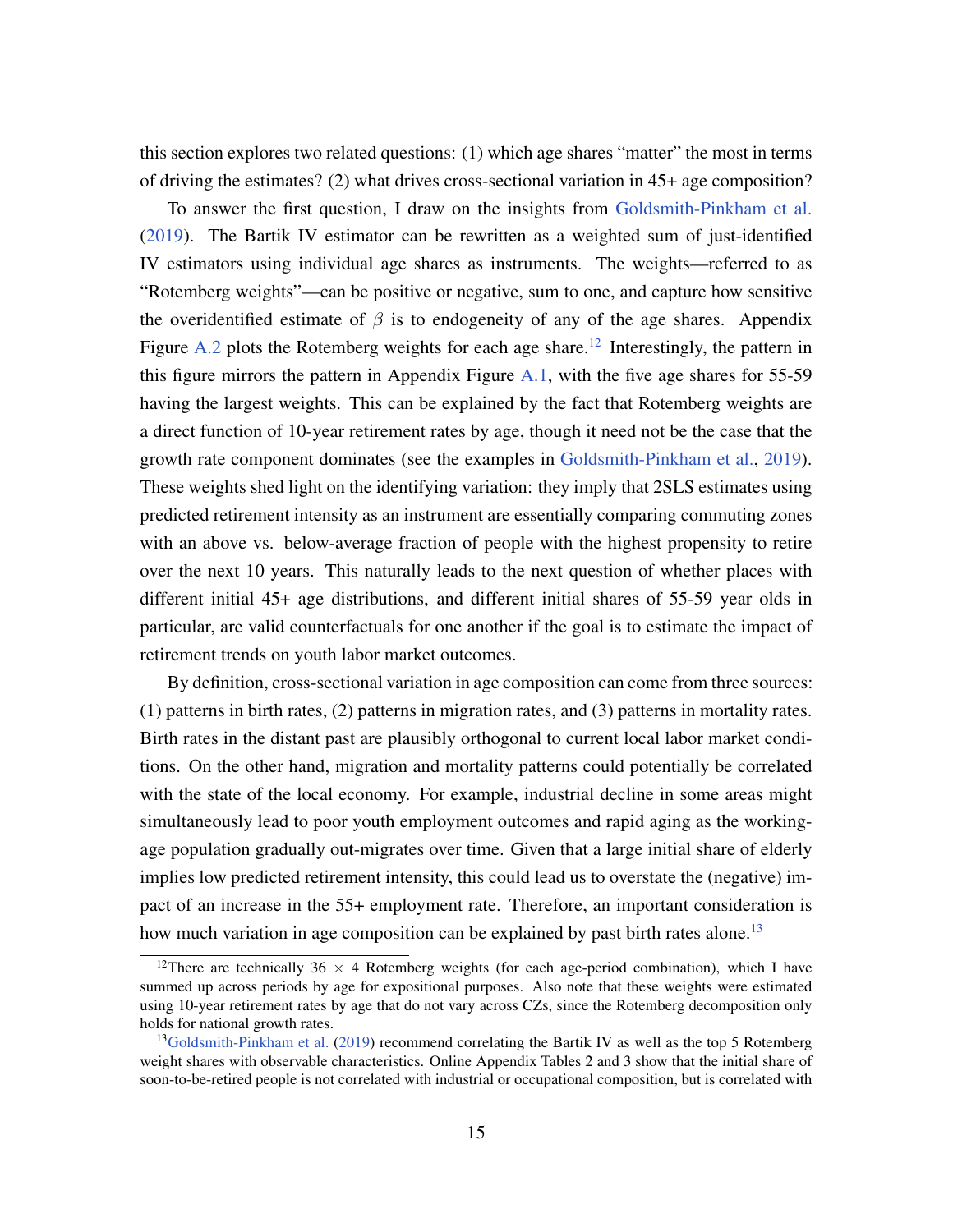this section explores two related questions: (1) which age shares "matter" the most in terms of driving the estimates? (2) what drives cross-sectional variation in 45+ age composition?

To answer the first question, I draw on the insights from Goldsmith-Pinkham et al. (2019). The Bartik IV estimator can be rewritten as a weighted sum of just-identified IV estimators using individual age shares as instruments. The weights—referred to as "Rotemberg weights"—can be positive or negative, sum to one, and capture how sensitive the overidentified estimate of $\beta$ is to endogeneity of any of the age shares. Appendix Figure A.2 plots the Rotemberg weights for each age share.[12] Interestingly, the pattern in this figure mirrors the pattern in Appendix Figure A.1, with the five age shares for 55-59 having the largest weights. This can be explained by the fact that Rotemberg weights are a direct function of 10-year retirement rates by age, though it need not be the case that the growth rate component dominates (see the examples in Goldsmith-Pinkham et al., 2019). These weights shed light on the identifying variation: they imply that 2SLS estimates using predicted retirement intensity as an instrument are essentially comparing commuting zones with an above vs. below-average fraction of people with the highest propensity to retire over the next 10 years. This naturally leads to the next question of whether places with different initial 45+ age distributions, and different initial shares of 55-59 year olds in particular, are valid counterfactuals for one another if the goal is to estimate the impact of retirement trends on youth labor market outcomes.

By definition, cross-sectional variation in age composition can come from three sources: (1) patterns in birth rates, (2) patterns in migration rates, and (3) patterns in mortality rates. Birth rates in the distant past are plausibly orthogonal to current local labor market conditions. On the other hand, migration and mortality patterns could potentially be correlated with the state of the local economy. For example, industrial decline in some areas might simultaneously lead to poor youth employment outcomes and rapid aging as the working-age population gradually out-migrates over time. Given that a large initial share of elderly implies low predicted retirement intensity, this could lead us to overstate the (negative) impact of an increase in the 55+ employment rate. Therefore, an important consideration is how much variation in age composition can be explained by past birth rates alone.[13]

[12] There are technically 36 $\times$ 4 Rotemberg weights (for each age-period combination), which I have summed up across periods by age for expositional purposes. Also note that these weights were estimated using 10-year retirement rates by age that do not vary across CZs, since the Rotemberg decomposition only holds for national growth rates.

[13] Goldsmith-Pinkham et al. (2019) recommend correlating the Bartik IV as well as the top 5 Rotemberg weight shares with observable characteristics. Online Appendix Tables 2 and 3 show that the initial share of soon-to-be-retired people is not correlated with industrial or occupational composition, but is correlated with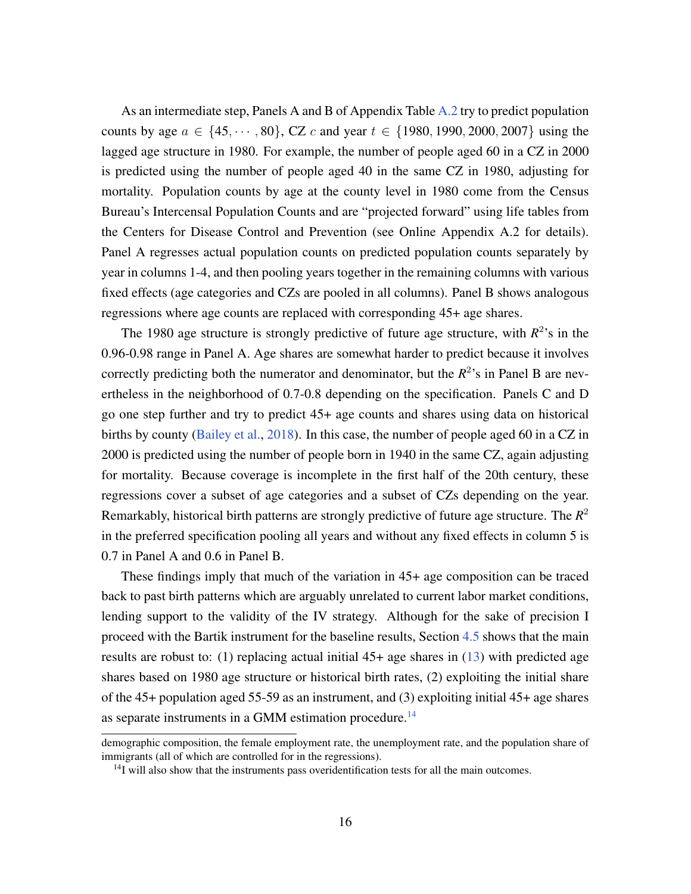As an intermediate step, Panels A and B of Appendix Table A.2 try to predict population counts by age $a \in \{45, \cdots, 80\}$, CZ $c$ and year $t \in \{1980, 1990, 2000, 2007\}$ using the lagged age structure in 1980. For example, the number of people aged 60 in a CZ in 2000 is predicted using the number of people aged 40 in the same CZ in 1980, adjusting for mortality. Population counts by age at the county level in 1980 come from the Census Bureau's Intercensal Population Counts and are "projected forward" using life tables from the Centers for Disease Control and Prevention (see Online Appendix A.2 for details). Panel A regresses actual population counts on predicted population counts separately by year in columns 1-4, and then pooling years together in the remaining columns with various fixed effects (age categories and CZs are pooled in all columns). Panel B shows analogous regressions where age counts are replaced with corresponding 45+ age shares.

The 1980 age structure is strongly predictive of future age structure, with $R^2$'s in the 0.96-0.98 range in Panel A. Age shares are somewhat harder to predict because it involves correctly predicting both the numerator and denominator, but the $R^2$'s in Panel B are nevertheless in the neighborhood of 0.7-0.8 depending on the specification. Panels C and D go one step further and try to predict 45+ age counts and shares using data on historical births by county (Bailey et al., 2018). In this case, the number of people aged 60 in a CZ in 2000 is predicted using the number of people born in 1940 in the same CZ, again adjusting for mortality. Because coverage is incomplete in the first half of the 20th century, these regressions cover a subset of age categories and a subset of CZs depending on the year. Remarkably, historical birth patterns are strongly predictive of future age structure. The $R^2$ in the preferred specification pooling all years and without any fixed effects in column 5 is 0.7 in Panel A and 0.6 in Panel B.

These findings imply that much of the variation in 45+ age composition can be traced back to past birth patterns which are arguably unrelated to current labor market conditions, lending support to the validity of the IV strategy. Although for the sake of precision I proceed with the Bartik instrument for the baseline results, Section 4.5 shows that the main results are robust to: (1) replacing actual initial 45+ age shares in (13) with predicted age shares based on 1980 age structure or historical birth rates, (2) exploiting the initial share of the 45+ population aged 55-59 as an instrument, and (3) exploiting initial 45+ age shares as separate instruments in a GMM estimation procedure.[14]

---

demographic composition, the female employment rate, the unemployment rate, and the population share of immigrants (all of which are controlled for in the regressions).

[14] I will also show that the instruments pass overidentification tests for all the main outcomes.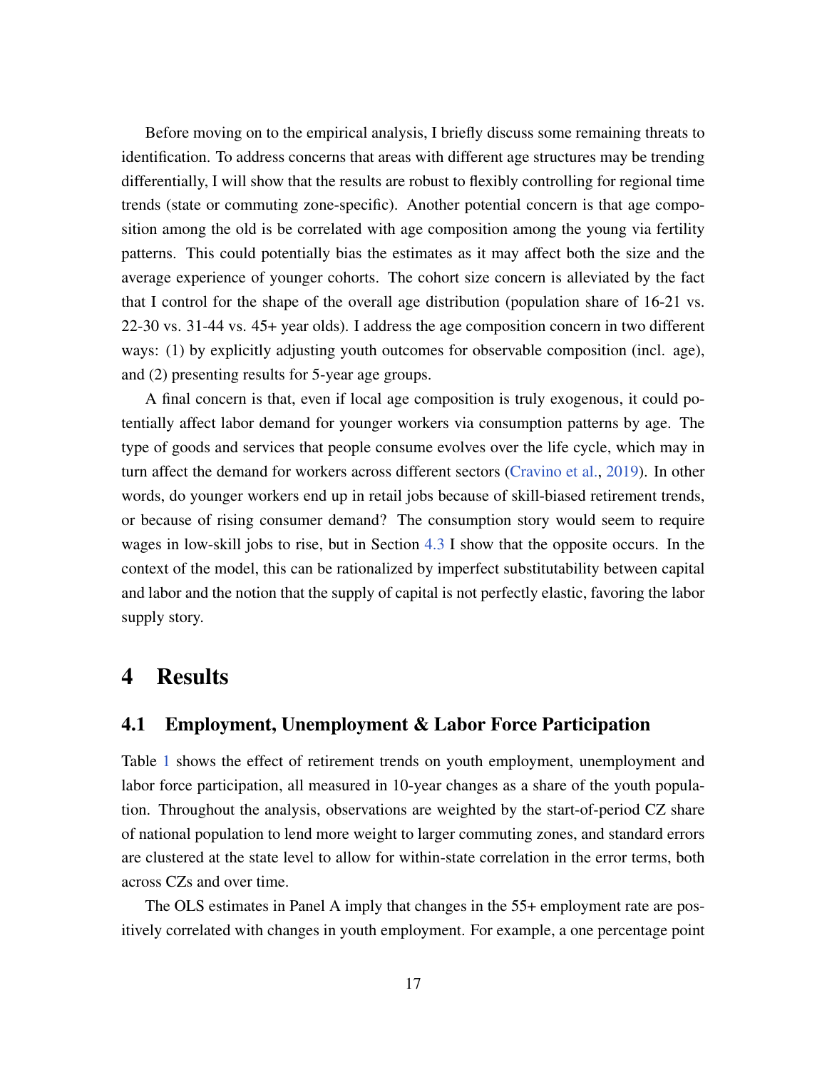Before moving on to the empirical analysis, I briefly discuss some remaining threats to identification. To address concerns that areas with different age structures may be trending differentially, I will show that the results are robust to flexibly controlling for regional time trends (state or commuting zone-specific). Another potential concern is that age composition among the old is be correlated with age composition among the young via fertility patterns. This could potentially bias the estimates as it may affect both the size and the average experience of younger cohorts. The cohort size concern is alleviated by the fact that I control for the shape of the overall age distribution (population share of 16-21 vs. 22-30 vs. 31-44 vs. 45+ year olds). I address the age composition concern in two different ways: (1) by explicitly adjusting youth outcomes for observable composition (incl. age), and (2) presenting results for 5-year age groups.

A final concern is that, even if local age composition is truly exogenous, it could potentially affect labor demand for younger workers via consumption patterns by age. The type of goods and services that people consume evolves over the life cycle, which may in turn affect the demand for workers across different sectors (Cravino et al., 2019). In other words, do younger workers end up in retail jobs because of skill-biased retirement trends, or because of rising consumer demand? The consumption story would seem to require wages in low-skill jobs to rise, but in Section 4.3 I show that the opposite occurs. In the context of the model, this can be rationalized by imperfect substitutability between capital and labor and the notion that the supply of capital is not perfectly elastic, favoring the labor supply story.

# 4 Results

## 4.1 Employment, Unemployment & Labor Force Participation

Table 1 shows the effect of retirement trends on youth employment, unemployment and labor force participation, all measured in 10-year changes as a share of the youth population. Throughout the analysis, observations are weighted by the start-of-period CZ share of national population to lend more weight to larger commuting zones, and standard errors are clustered at the state level to allow for within-state correlation in the error terms, both across CZs and over time.

The OLS estimates in Panel A imply that changes in the 55+ employment rate are positively correlated with changes in youth employment. For example, a one percentage point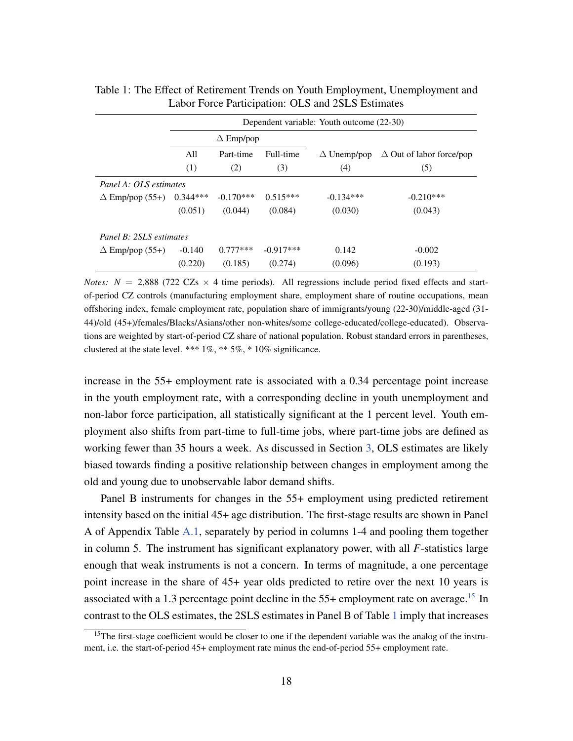Table 1: The Effect of Retirement Trends on Youth Employment, Unemployment and Labor Force Participation: OLS and 2SLS Estimates

| | Dependent variable: Youth outcome (22-30) | | | | |
|---|---|---|---|---|---|
| | $\Delta$ Emp/pop | | | | |
| | All | Part-time | Full-time | $\Delta$ Unemp/pop | $\Delta$ Out of labor force/pop |
| | (1) | (2) | (3) | (4) | (5) |
| *Panel A: OLS estimates* | | | | | |
| $\Delta$ Emp/pop (55+) | 0.344*** | -0.170*** | 0.515*** | -0.134*** | -0.210*** |
| | (0.051) | (0.044) | (0.084) | (0.030) | (0.043) |
| *Panel B: 2SLS estimates* | | | | | |
| $\Delta$ Emp/pop (55+) | -0.140 | 0.777*** | -0.917*** | 0.142 | -0.002 |
| | (0.220) | (0.185) | (0.274) | (0.096) | (0.193) |

*Notes:* $N$ = 2,888 (722 CZs $\times$ 4 time periods). All regressions include period fixed effects and start-of-period CZ controls (manufacturing employment share, employment share of routine occupations, mean offshoring index, female employment rate, population share of immigrants/young (22-30)/middle-aged (31-44)/old (45+)/females/Blacks/Asians/other non-whites/some college-educated/college-educated). Observations are weighted by start-of-period CZ share of national population. Robust standard errors in parentheses, clustered at the state level. *** 1%, ** 5%, * 10% significance.

increase in the 55+ employment rate is associated with a 0.34 percentage point increase in the youth employment rate, with a corresponding decline in youth unemployment and non-labor force participation, all statistically significant at the 1 percent level. Youth employment also shifts from part-time to full-time jobs, where part-time jobs are defined as working fewer than 35 hours a week. As discussed in Section 3, OLS estimates are likely biased towards finding a positive relationship between changes in employment among the old and young due to unobservable labor demand shifts.

Panel B instruments for changes in the 55+ employment using predicted retirement intensity based on the initial 45+ age distribution. The first-stage results are shown in Panel A of Appendix Table A.1, separately by period in columns 1-4 and pooling them together in column 5. The instrument has significant explanatory power, with all $F$-statistics large enough that weak instruments is not a concern. In terms of magnitude, a one percentage point increase in the share of 45+ year olds predicted to retire over the next 10 years is associated with a 1.3 percentage point decline in the 55+ employment rate on average.[15] In contrast to the OLS estimates, the 2SLS estimates in Panel B of Table 1 imply that increases

[15] The first-stage coefficient would be closer to one if the dependent variable was the analog of the instrument, i.e. the start-of-period 45+ employment rate minus the end-of-period 55+ employment rate.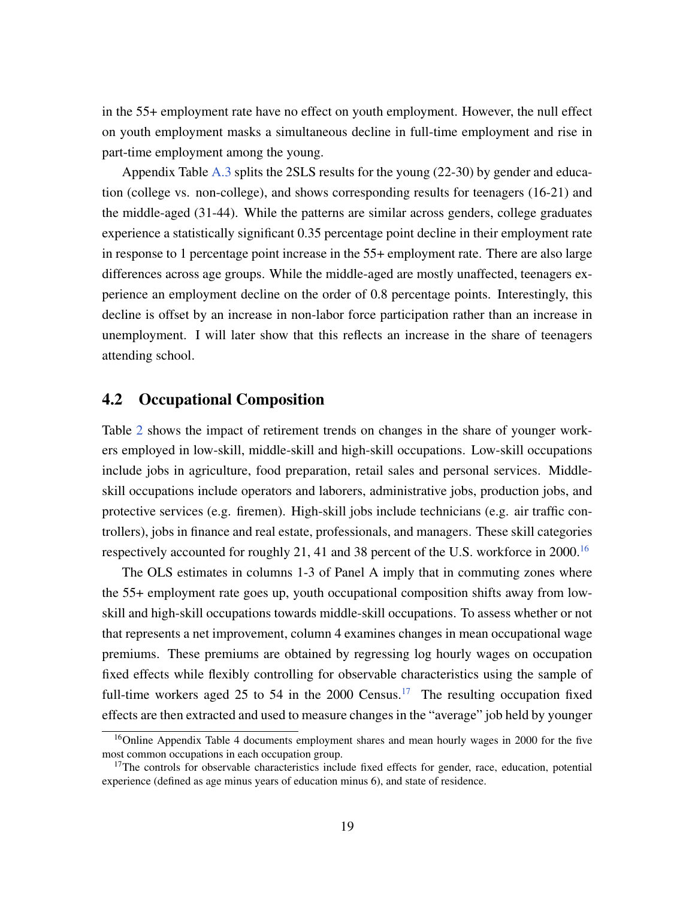in the 55+ employment rate have no effect on youth employment. However, the null effect on youth employment masks a simultaneous decline in full-time employment and rise in part-time employment among the young.

Appendix Table A.3 splits the 2SLS results for the young (22-30) by gender and education (college vs. non-college), and shows corresponding results for teenagers (16-21) and the middle-aged (31-44). While the patterns are similar across genders, college graduates experience a statistically significant 0.35 percentage point decline in their employment rate in response to 1 percentage point increase in the 55+ employment rate. There are also large differences across age groups. While the middle-aged are mostly unaffected, teenagers experience an employment decline on the order of 0.8 percentage points. Interestingly, this decline is offset by an increase in non-labor force participation rather than an increase in unemployment. I will later show that this reflects an increase in the share of teenagers attending school.

## 4.2 Occupational Composition

Table 2 shows the impact of retirement trends on changes in the share of younger workers employed in low-skill, middle-skill and high-skill occupations. Low-skill occupations include jobs in agriculture, food preparation, retail sales and personal services. Middle-skill occupations include operators and laborers, administrative jobs, production jobs, and protective services (e.g. firemen). High-skill jobs include technicians (e.g. air traffic controllers), jobs in finance and real estate, professionals, and managers. These skill categories respectively accounted for roughly 21, 41 and 38 percent of the U.S. workforce in 2000.[16]

The OLS estimates in columns 1-3 of Panel A imply that in commuting zones where the 55+ employment rate goes up, youth occupational composition shifts away from low-skill and high-skill occupations towards middle-skill occupations. To assess whether or not that represents a net improvement, column 4 examines changes in mean occupational wage premiums. These premiums are obtained by regressing log hourly wages on occupation fixed effects while flexibly controlling for observable characteristics using the sample of full-time workers aged 25 to 54 in the 2000 Census.[17] The resulting occupation fixed effects are then extracted and used to measure changes in the "average" job held by younger

[16] Online Appendix Table 4 documents employment shares and mean hourly wages in 2000 for the five most common occupations in each occupation group.

[17] The controls for observable characteristics include fixed effects for gender, race, education, potential experience (defined as age minus years of education minus 6), and state of residence.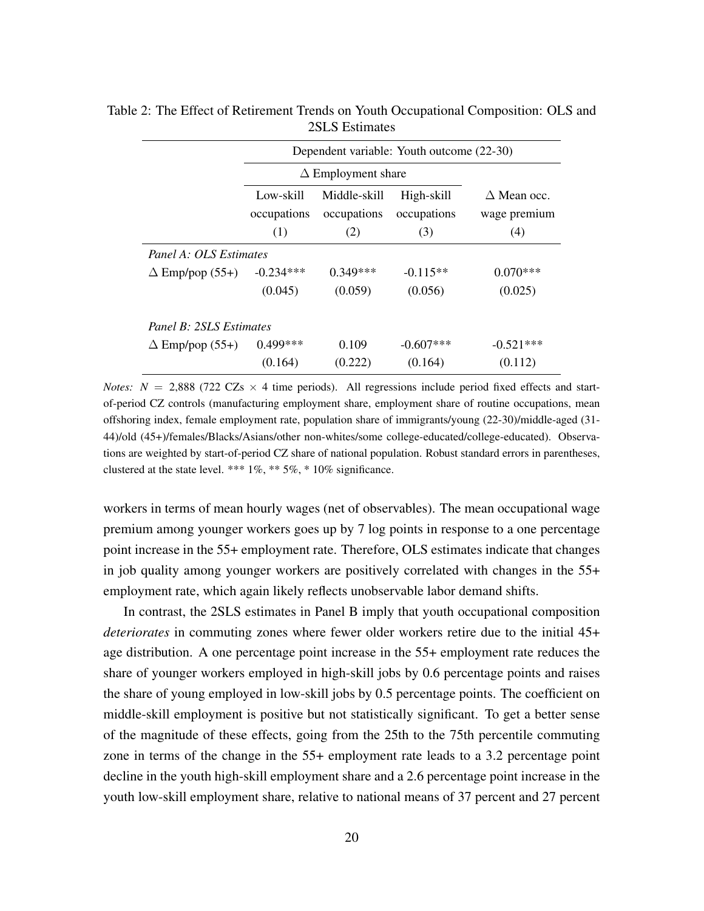Table 2: The Effect of Retirement Trends on Youth Occupational Composition: OLS and 2SLS Estimates

| | Dependent variable: Youth outcome (22-30) | | | |
|---|---|---|---|---|
| | $\Delta$ Employment share | | | |
| | Low-skill occupations | Middle-skill occupations | High-skill occupations | $\Delta$ Mean occ. wage premium |
| | (1) | (2) | (3) | (4) |
| *Panel A: OLS Estimates* | | | | |
| $\Delta$ Emp/pop (55+) | -0.234*** | 0.349*** | -0.115** | 0.070*** |
| | (0.045) | (0.059) | (0.056) | (0.025) |
| *Panel B: 2SLS Estimates* | | | | |
| $\Delta$ Emp/pop (55+) | 0.499*** | 0.109 | -0.607*** | -0.521*** |
| | (0.164) | (0.222) | (0.164) | (0.112) |

*Notes:* $N = 2{,}888$ (722 CZs $\times$ 4 time periods). All regressions include period fixed effects and start-of-period CZ controls (manufacturing employment share, employment share of routine occupations, mean offshoring index, female employment rate, population share of immigrants/young (22-30)/middle-aged (31-44)/old (45+)/females/Blacks/Asians/other non-whites/some college-educated/college-educated). Observations are weighted by start-of-period CZ share of national population. Robust standard errors in parentheses, clustered at the state level. *** 1%, ** 5%, * 10% significance.

workers in terms of mean hourly wages (net of observables). The mean occupational wage premium among younger workers goes up by 7 log points in response to a one percentage point increase in the 55+ employment rate. Therefore, OLS estimates indicate that changes in job quality among younger workers are positively correlated with changes in the 55+ employment rate, which again likely reflects unobservable labor demand shifts.

In contrast, the 2SLS estimates in Panel B imply that youth occupational composition *deteriorates* in commuting zones where fewer older workers retire due to the initial 45+ age distribution. A one percentage point increase in the 55+ employment rate reduces the share of younger workers employed in high-skill jobs by 0.6 percentage points and raises the share of young employed in low-skill jobs by 0.5 percentage points. The coefficient on middle-skill employment is positive but not statistically significant. To get a better sense of the magnitude of these effects, going from the 25th to the 75th percentile commuting zone in terms of the change in the 55+ employment rate leads to a 3.2 percentage point decline in the youth high-skill employment share and a 2.6 percentage point increase in the youth low-skill employment share, relative to national means of 37 percent and 27 percent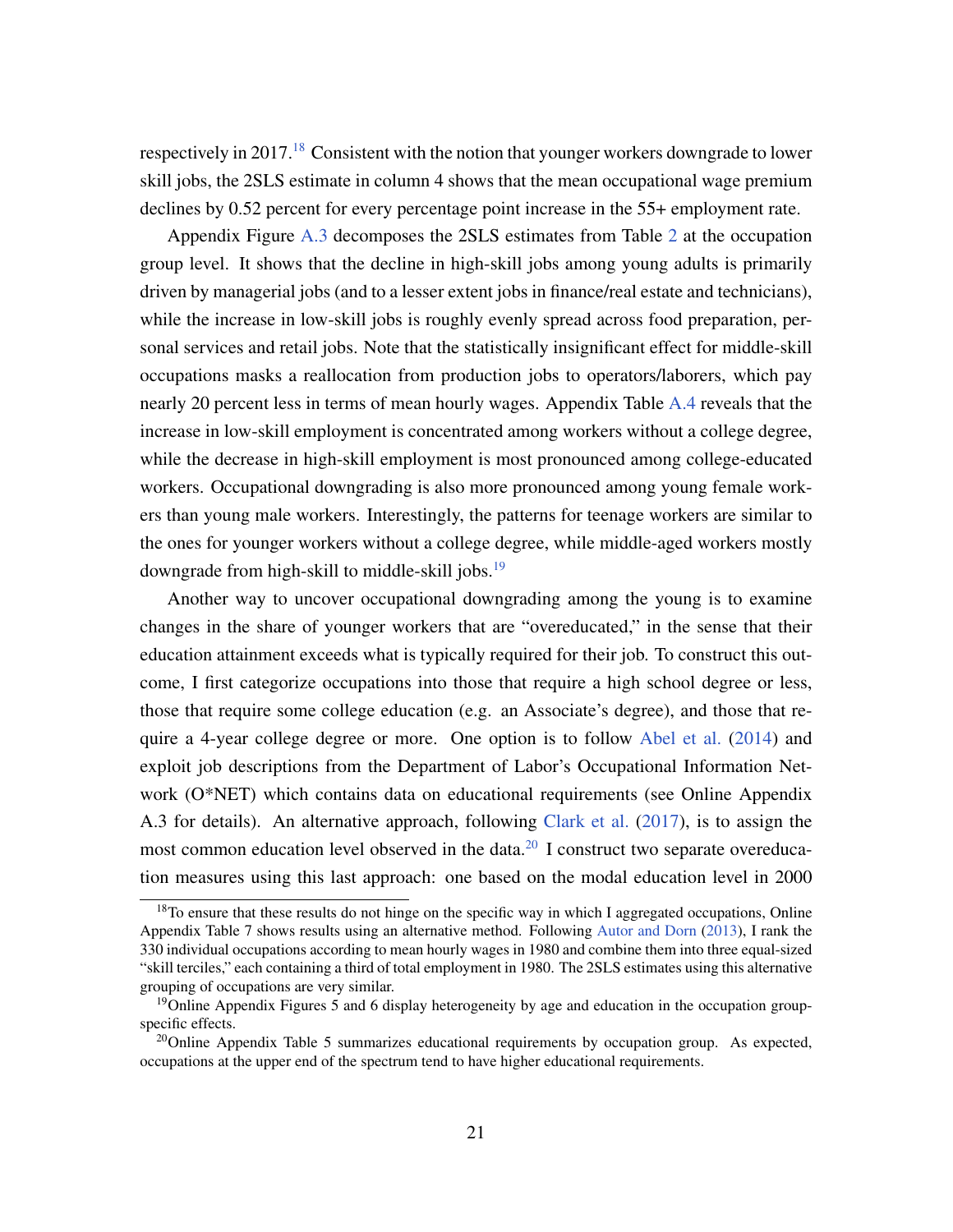respectively in 2017.[18] Consistent with the notion that younger workers downgrade to lower skill jobs, the 2SLS estimate in column 4 shows that the mean occupational wage premium declines by 0.52 percent for every percentage point increase in the 55+ employment rate.

Appendix Figure A.3 decomposes the 2SLS estimates from Table 2 at the occupation group level. It shows that the decline in high-skill jobs among young adults is primarily driven by managerial jobs (and to a lesser extent jobs in finance/real estate and technicians), while the increase in low-skill jobs is roughly evenly spread across food preparation, personal services and retail jobs. Note that the statistically insignificant effect for middle-skill occupations masks a reallocation from production jobs to operators/laborers, which pay nearly 20 percent less in terms of mean hourly wages. Appendix Table A.4 reveals that the increase in low-skill employment is concentrated among workers without a college degree, while the decrease in high-skill employment is most pronounced among college-educated workers. Occupational downgrading is also more pronounced among young female workers than young male workers. Interestingly, the patterns for teenage workers are similar to the ones for younger workers without a college degree, while middle-aged workers mostly downgrade from high-skill to middle-skill jobs.[19]

Another way to uncover occupational downgrading among the young is to examine changes in the share of younger workers that are "overeducated," in the sense that their education attainment exceeds what is typically required for their job. To construct this outcome, I first categorize occupations into those that require a high school degree or less, those that require some college education (e.g. an Associate's degree), and those that require a 4-year college degree or more. One option is to follow Abel et al. (2014) and exploit job descriptions from the Department of Labor's Occupational Information Network (O*NET) which contains data on educational requirements (see Online Appendix A.3 for details). An alternative approach, following Clark et al. (2017), is to assign the most common education level observed in the data.[20] I construct two separate overeducation measures using this last approach: one based on the modal education level in 2000

---

[18] To ensure that these results do not hinge on the specific way in which I aggregated occupations, Online Appendix Table 7 shows results using an alternative method. Following Autor and Dorn (2013), I rank the 330 individual occupations according to mean hourly wages in 1980 and combine them into three equal-sized "skill terciles," each containing a third of total employment in 1980. The 2SLS estimates using this alternative grouping of occupations are very similar.

[19] Online Appendix Figures 5 and 6 display heterogeneity by age and education in the occupation group-specific effects.

[20] Online Appendix Table 5 summarizes educational requirements by occupation group. As expected, occupations at the upper end of the spectrum tend to have higher educational requirements.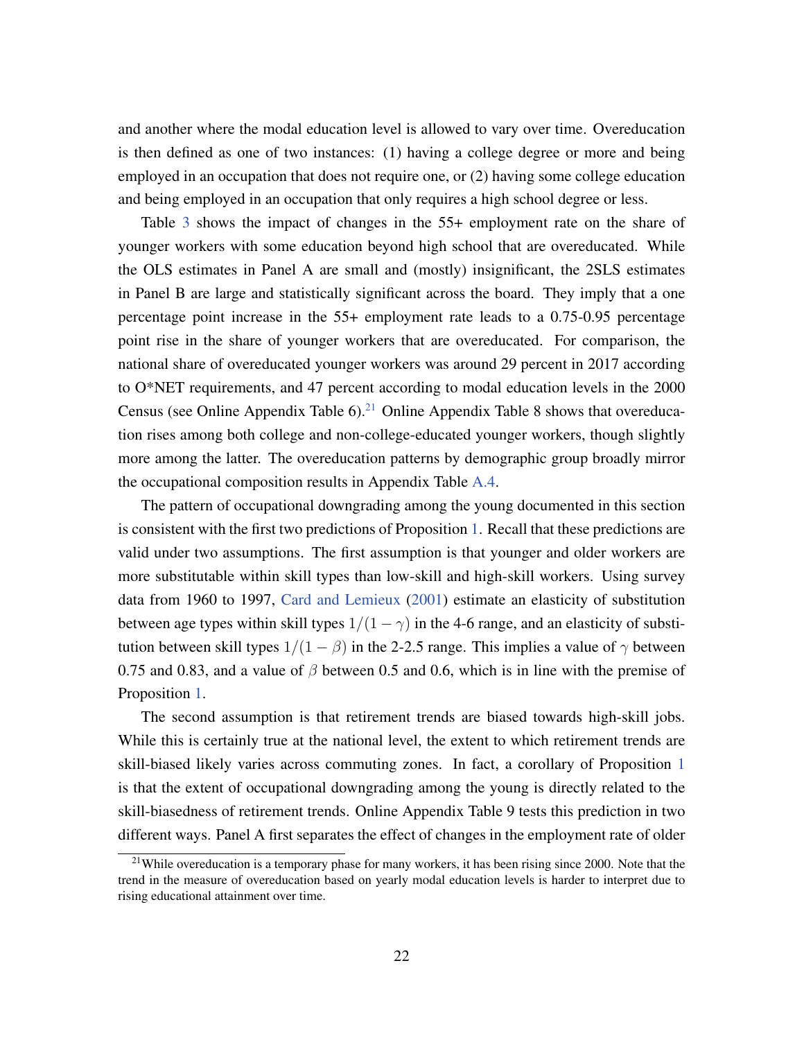and another where the modal education level is allowed to vary over time. Overeducation is then defined as one of two instances: (1) having a college degree or more and being employed in an occupation that does not require one, or (2) having some college education and being employed in an occupation that only requires a high school degree or less.

Table 3 shows the impact of changes in the 55+ employment rate on the share of younger workers with some education beyond high school that are overeducated. While the OLS estimates in Panel A are small and (mostly) insignificant, the 2SLS estimates in Panel B are large and statistically significant across the board. They imply that a one percentage point increase in the 55+ employment rate leads to a 0.75-0.95 percentage point rise in the share of younger workers that are overeducated. For comparison, the national share of overeducated younger workers was around 29 percent in 2017 according to O*NET requirements, and 47 percent according to modal education levels in the 2000 Census (see Online Appendix Table 6).[21] Online Appendix Table 8 shows that overeducation rises among both college and non-college-educated younger workers, though slightly more among the latter. The overeducation patterns by demographic group broadly mirror the occupational composition results in Appendix Table A.4.

The pattern of occupational downgrading among the young documented in this section is consistent with the first two predictions of Proposition 1. Recall that these predictions are valid under two assumptions. The first assumption is that younger and older workers are more substitutable within skill types than low-skill and high-skill workers. Using survey data from 1960 to 1997, Card and Lemieux (2001) estimate an elasticity of substitution between age types within skill types $1/(1-\gamma)$ in the 4-6 range, and an elasticity of substitution between skill types $1/(1-\beta)$ in the 2-2.5 range. This implies a value of $\gamma$ between 0.75 and 0.83, and a value of $\beta$ between 0.5 and 0.6, which is in line with the premise of Proposition 1.

The second assumption is that retirement trends are biased towards high-skill jobs. While this is certainly true at the national level, the extent to which retirement trends are skill-biased likely varies across commuting zones. In fact, a corollary of Proposition 1 is that the extent of occupational downgrading among the young is directly related to the skill-biasedness of retirement trends. Online Appendix Table 9 tests this prediction in two different ways. Panel A first separates the effect of changes in the employment rate of older

[21] While overeducation is a temporary phase for many workers, it has been rising since 2000. Note that the trend in the measure of overeducation based on yearly modal education levels is harder to interpret due to rising educational attainment over time.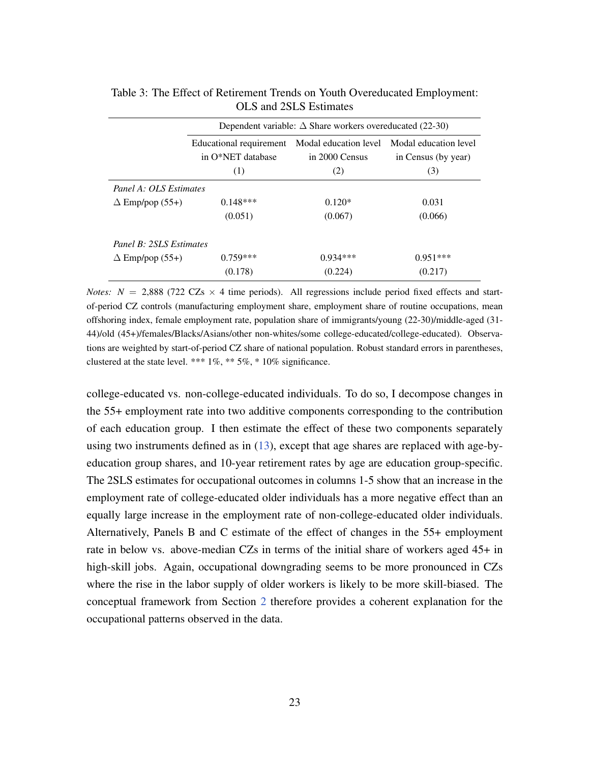Table 3: The Effect of Retirement Trends on Youth Overeducated Employment: OLS and 2SLS Estimates

| | Dependent variable: $\Delta$ Share workers overeducated (22-30) | | |
|---|---|---|---|
| | Educational requirement in O*NET database | Modal education level in 2000 Census | Modal education level in Census (by year) |
| | (1) | (2) | (3) |
| *Panel A: OLS Estimates* | | | |
| $\Delta$ Emp/pop (55+) | 0.148*** | 0.120* | 0.031 |
| | (0.051) | (0.067) | (0.066) |
| *Panel B: 2SLS Estimates* | | | |
| $\Delta$ Emp/pop (55+) | 0.759*** | 0.934*** | 0.951*** |
| | (0.178) | (0.224) | (0.217) |

*Notes:* $N$ = 2,888 (722 CZs $\times$ 4 time periods). All regressions include period fixed effects and start-of-period CZ controls (manufacturing employment share, employment share of routine occupations, mean offshoring index, female employment rate, population share of immigrants/young (22-30)/middle-aged (31-44)/old (45+)/females/Blacks/Asians/other non-whites/some college-educated/college-educated). Observations are weighted by start-of-period CZ share of national population. Robust standard errors in parentheses, clustered at the state level. *** 1%, ** 5%, * 10% significance.

college-educated vs. non-college-educated individuals. To do so, I decompose changes in the 55+ employment rate into two additive components corresponding to the contribution of each education group. I then estimate the effect of these two components separately using two instruments defined as in (13), except that age shares are replaced with age-by-education group shares, and 10-year retirement rates by age are education group-specific. The 2SLS estimates for occupational outcomes in columns 1-5 show that an increase in the employment rate of college-educated older individuals has a more negative effect than an equally large increase in the employment rate of non-college-educated older individuals. Alternatively, Panels B and C estimate of the effect of changes in the 55+ employment rate in below vs. above-median CZs in terms of the initial share of workers aged 45+ in high-skill jobs. Again, occupational downgrading seems to be more pronounced in CZs where the rise in the labor supply of older workers is likely to be more skill-biased. The conceptual framework from Section 2 therefore provides a coherent explanation for the occupational patterns observed in the data.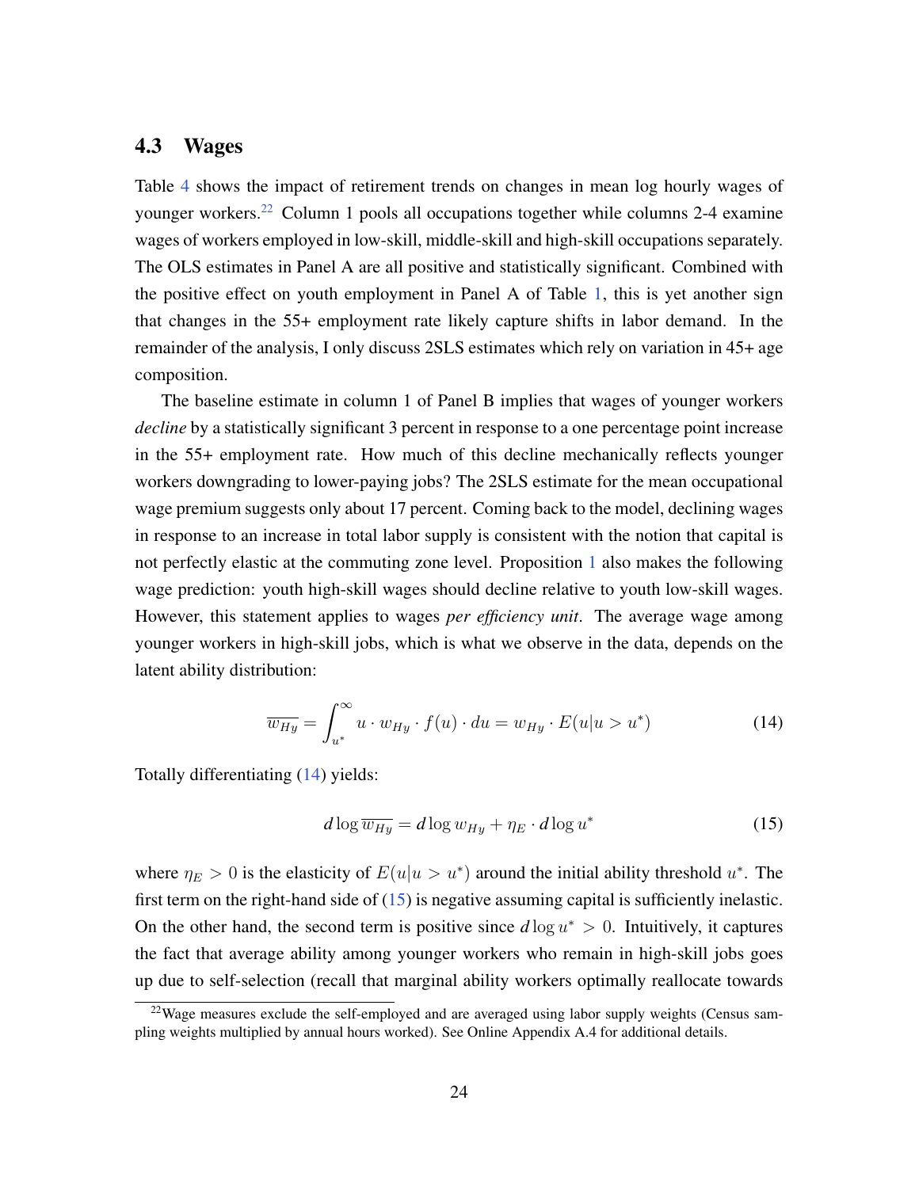### 4.3 Wages

Table 4 shows the impact of retirement trends on changes in mean log hourly wages of younger workers.[22] Column 1 pools all occupations together while columns 2-4 examine wages of workers employed in low-skill, middle-skill and high-skill occupations separately. The OLS estimates in Panel A are all positive and statistically significant. Combined with the positive effect on youth employment in Panel A of Table 1, this is yet another sign that changes in the 55+ employment rate likely capture shifts in labor demand. In the remainder of the analysis, I only discuss 2SLS estimates which rely on variation in 45+ age composition.

The baseline estimate in column 1 of Panel B implies that wages of younger workers *decline* by a statistically significant 3 percent in response to a one percentage point increase in the 55+ employment rate. How much of this decline mechanically reflects younger workers downgrading to lower-paying jobs? The 2SLS estimate for the mean occupational wage premium suggests only about 17 percent. Coming back to the model, declining wages in response to an increase in total labor supply is consistent with the notion that capital is not perfectly elastic at the commuting zone level. Proposition 1 also makes the following wage prediction: youth high-skill wages should decline relative to youth low-skill wages. However, this statement applies to wages *per efficiency unit*. The average wage among younger workers in high-skill jobs, which is what we observe in the data, depends on the latent ability distribution:

$$\overline{w_{Hy}} = \int_{u^*}^{\infty} u \cdot w_{Hy} \cdot f(u) \cdot du = w_{Hy} \cdot E(u|u > u^*) \tag{14}$$

Totally differentiating (14) yields:

$$d\log \overline{w_{Hy}} = d\log w_{Hy} + \eta_E \cdot d\log u^* \tag{15}$$

where $\eta_E > 0$ is the elasticity of $E(u|u > u^*)$ around the initial ability threshold $u^*$. The first term on the right-hand side of (15) is negative assuming capital is sufficiently inelastic. On the other hand, the second term is positive since $d\log u^* > 0$. Intuitively, it captures the fact that average ability among younger workers who remain in high-skill jobs goes up due to self-selection (recall that marginal ability workers optimally reallocate towards

[22] Wage measures exclude the self-employed and are averaged using labor supply weights (Census sampling weights multiplied by annual hours worked). See Online Appendix A.4 for additional details.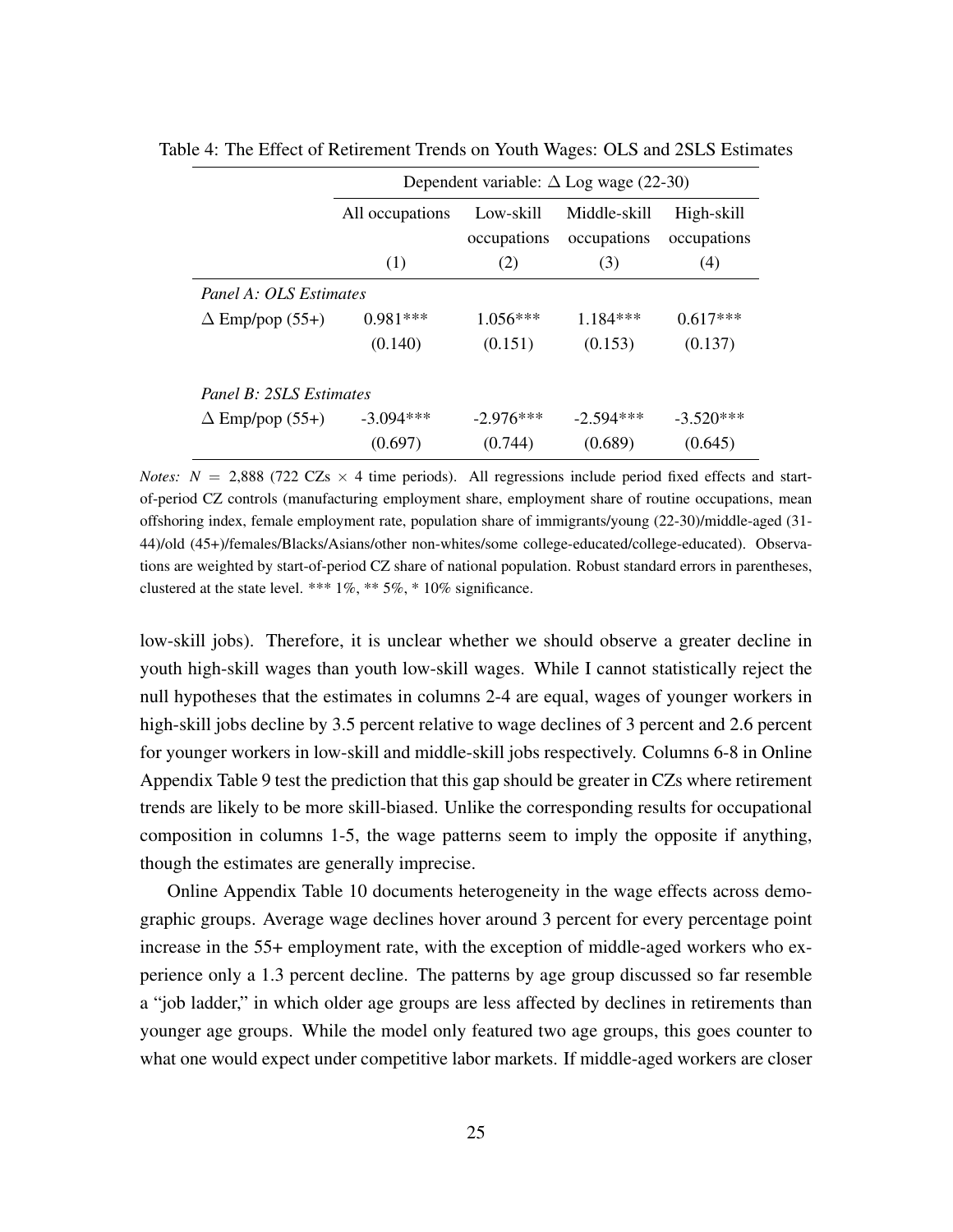Table 4: The Effect of Retirement Trends on Youth Wages: OLS and 2SLS Estimates

| | Dependent variable: $\Delta$ Log wage (22-30) | | | |
|---|---|---|---|---|
| | All occupations | Low-skill occupations | Middle-skill occupations | High-skill occupations |
| | (1) | (2) | (3) | (4) |
| *Panel A: OLS Estimates* | | | | |
| $\Delta$ Emp/pop (55+) | 0.981*** | 1.056*** | 1.184*** | 0.617*** |
| | (0.140) | (0.151) | (0.153) | (0.137) |
| *Panel B: 2SLS Estimates* | | | | |
| $\Delta$ Emp/pop (55+) | -3.094*** | -2.976*** | -2.594*** | -3.520*** |
| | (0.697) | (0.744) | (0.689) | (0.645) |

*Notes:* $N$ = 2,888 (722 CZs $\times$ 4 time periods). All regressions include period fixed effects and start-of-period CZ controls (manufacturing employment share, employment share of routine occupations, mean offshoring index, female employment rate, population share of immigrants/young (22-30)/middle-aged (31-44)/old (45+)/females/Blacks/Asians/other non-whites/some college-educated/college-educated). Observations are weighted by start-of-period CZ share of national population. Robust standard errors in parentheses, clustered at the state level. *** 1%, ** 5%, * 10% significance.

low-skill jobs). Therefore, it is unclear whether we should observe a greater decline in youth high-skill wages than youth low-skill wages. While I cannot statistically reject the null hypotheses that the estimates in columns 2-4 are equal, wages of younger workers in high-skill jobs decline by 3.5 percent relative to wage declines of 3 percent and 2.6 percent for younger workers in low-skill and middle-skill jobs respectively. Columns 6-8 in Online Appendix Table 9 test the prediction that this gap should be greater in CZs where retirement trends are likely to be more skill-biased. Unlike the corresponding results for occupational composition in columns 1-5, the wage patterns seem to imply the opposite if anything, though the estimates are generally imprecise.

Online Appendix Table 10 documents heterogeneity in the wage effects across demographic groups. Average wage declines hover around 3 percent for every percentage point increase in the 55+ employment rate, with the exception of middle-aged workers who experience only a 1.3 percent decline. The patterns by age group discussed so far resemble a "job ladder," in which older age groups are less affected by declines in retirements than younger age groups. While the model only featured two age groups, this goes counter to what one would expect under competitive labor markets. If middle-aged workers are closer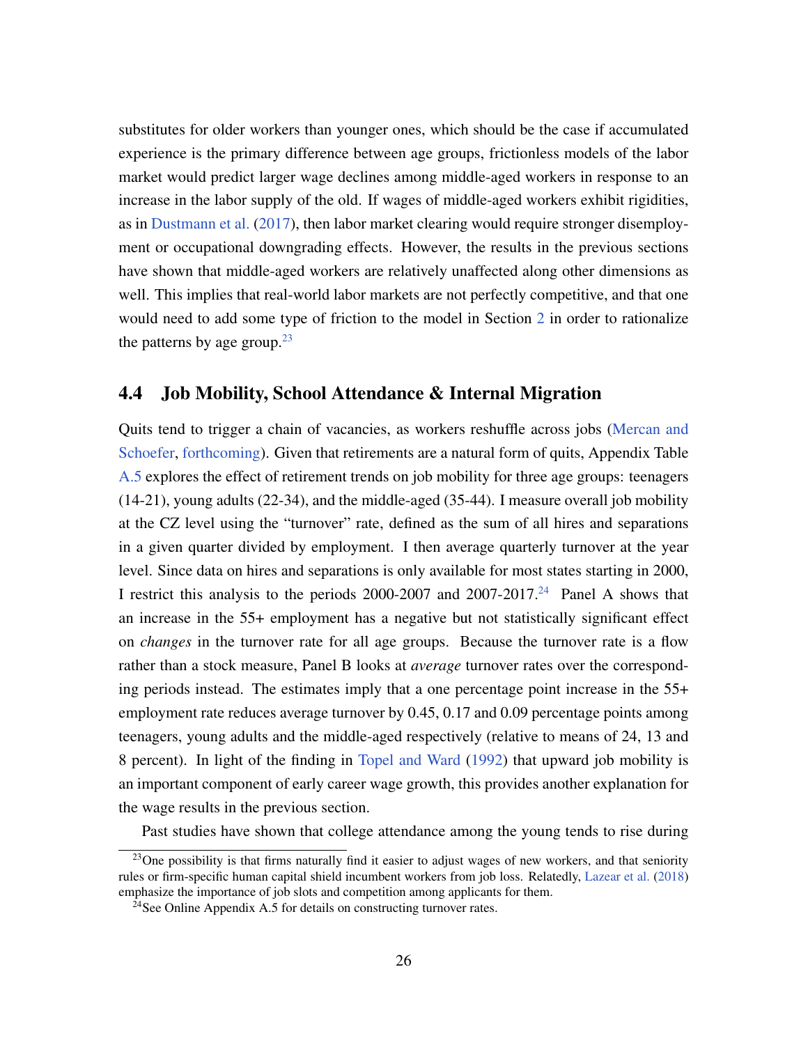substitutes for older workers than younger ones, which should be the case if accumulated experience is the primary difference between age groups, frictionless models of the labor market would predict larger wage declines among middle-aged workers in response to an increase in the labor supply of the old. If wages of middle-aged workers exhibit rigidities, as in Dustmann et al. (2017), then labor market clearing would require stronger disemployment or occupational downgrading effects. However, the results in the previous sections have shown that middle-aged workers are relatively unaffected along other dimensions as well. This implies that real-world labor markets are not perfectly competitive, and that one would need to add some type of friction to the model in Section 2 in order to rationalize the patterns by age group.[23]

## 4.4 Job Mobility, School Attendance & Internal Migration

Quits tend to trigger a chain of vacancies, as workers reshuffle across jobs (Mercan and Schoefer, forthcoming). Given that retirements are a natural form of quits, Appendix Table A.5 explores the effect of retirement trends on job mobility for three age groups: teenagers (14-21), young adults (22-34), and the middle-aged (35-44). I measure overall job mobility at the CZ level using the "turnover" rate, defined as the sum of all hires and separations in a given quarter divided by employment. I then average quarterly turnover at the year level. Since data on hires and separations is only available for most states starting in 2000, I restrict this analysis to the periods 2000-2007 and 2007-2017.[24] Panel A shows that an increase in the 55+ employment has a negative but not statistically significant effect on *changes* in the turnover rate for all age groups. Because the turnover rate is a flow rather than a stock measure, Panel B looks at *average* turnover rates over the corresponding periods instead. The estimates imply that a one percentage point increase in the 55+ employment rate reduces average turnover by 0.45, 0.17 and 0.09 percentage points among teenagers, young adults and the middle-aged respectively (relative to means of 24, 13 and 8 percent). In light of the finding in Topel and Ward (1992) that upward job mobility is an important component of early career wage growth, this provides another explanation for the wage results in the previous section.

Past studies have shown that college attendance among the young tends to rise during

[23] One possibility is that firms naturally find it easier to adjust wages of new workers, and that seniority rules or firm-specific human capital shield incumbent workers from job loss. Relatedly, Lazear et al. (2018) emphasize the importance of job slots and competition among applicants for them.

[24] See Online Appendix A.5 for details on constructing turnover rates.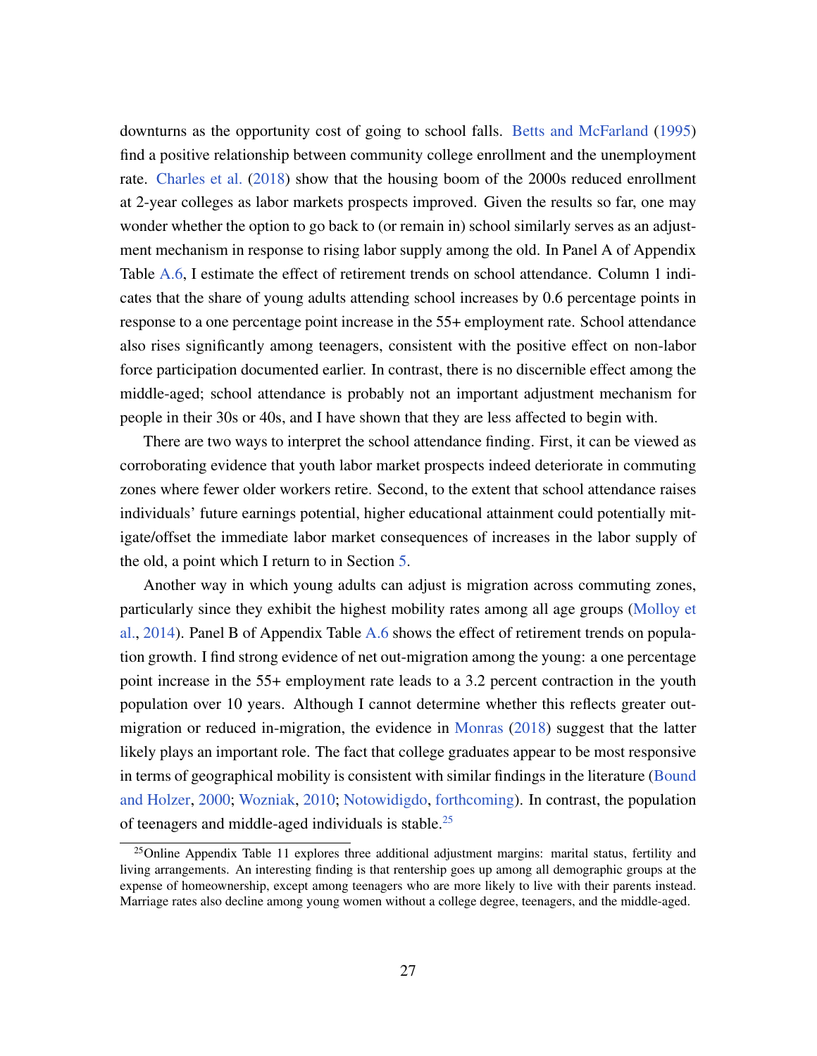downturns as the opportunity cost of going to school falls. Betts and McFarland (1995) find a positive relationship between community college enrollment and the unemployment rate. Charles et al. (2018) show that the housing boom of the 2000s reduced enrollment at 2-year colleges as labor markets prospects improved. Given the results so far, one may wonder whether the option to go back to (or remain in) school similarly serves as an adjustment mechanism in response to rising labor supply among the old. In Panel A of Appendix Table A.6, I estimate the effect of retirement trends on school attendance. Column 1 indicates that the share of young adults attending school increases by 0.6 percentage points in response to a one percentage point increase in the 55+ employment rate. School attendance also rises significantly among teenagers, consistent with the positive effect on non-labor force participation documented earlier. In contrast, there is no discernible effect among the middle-aged; school attendance is probably not an important adjustment mechanism for people in their 30s or 40s, and I have shown that they are less affected to begin with.

There are two ways to interpret the school attendance finding. First, it can be viewed as corroborating evidence that youth labor market prospects indeed deteriorate in commuting zones where fewer older workers retire. Second, to the extent that school attendance raises individuals' future earnings potential, higher educational attainment could potentially mitigate/offset the immediate labor market consequences of increases in the labor supply of the old, a point which I return to in Section 5.

Another way in which young adults can adjust is migration across commuting zones, particularly since they exhibit the highest mobility rates among all age groups (Molloy et al., 2014). Panel B of Appendix Table A.6 shows the effect of retirement trends on population growth. I find strong evidence of net out-migration among the young: a one percentage point increase in the 55+ employment rate leads to a 3.2 percent contraction in the youth population over 10 years. Although I cannot determine whether this reflects greater out-migration or reduced in-migration, the evidence in Monras (2018) suggest that the latter likely plays an important role. The fact that college graduates appear to be most responsive in terms of geographical mobility is consistent with similar findings in the literature (Bound and Holzer, 2000; Wozniak, 2010; Notowidigdo, forthcoming). In contrast, the population of teenagers and middle-aged individuals is stable.[25]

[25]Online Appendix Table 11 explores three additional adjustment margins: marital status, fertility and living arrangements. An interesting finding is that rentership goes up among all demographic groups at the expense of homeownership, except among teenagers who are more likely to live with their parents instead. Marriage rates also decline among young women without a college degree, teenagers, and the middle-aged.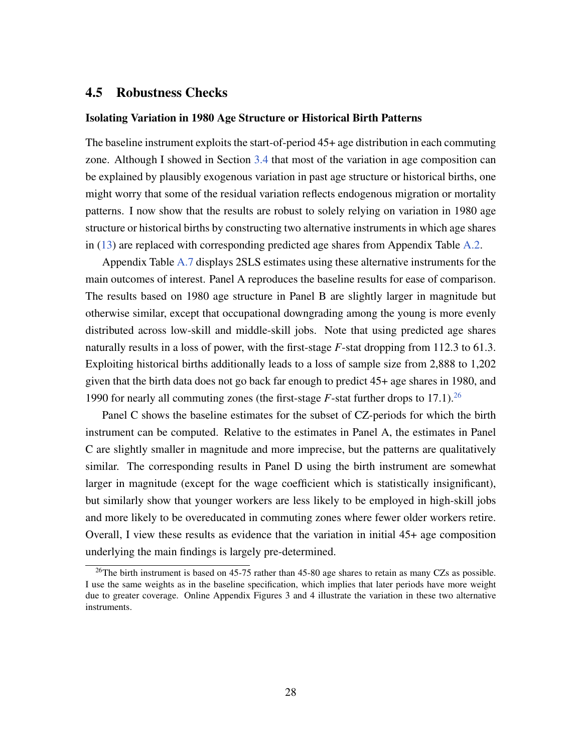## 4.5 Robustness Checks

### Isolating Variation in 1980 Age Structure or Historical Birth Patterns

The baseline instrument exploits the start-of-period 45+ age distribution in each commuting zone. Although I showed in Section 3.4 that most of the variation in age composition can be explained by plausibly exogenous variation in past age structure or historical births, one might worry that some of the residual variation reflects endogenous migration or mortality patterns. I now show that the results are robust to solely relying on variation in 1980 age structure or historical births by constructing two alternative instruments in which age shares in (13) are replaced with corresponding predicted age shares from Appendix Table A.2.

Appendix Table A.7 displays 2SLS estimates using these alternative instruments for the main outcomes of interest. Panel A reproduces the baseline results for ease of comparison. The results based on 1980 age structure in Panel B are slightly larger in magnitude but otherwise similar, except that occupational downgrading among the young is more evenly distributed across low-skill and middle-skill jobs. Note that using predicted age shares naturally results in a loss of power, with the first-stage $F$-stat dropping from 112.3 to 61.3. Exploiting historical births additionally leads to a loss of sample size from 2,888 to 1,202 given that the birth data does not go back far enough to predict 45+ age shares in 1980, and 1990 for nearly all commuting zones (the first-stage $F$-stat further drops to 17.1).[26]

Panel C shows the baseline estimates for the subset of CZ-periods for which the birth instrument can be computed. Relative to the estimates in Panel A, the estimates in Panel C are slightly smaller in magnitude and more imprecise, but the patterns are qualitatively similar. The corresponding results in Panel D using the birth instrument are somewhat larger in magnitude (except for the wage coefficient which is statistically insignificant), but similarly show that younger workers are less likely to be employed in high-skill jobs and more likely to be overeducated in commuting zones where fewer older workers retire. Overall, I view these results as evidence that the variation in initial 45+ age composition underlying the main findings is largely pre-determined.

[26] The birth instrument is based on 45-75 rather than 45-80 age shares to retain as many CZs as possible. I use the same weights as in the baseline specification, which implies that later periods have more weight due to greater coverage. Online Appendix Figures 3 and 4 illustrate the variation in these two alternative instruments.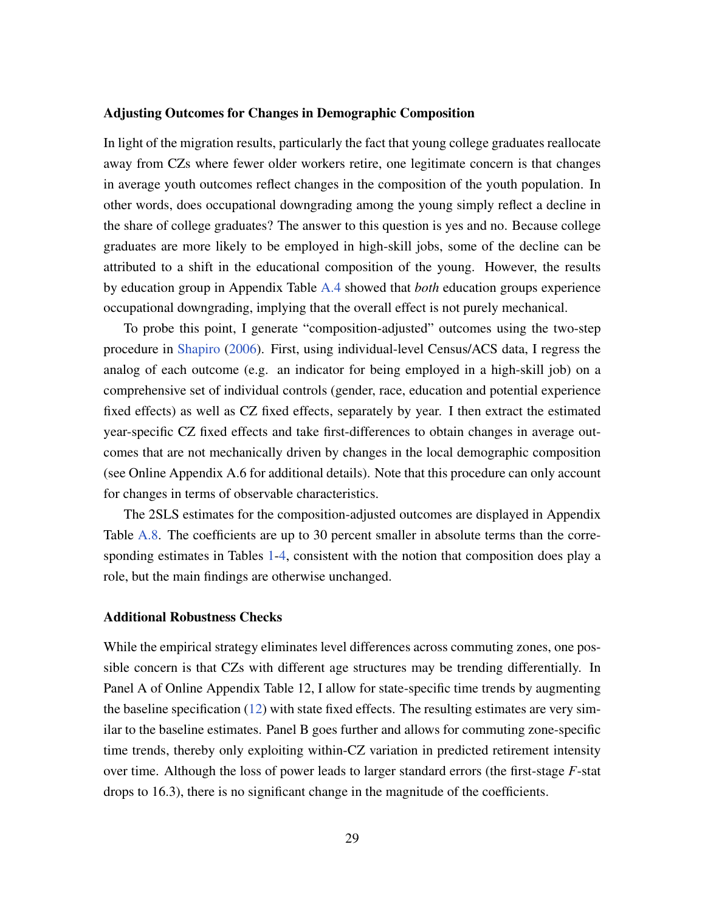### Adjusting Outcomes for Changes in Demographic Composition

In light of the migration results, particularly the fact that young college graduates reallocate away from CZs where fewer older workers retire, one legitimate concern is that changes in average youth outcomes reflect changes in the composition of the youth population. In other words, does occupational downgrading among the young simply reflect a decline in the share of college graduates? The answer to this question is yes and no. Because college graduates are more likely to be employed in high-skill jobs, some of the decline can be attributed to a shift in the educational composition of the young. However, the results by education group in Appendix Table A.4 showed that *both* education groups experience occupational downgrading, implying that the overall effect is not purely mechanical.

To probe this point, I generate "composition-adjusted" outcomes using the two-step procedure in Shapiro (2006). First, using individual-level Census/ACS data, I regress the analog of each outcome (e.g. an indicator for being employed in a high-skill job) on a comprehensive set of individual controls (gender, race, education and potential experience fixed effects) as well as CZ fixed effects, separately by year. I then extract the estimated year-specific CZ fixed effects and take first-differences to obtain changes in average outcomes that are not mechanically driven by changes in the local demographic composition (see Online Appendix A.6 for additional details). Note that this procedure can only account for changes in terms of observable characteristics.

The 2SLS estimates for the composition-adjusted outcomes are displayed in Appendix Table A.8. The coefficients are up to 30 percent smaller in absolute terms than the corresponding estimates in Tables 1-4, consistent with the notion that composition does play a role, but the main findings are otherwise unchanged.

### Additional Robustness Checks

While the empirical strategy eliminates level differences across commuting zones, one possible concern is that CZs with different age structures may be trending differentially. In Panel A of Online Appendix Table 12, I allow for state-specific time trends by augmenting the baseline specification (12) with state fixed effects. The resulting estimates are very similar to the baseline estimates. Panel B goes further and allows for commuting zone-specific time trends, thereby only exploiting within-CZ variation in predicted retirement intensity over time. Although the loss of power leads to larger standard errors (the first-stage $F$-stat drops to 16.3), there is no significant change in the magnitude of the coefficients.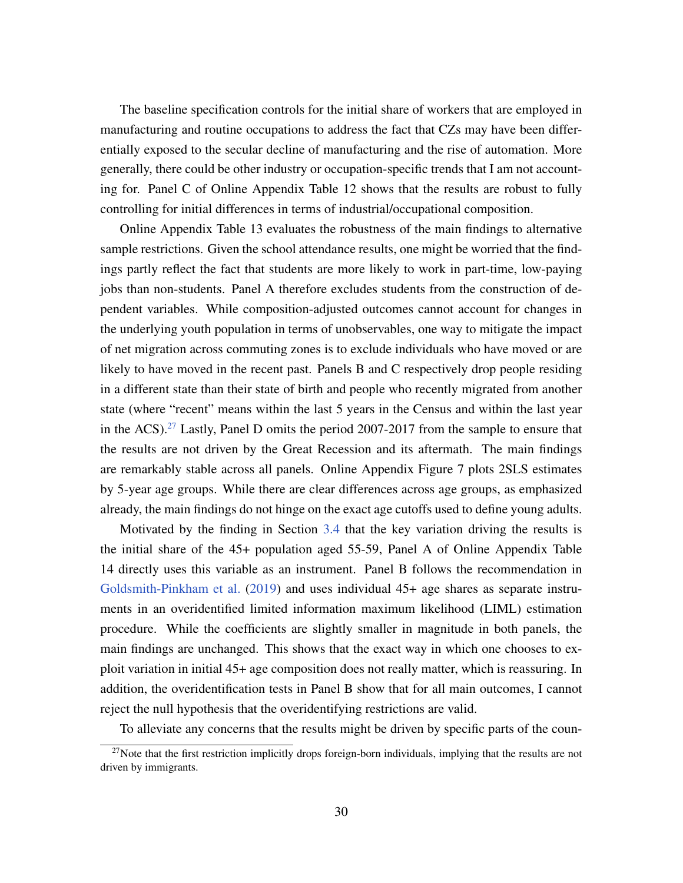The baseline specification controls for the initial share of workers that are employed in manufacturing and routine occupations to address the fact that CZs may have been differentially exposed to the secular decline of manufacturing and the rise of automation. More generally, there could be other industry or occupation-specific trends that I am not accounting for. Panel C of Online Appendix Table 12 shows that the results are robust to fully controlling for initial differences in terms of industrial/occupational composition.

Online Appendix Table 13 evaluates the robustness of the main findings to alternative sample restrictions. Given the school attendance results, one might be worried that the findings partly reflect the fact that students are more likely to work in part-time, low-paying jobs than non-students. Panel A therefore excludes students from the construction of dependent variables. While composition-adjusted outcomes cannot account for changes in the underlying youth population in terms of unobservables, one way to mitigate the impact of net migration across commuting zones is to exclude individuals who have moved or are likely to have moved in the recent past. Panels B and C respectively drop people residing in a different state than their state of birth and people who recently migrated from another state (where "recent" means within the last 5 years in the Census and within the last year in the ACS).[27] Lastly, Panel D omits the period 2007-2017 from the sample to ensure that the results are not driven by the Great Recession and its aftermath. The main findings are remarkably stable across all panels. Online Appendix Figure 7 plots 2SLS estimates by 5-year age groups. While there are clear differences across age groups, as emphasized already, the main findings do not hinge on the exact age cutoffs used to define young adults.

Motivated by the finding in Section 3.4 that the key variation driving the results is the initial share of the 45+ population aged 55-59, Panel A of Online Appendix Table 14 directly uses this variable as an instrument. Panel B follows the recommendation in Goldsmith-Pinkham et al. (2019) and uses individual 45+ age shares as separate instruments in an overidentified limited information maximum likelihood (LIML) estimation procedure. While the coefficients are slightly smaller in magnitude in both panels, the main findings are unchanged. This shows that the exact way in which one chooses to exploit variation in initial 45+ age composition does not really matter, which is reassuring. In addition, the overidentification tests in Panel B show that for all main outcomes, I cannot reject the null hypothesis that the overidentifying restrictions are valid.

To alleviate any concerns that the results might be driven by specific parts of the coun-

[27] Note that the first restriction implicitly drops foreign-born individuals, implying that the results are not driven by immigrants.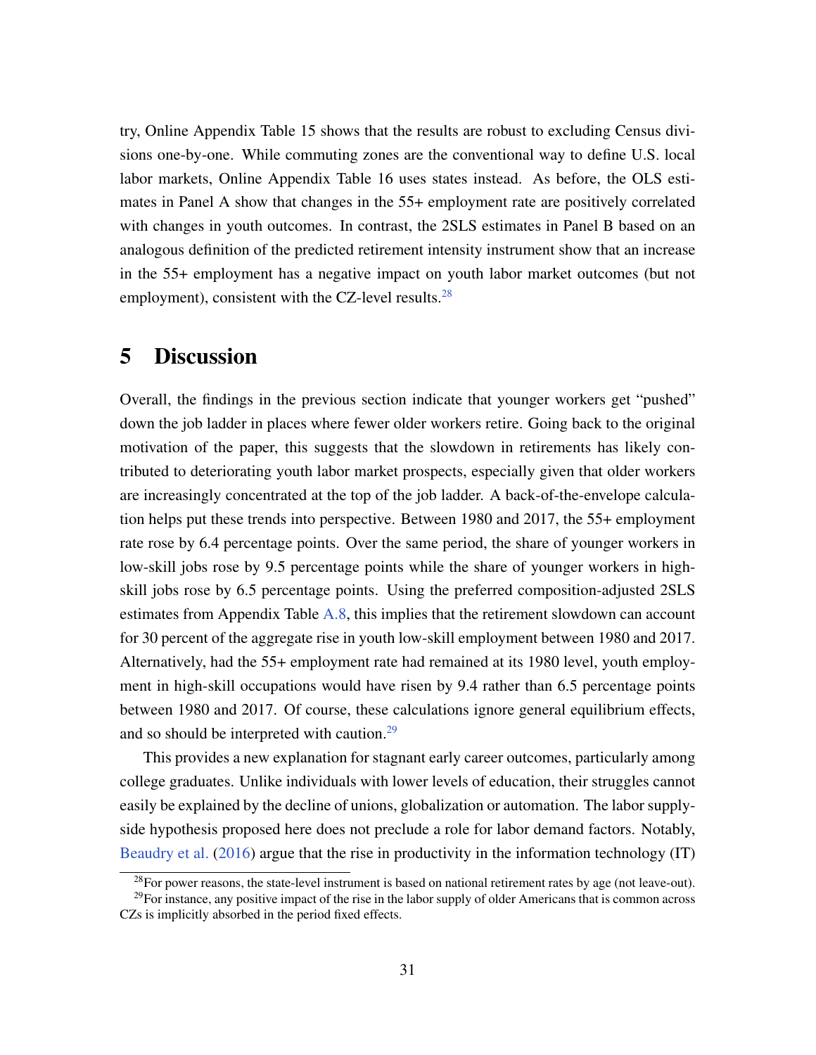try, Online Appendix Table 15 shows that the results are robust to excluding Census divisions one-by-one. While commuting zones are the conventional way to define U.S. local labor markets, Online Appendix Table 16 uses states instead. As before, the OLS estimates in Panel A show that changes in the 55+ employment rate are positively correlated with changes in youth outcomes. In contrast, the 2SLS estimates in Panel B based on an analogous definition of the predicted retirement intensity instrument show that an increase in the 55+ employment has a negative impact on youth labor market outcomes (but not employment), consistent with the CZ-level results.[28]

# 5 Discussion

Overall, the findings in the previous section indicate that younger workers get "pushed" down the job ladder in places where fewer older workers retire. Going back to the original motivation of the paper, this suggests that the slowdown in retirements has likely contributed to deteriorating youth labor market prospects, especially given that older workers are increasingly concentrated at the top of the job ladder. A back-of-the-envelope calculation helps put these trends into perspective. Between 1980 and 2017, the 55+ employment rate rose by 6.4 percentage points. Over the same period, the share of younger workers in low-skill jobs rose by 9.5 percentage points while the share of younger workers in high-skill jobs rose by 6.5 percentage points. Using the preferred composition-adjusted 2SLS estimates from Appendix Table A.8, this implies that the retirement slowdown can account for 30 percent of the aggregate rise in youth low-skill employment between 1980 and 2017. Alternatively, had the 55+ employment rate had remained at its 1980 level, youth employment in high-skill occupations would have risen by 9.4 rather than 6.5 percentage points between 1980 and 2017. Of course, these calculations ignore general equilibrium effects, and so should be interpreted with caution.[29]

This provides a new explanation for stagnant early career outcomes, particularly among college graduates. Unlike individuals with lower levels of education, their struggles cannot easily be explained by the decline of unions, globalization or automation. The labor supply-side hypothesis proposed here does not preclude a role for labor demand factors. Notably, Beaudry et al. (2016) argue that the rise in productivity in the information technology (IT)

[28] For power reasons, the state-level instrument is based on national retirement rates by age (not leave-out).

[29] For instance, any positive impact of the rise in the labor supply of older Americans that is common across CZs is implicitly absorbed in the period fixed effects.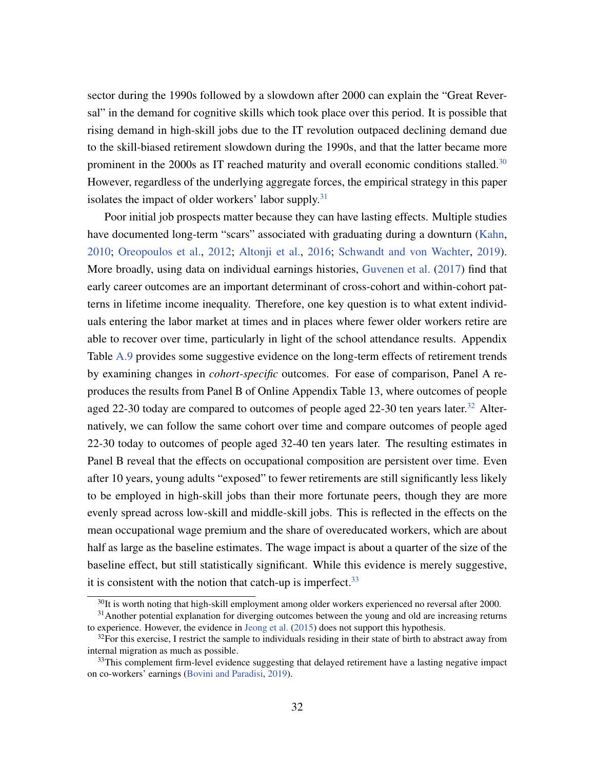sector during the 1990s followed by a slowdown after 2000 can explain the "Great Reversal" in the demand for cognitive skills which took place over this period. It is possible that rising demand in high-skill jobs due to the IT revolution outpaced declining demand due to the skill-biased retirement slowdown during the 1990s, and that the latter became more prominent in the 2000s as IT reached maturity and overall economic conditions stalled.[30] However, regardless of the underlying aggregate forces, the empirical strategy in this paper isolates the impact of older workers' labor supply.[31]

Poor initial job prospects matter because they can have lasting effects. Multiple studies have documented long-term "scars" associated with graduating during a downturn (Kahn, 2010; Oreopoulos et al., 2012; Altonji et al., 2016; Schwandt and von Wachter, 2019). More broadly, using data on individual earnings histories, Guvenen et al. (2017) find that early career outcomes are an important determinant of cross-cohort and within-cohort patterns in lifetime income inequality. Therefore, one key question is to what extent individuals entering the labor market at times and in places where fewer older workers retire are able to recover over time, particularly in light of the school attendance results. Appendix Table A.9 provides some suggestive evidence on the long-term effects of retirement trends by examining changes in *cohort-specific* outcomes. For ease of comparison, Panel A reproduces the results from Panel B of Online Appendix Table 13, where outcomes of people aged 22-30 today are compared to outcomes of people aged 22-30 ten years later.[32] Alternatively, we can follow the same cohort over time and compare outcomes of people aged 22-30 today to outcomes of people aged 32-40 ten years later. The resulting estimates in Panel B reveal that the effects on occupational composition are persistent over time. Even after 10 years, young adults "exposed" to fewer retirements are still significantly less likely to be employed in high-skill jobs than their more fortunate peers, though they are more evenly spread across low-skill and middle-skill jobs. This is reflected in the effects on the mean occupational wage premium and the share of overeducated workers, which are about half as large as the baseline estimates. The wage impact is about a quarter of the size of the baseline effect, but still statistically significant. While this evidence is merely suggestive, it is consistent with the notion that catch-up is imperfect.[33]

[30] It is worth noting that high-skill employment among older workers experienced no reversal after 2000.

[31] Another potential explanation for diverging outcomes between the young and old are increasing returns to experience. However, the evidence in Jeong et al. (2015) does not support this hypothesis.

[32] For this exercise, I restrict the sample to individuals residing in their state of birth to abstract away from internal migration as much as possible.

[33] This complement firm-level evidence suggesting that delayed retirement have a lasting negative impact on co-workers' earnings (Bovini and Paradisi, 2019).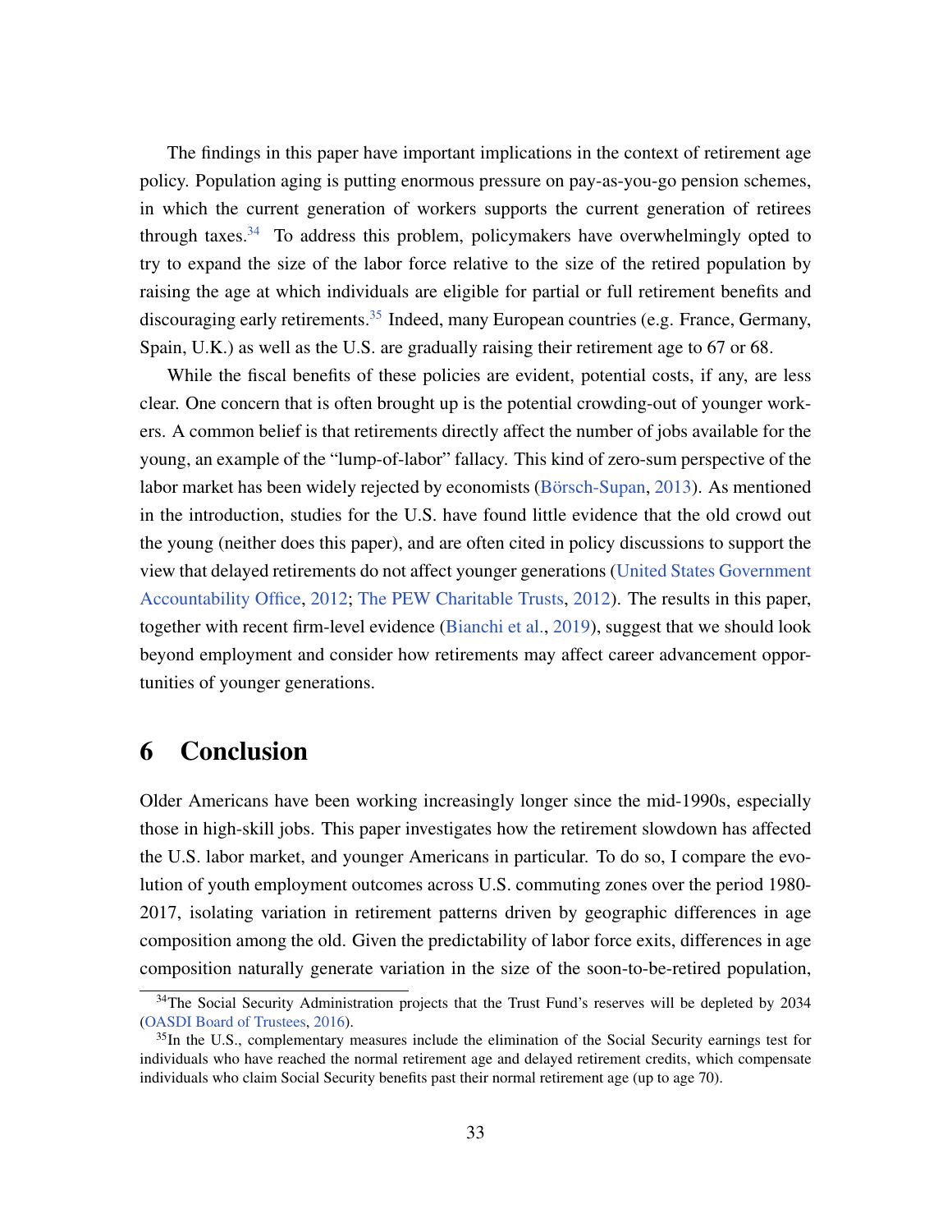The findings in this paper have important implications in the context of retirement age policy. Population aging is putting enormous pressure on pay-as-you-go pension schemes, in which the current generation of workers supports the current generation of retirees through taxes.[34] To address this problem, policymakers have overwhelmingly opted to try to expand the size of the labor force relative to the size of the retired population by raising the age at which individuals are eligible for partial or full retirement benefits and discouraging early retirements.[35] Indeed, many European countries (e.g. France, Germany, Spain, U.K.) as well as the U.S. are gradually raising their retirement age to 67 or 68.

While the fiscal benefits of these policies are evident, potential costs, if any, are less clear. One concern that is often brought up is the potential crowding-out of younger workers. A common belief is that retirements directly affect the number of jobs available for the young, an example of the "lump-of-labor" fallacy. This kind of zero-sum perspective of the labor market has been widely rejected by economists (Börsch-Supan, 2013). As mentioned in the introduction, studies for the U.S. have found little evidence that the old crowd out the young (neither does this paper), and are often cited in policy discussions to support the view that delayed retirements do not affect younger generations (United States Government Accountability Office, 2012; The PEW Charitable Trusts, 2012). The results in this paper, together with recent firm-level evidence (Bianchi et al., 2019), suggest that we should look beyond employment and consider how retirements may affect career advancement opportunities of younger generations.

# 6 Conclusion

Older Americans have been working increasingly longer since the mid-1990s, especially those in high-skill jobs. This paper investigates how the retirement slowdown has affected the U.S. labor market, and younger Americans in particular. To do so, I compare the evolution of youth employment outcomes across U.S. commuting zones over the period 1980-2017, isolating variation in retirement patterns driven by geographic differences in age composition among the old. Given the predictability of labor force exits, differences in age composition naturally generate variation in the size of the soon-to-be-retired population,

[34] The Social Security Administration projects that the Trust Fund's reserves will be depleted by 2034 (OASDI Board of Trustees, 2016).

[35] In the U.S., complementary measures include the elimination of the Social Security earnings test for individuals who have reached the normal retirement age and delayed retirement credits, which compensate individuals who claim Social Security benefits past their normal retirement age (up to age 70).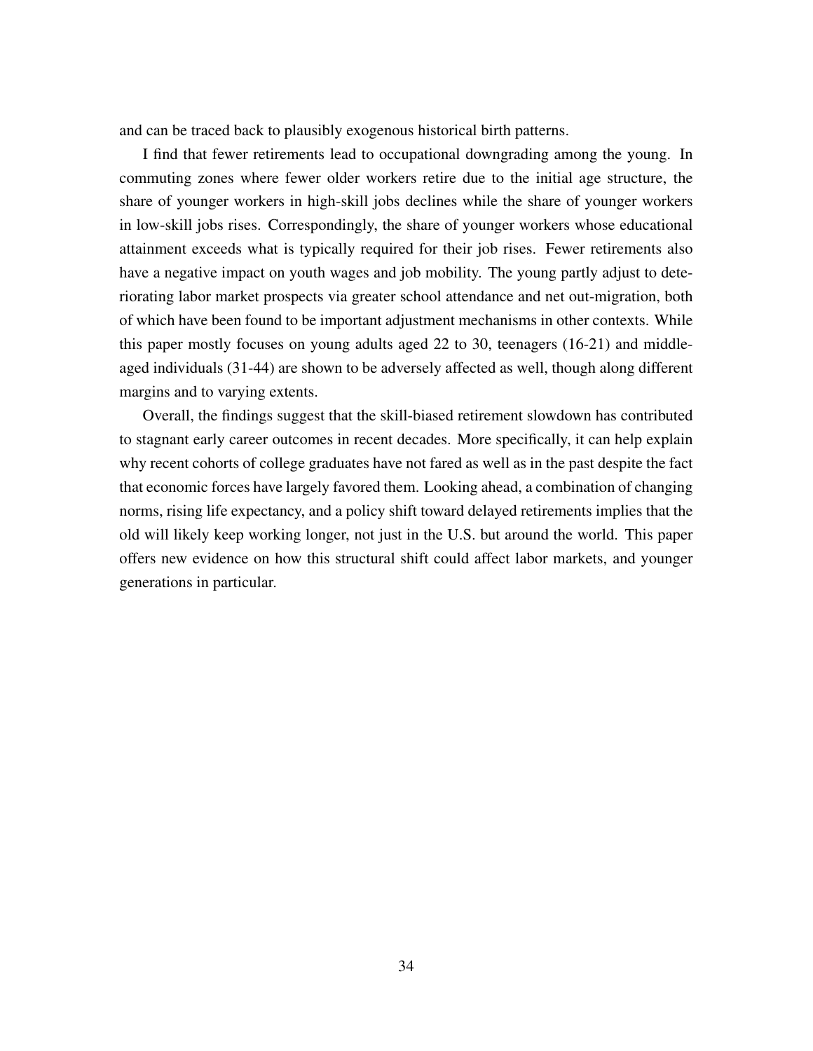and can be traced back to plausibly exogenous historical birth patterns.

I find that fewer retirements lead to occupational downgrading among the young. In commuting zones where fewer older workers retire due to the initial age structure, the share of younger workers in high-skill jobs declines while the share of younger workers in low-skill jobs rises. Correspondingly, the share of younger workers whose educational attainment exceeds what is typically required for their job rises. Fewer retirements also have a negative impact on youth wages and job mobility. The young partly adjust to deteriorating labor market prospects via greater school attendance and net out-migration, both of which have been found to be important adjustment mechanisms in other contexts. While this paper mostly focuses on young adults aged 22 to 30, teenagers (16-21) and middle-aged individuals (31-44) are shown to be adversely affected as well, though along different margins and to varying extents.

Overall, the findings suggest that the skill-biased retirement slowdown has contributed to stagnant early career outcomes in recent decades. More specifically, it can help explain why recent cohorts of college graduates have not fared as well as in the past despite the fact that economic forces have largely favored them. Looking ahead, a combination of changing norms, rising life expectancy, and a policy shift toward delayed retirements implies that the old will likely keep working longer, not just in the U.S. but around the world. This paper offers new evidence on how this structural shift could affect labor markets, and younger generations in particular.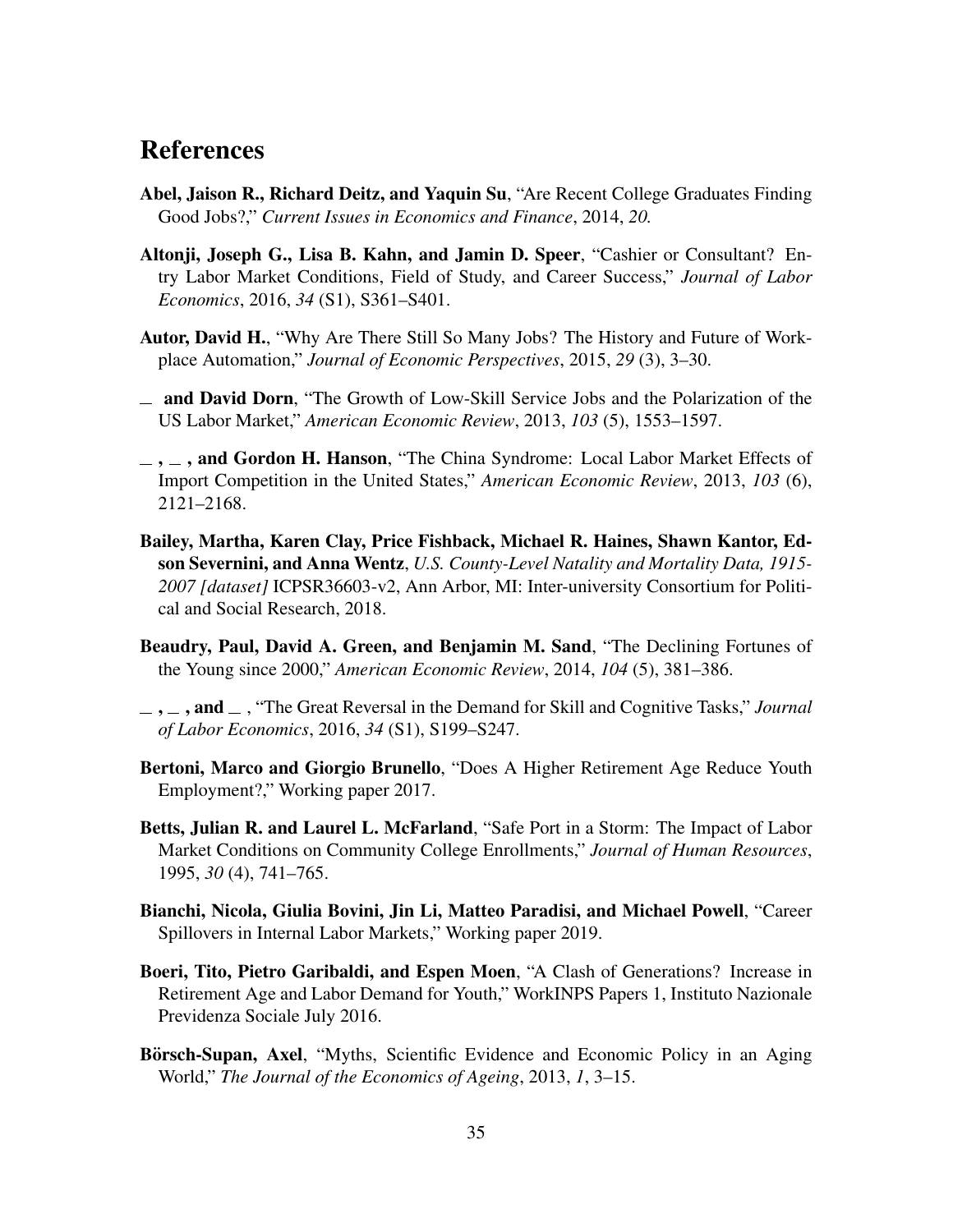## References

**Abel, Jaison R., Richard Deitz, and Yaquin Su**, "Are Recent College Graduates Finding Good Jobs?," *Current Issues in Economics and Finance*, 2014, *20.*

**Altonji, Joseph G., Lisa B. Kahn, and Jamin D. Speer**, "Cashier or Consultant? Entry Labor Market Conditions, Field of Study, and Career Success," *Journal of Labor Economics*, 2016, *34* (S1), S361–S401.

**Autor, David H.**, "Why Are There Still So Many Jobs? The History and Future of Workplace Automation," *Journal of Economic Perspectives*, 2015, *29* (3), 3–30.

**_ and David Dorn**, "The Growth of Low-Skill Service Jobs and the Polarization of the US Labor Market," *American Economic Review*, 2013, *103* (5), 1553–1597.

**_ , _ , and Gordon H. Hanson**, "The China Syndrome: Local Labor Market Effects of Import Competition in the United States," *American Economic Review*, 2013, *103* (6), 2121–2168.

**Bailey, Martha, Karen Clay, Price Fishback, Michael R. Haines, Shawn Kantor, Edson Severnini, and Anna Wentz**, *U.S. County-Level Natality and Mortality Data, 1915-2007 [dataset]* ICPSR36603-v2, Ann Arbor, MI: Inter-university Consortium for Political and Social Research, 2018.

**Beaudry, Paul, David A. Green, and Benjamin M. Sand**, "The Declining Fortunes of the Young since 2000," *American Economic Review*, 2014, *104* (5), 381–386.

**_ , _ , and _** , "The Great Reversal in the Demand for Skill and Cognitive Tasks," *Journal of Labor Economics*, 2016, *34* (S1), S199–S247.

**Bertoni, Marco and Giorgio Brunello**, "Does A Higher Retirement Age Reduce Youth Employment?," Working paper 2017.

**Betts, Julian R. and Laurel L. McFarland**, "Safe Port in a Storm: The Impact of Labor Market Conditions on Community College Enrollments," *Journal of Human Resources*, 1995, *30* (4), 741–765.

**Bianchi, Nicola, Giulia Bovini, Jin Li, Matteo Paradisi, and Michael Powell**, "Career Spillovers in Internal Labor Markets," Working paper 2019.

**Boeri, Tito, Pietro Garibaldi, and Espen Moen**, "A Clash of Generations? Increase in Retirement Age and Labor Demand for Youth," WorkINPS Papers 1, Instituto Nazionale Previdenza Sociale July 2016.

**Börsch-Supan, Axel**, "Myths, Scientific Evidence and Economic Policy in an Aging World," *The Journal of the Economics of Ageing*, 2013, *1*, 3–15.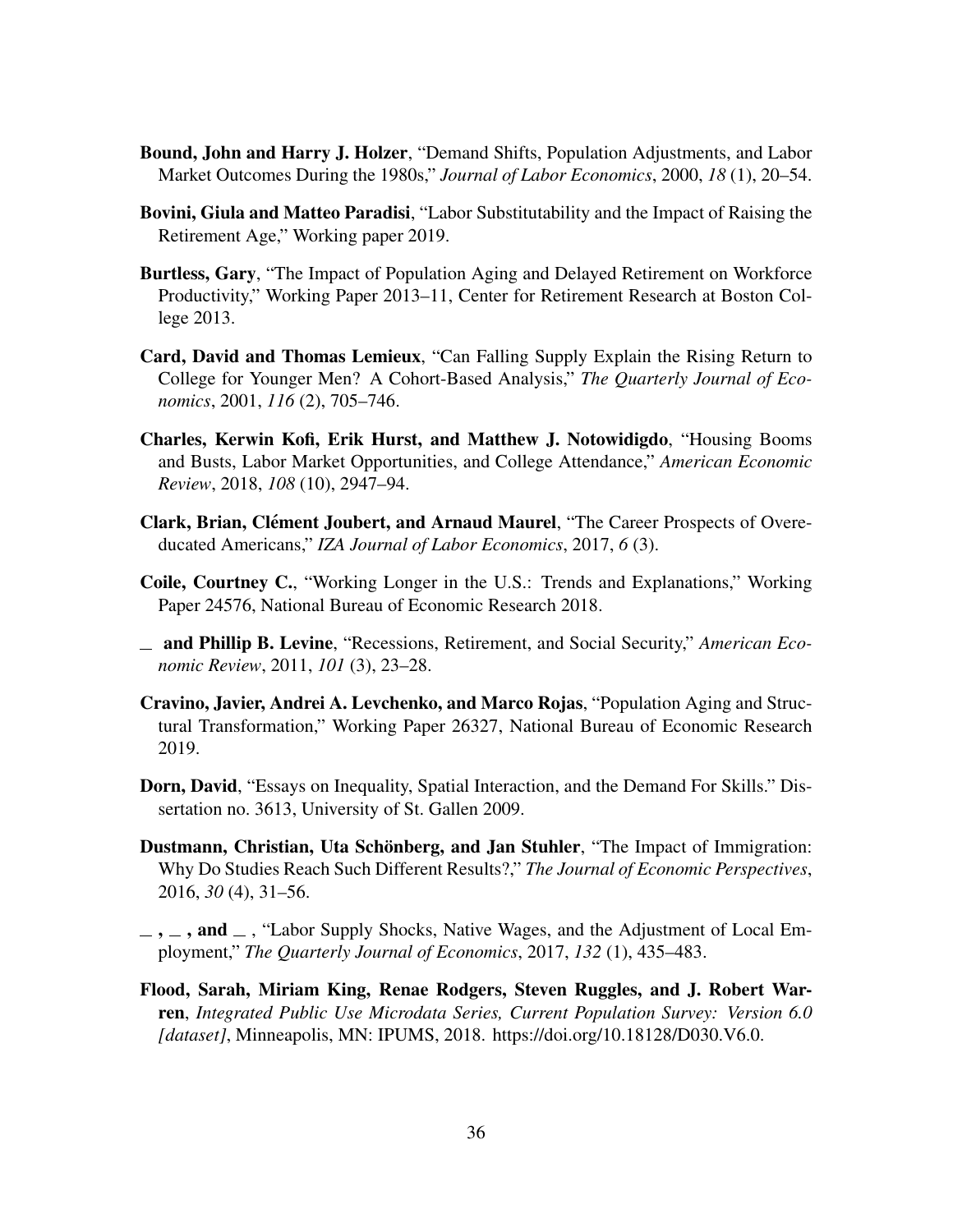**Bound, John and Harry J. Holzer**, "Demand Shifts, Population Adjustments, and Labor Market Outcomes During the 1980s," *Journal of Labor Economics*, 2000, *18* (1), 20–54.

**Bovini, Giula and Matteo Paradisi**, "Labor Substitutability and the Impact of Raising the Retirement Age," Working paper 2019.

**Burtless, Gary**, "The Impact of Population Aging and Delayed Retirement on Workforce Productivity," Working Paper 2013–11, Center for Retirement Research at Boston College 2013.

**Card, David and Thomas Lemieux**, "Can Falling Supply Explain the Rising Return to College for Younger Men? A Cohort-Based Analysis," *The Quarterly Journal of Economics*, 2001, *116* (2), 705–746.

**Charles, Kerwin Kofi, Erik Hurst, and Matthew J. Notowidigdo**, "Housing Booms and Busts, Labor Market Opportunities, and College Attendance," *American Economic Review*, 2018, *108* (10), 2947–94.

**Clark, Brian, Clément Joubert, and Arnaud Maurel**, "The Career Prospects of Overeducated Americans," *IZA Journal of Labor Economics*, 2017, *6* (3).

**Coile, Courtney C.**, "Working Longer in the U.S.: Trends and Explanations," Working Paper 24576, National Bureau of Economic Research 2018.

**_ and Phillip B. Levine**, "Recessions, Retirement, and Social Security," *American Economic Review*, 2011, *101* (3), 23–28.

**Cravino, Javier, Andrei A. Levchenko, and Marco Rojas**, "Population Aging and Structural Transformation," Working Paper 26327, National Bureau of Economic Research 2019.

**Dorn, David**, "Essays on Inequality, Spatial Interaction, and the Demand For Skills." Dissertation no. 3613, University of St. Gallen 2009.

**Dustmann, Christian, Uta Schönberg, and Jan Stuhler**, "The Impact of Immigration: Why Do Studies Reach Such Different Results?," *The Journal of Economic Perspectives*, 2016, *30* (4), 31–56.

**_ , _ , and _** , "Labor Supply Shocks, Native Wages, and the Adjustment of Local Employment," *The Quarterly Journal of Economics*, 2017, *132* (1), 435–483.

**Flood, Sarah, Miriam King, Renae Rodgers, Steven Ruggles, and J. Robert Warren**, *Integrated Public Use Microdata Series, Current Population Survey: Version 6.0 [dataset]*, Minneapolis, MN: IPUMS, 2018. https://doi.org/10.18128/D030.V6.0.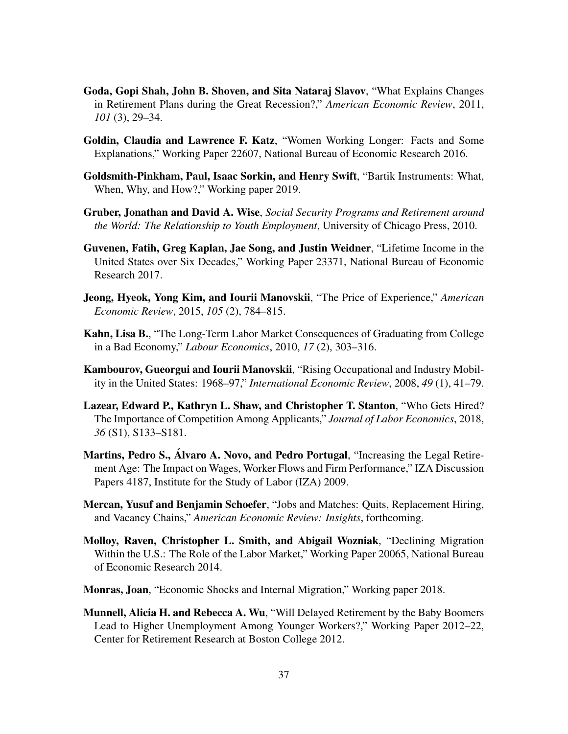**Goda, Gopi Shah, John B. Shoven, and Sita Nataraj Slavov**, "What Explains Changes in Retirement Plans during the Great Recession?," *American Economic Review*, 2011, *101* (3), 29–34.

**Goldin, Claudia and Lawrence F. Katz**, "Women Working Longer: Facts and Some Explanations," Working Paper 22607, National Bureau of Economic Research 2016.

**Goldsmith-Pinkham, Paul, Isaac Sorkin, and Henry Swift**, "Bartik Instruments: What, When, Why, and How?," Working paper 2019.

**Gruber, Jonathan and David A. Wise**, *Social Security Programs and Retirement around the World: The Relationship to Youth Employment*, University of Chicago Press, 2010.

**Guvenen, Fatih, Greg Kaplan, Jae Song, and Justin Weidner**, "Lifetime Income in the United States over Six Decades," Working Paper 23371, National Bureau of Economic Research 2017.

**Jeong, Hyeok, Yong Kim, and Iourii Manovskii**, "The Price of Experience," *American Economic Review*, 2015, *105* (2), 784–815.

**Kahn, Lisa B.**, "The Long-Term Labor Market Consequences of Graduating from College in a Bad Economy," *Labour Economics*, 2010, *17* (2), 303–316.

**Kambourov, Gueorgui and Iourii Manovskii**, "Rising Occupational and Industry Mobility in the United States: 1968–97," *International Economic Review*, 2008, *49* (1), 41–79.

**Lazear, Edward P., Kathryn L. Shaw, and Christopher T. Stanton**, "Who Gets Hired? The Importance of Competition Among Applicants," *Journal of Labor Economics*, 2018, *36* (S1), S133–S181.

**Martins, Pedro S., Álvaro A. Novo, and Pedro Portugal**, "Increasing the Legal Retirement Age: The Impact on Wages, Worker Flows and Firm Performance," IZA Discussion Papers 4187, Institute for the Study of Labor (IZA) 2009.

**Mercan, Yusuf and Benjamin Schoefer**, "Jobs and Matches: Quits, Replacement Hiring, and Vacancy Chains," *American Economic Review: Insights*, forthcoming.

**Molloy, Raven, Christopher L. Smith, and Abigail Wozniak**, "Declining Migration Within the U.S.: The Role of the Labor Market," Working Paper 20065, National Bureau of Economic Research 2014.

**Monras, Joan**, "Economic Shocks and Internal Migration," Working paper 2018.

**Munnell, Alicia H. and Rebecca A. Wu**, "Will Delayed Retirement by the Baby Boomers Lead to Higher Unemployment Among Younger Workers?," Working Paper 2012–22, Center for Retirement Research at Boston College 2012.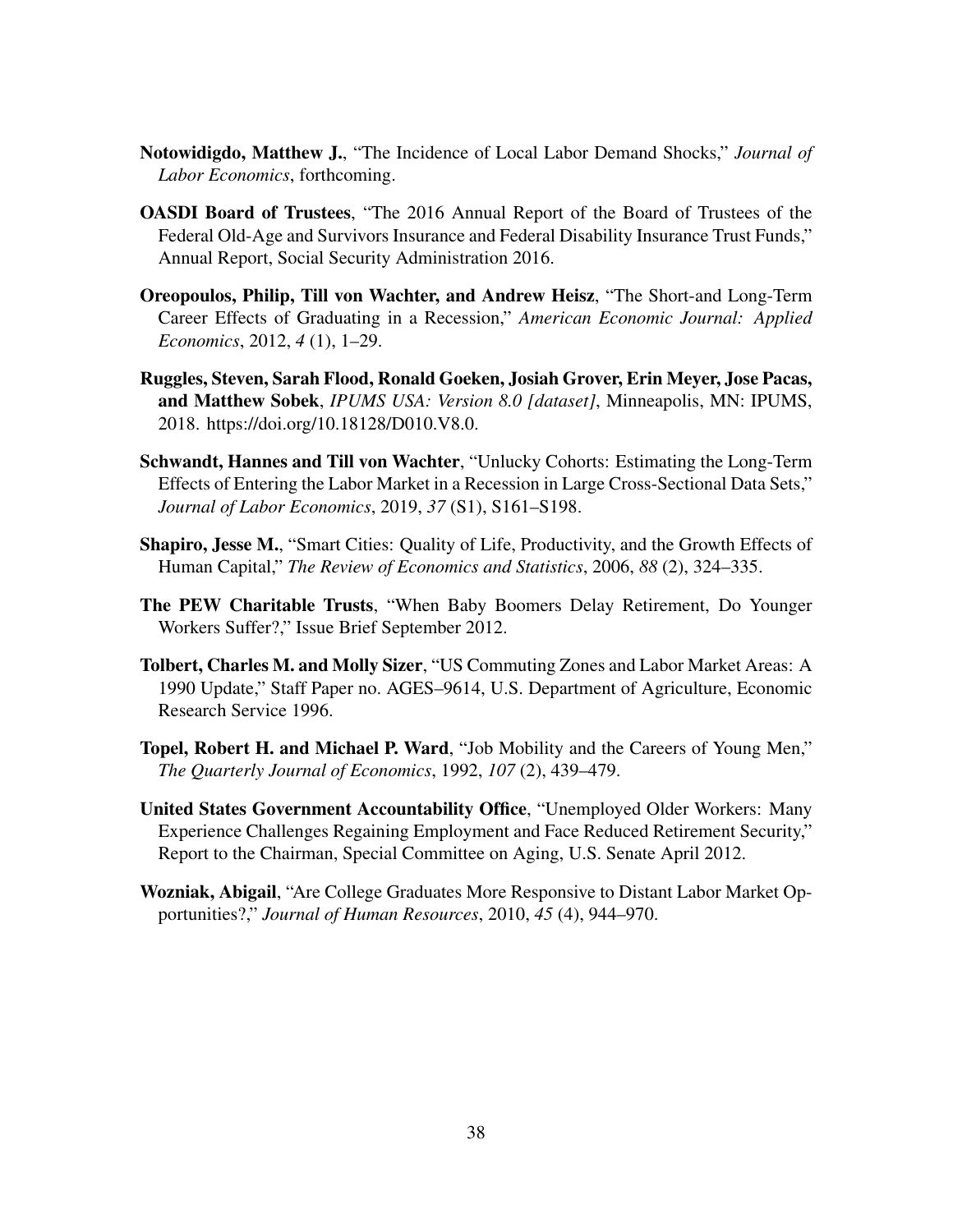**Notowidigdo, Matthew J.**, "The Incidence of Local Labor Demand Shocks," *Journal of Labor Economics*, forthcoming.

**OASDI Board of Trustees**, "The 2016 Annual Report of the Board of Trustees of the Federal Old-Age and Survivors Insurance and Federal Disability Insurance Trust Funds," Annual Report, Social Security Administration 2016.

**Oreopoulos, Philip, Till von Wachter, and Andrew Heisz**, "The Short-and Long-Term Career Effects of Graduating in a Recession," *American Economic Journal: Applied Economics*, 2012, *4* (1), 1–29.

**Ruggles, Steven, Sarah Flood, Ronald Goeken, Josiah Grover, Erin Meyer, Jose Pacas, and Matthew Sobek**, *IPUMS USA: Version 8.0 [dataset]*, Minneapolis, MN: IPUMS, 2018. https://doi.org/10.18128/D010.V8.0.

**Schwandt, Hannes and Till von Wachter**, "Unlucky Cohorts: Estimating the Long-Term Effects of Entering the Labor Market in a Recession in Large Cross-Sectional Data Sets," *Journal of Labor Economics*, 2019, *37* (S1), S161–S198.

**Shapiro, Jesse M.**, "Smart Cities: Quality of Life, Productivity, and the Growth Effects of Human Capital," *The Review of Economics and Statistics*, 2006, *88* (2), 324–335.

**The PEW Charitable Trusts**, "When Baby Boomers Delay Retirement, Do Younger Workers Suffer?," Issue Brief September 2012.

**Tolbert, Charles M. and Molly Sizer**, "US Commuting Zones and Labor Market Areas: A 1990 Update," Staff Paper no. AGES–9614, U.S. Department of Agriculture, Economic Research Service 1996.

**Topel, Robert H. and Michael P. Ward**, "Job Mobility and the Careers of Young Men," *The Quarterly Journal of Economics*, 1992, *107* (2), 439–479.

**United States Government Accountability Office**, "Unemployed Older Workers: Many Experience Challenges Regaining Employment and Face Reduced Retirement Security," Report to the Chairman, Special Committee on Aging, U.S. Senate April 2012.

**Wozniak, Abigail**, "Are College Graduates More Responsive to Distant Labor Market Opportunities?," *Journal of Human Resources*, 2010, *45* (4), 944–970.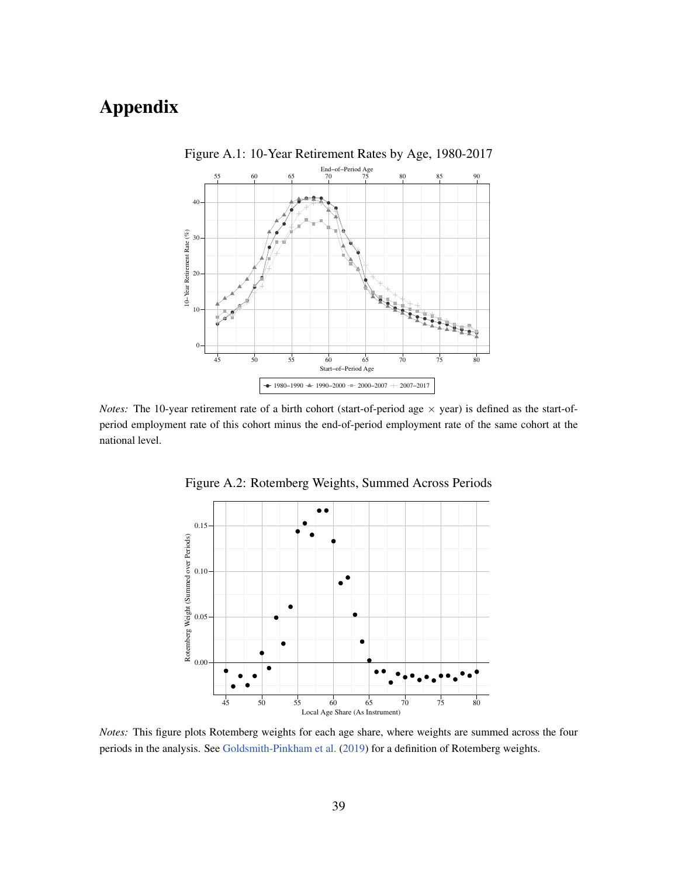# Appendix

Figure A.1: 10-Year Retirement Rates by Age, 1980-2017

*Notes:* The 10-year retirement rate of a birth cohort (start-of-period age × year) is defined as the start-of-period employment rate of this cohort minus the end-of-period employment rate of the same cohort at the national level.

Figure A.2: Rotemberg Weights, Summed Across Periods

*Notes:* This figure plots Rotemberg weights for each age share, where weights are summed across the four periods in the analysis. See Goldsmith-Pinkham et al. (2019) for a definition of Rotemberg weights.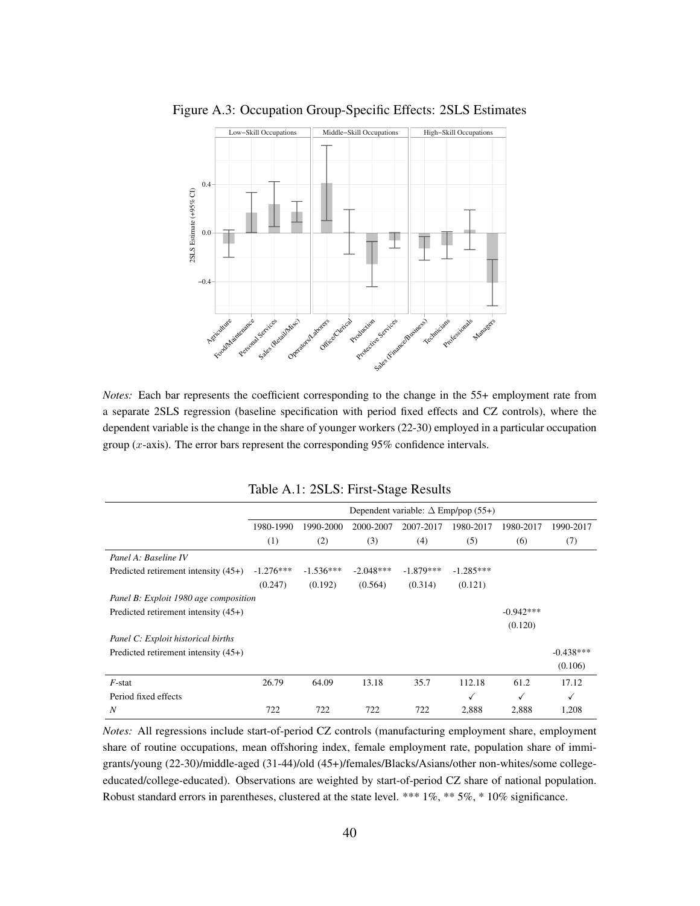Figure A.3: Occupation Group-Specific Effects: 2SLS Estimates

*Notes:* Each bar represents the coefficient corresponding to the change in the 55+ employment rate from a separate 2SLS regression (baseline specification with period fixed effects and CZ controls), where the dependent variable is the change in the share of younger workers (22-30) employed in a particular occupation group ($x$-axis). The error bars represent the corresponding 95% confidence intervals.

Table A.1: 2SLS: First-Stage Results

| | Dependent variable: $\Delta$ Emp/pop (55+) | | | | | | |
|---|---|---|---|---|---|---|---|
| | 1980-1990 | 1990-2000 | 2000-2007 | 2007-2017 | 1980-2017 | 1980-2017 | 1990-2017 |
| | (1) | (2) | (3) | (4) | (5) | (6) | (7) |
| *Panel A: Baseline IV* | | | | | | | |
| Predicted retirement intensity (45+) | -1.276*** | -1.536*** | -2.048*** | -1.879*** | -1.285*** | | |
| | (0.247) | (0.192) | (0.564) | (0.314) | (0.121) | | |
| *Panel B: Exploit 1980 age composition* | | | | | | | |
| Predicted retirement intensity (45+) | | | | | | -0.942*** | |
| | | | | | | (0.120) | |
| *Panel C: Exploit historical births* | | | | | | | |
| Predicted retirement intensity (45+) | | | | | | | -0.438*** |
| | | | | | | | (0.106) |
| $F$-stat | 26.79 | 64.09 | 13.18 | 35.7 | 112.18 | 61.2 | 17.12 |
| Period fixed effects | | | | | ✓ | ✓ | ✓ |
| $N$ | 722 | 722 | 722 | 722 | 2,888 | 2,888 | 1,208 |

*Notes:* All regressions include start-of-period CZ controls (manufacturing employment share, employment share of routine occupations, mean offshoring index, female employment rate, population share of immigrants/young (22-30)/middle-aged (31-44)/old (45+)/females/Blacks/Asians/other non-whites/some college-educated/college-educated). Observations are weighted by start-of-period CZ share of national population. Robust standard errors in parentheses, clustered at the state level. *** 1%, ** 5%, * 10% significance.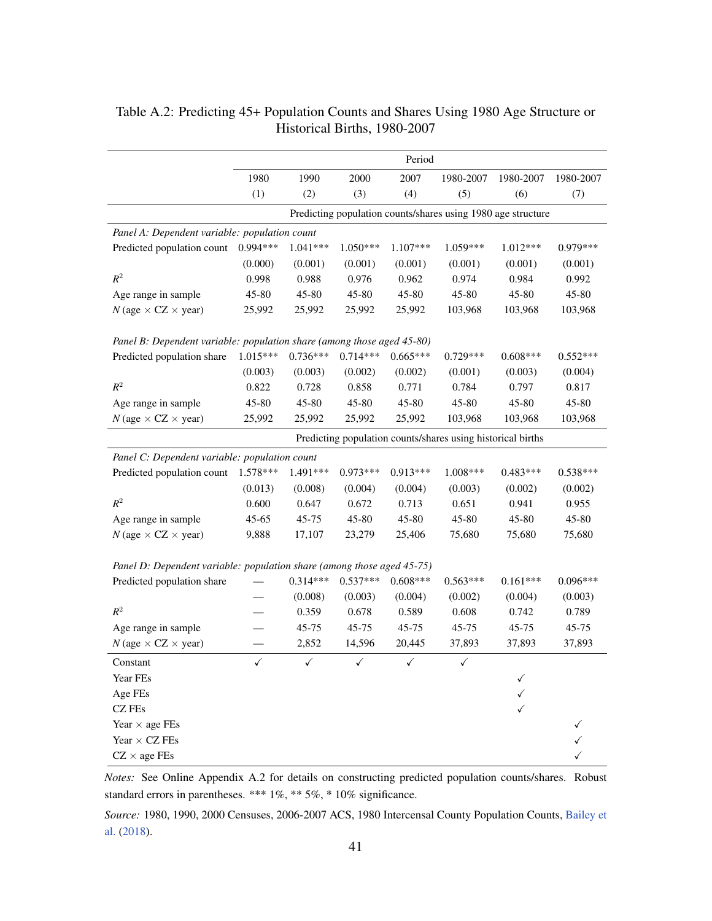Table A.2: Predicting 45+ Population Counts and Shares Using 1980 Age Structure or Historical Births, 1980-2007

| | Period | | | | | | |
|---|---|---|---|---|---|---|---|
| | 1980 | 1990 | 2000 | 2007 | 1980-2007 | 1980-2007 | 1980-2007 |
| | (1) | (2) | (3) | (4) | (5) | (6) | (7) |
| | *Predicting population counts/shares using 1980 age structure* | | | | | | |
| *Panel A: Dependent variable: population count* | | | | | | | |
| Predicted population count | 0.994*** | 1.041*** | 1.050*** | 1.107*** | 1.059*** | 1.012*** | 0.979*** |
| | (0.000) | (0.001) | (0.001) | (0.001) | (0.001) | (0.001) | (0.001) |
| $R^2$ | 0.998 | 0.988 | 0.976 | 0.962 | 0.974 | 0.984 | 0.992 |
| Age range in sample | 45-80 | 45-80 | 45-80 | 45-80 | 45-80 | 45-80 | 45-80 |
| $N$ (age × CZ × year) | 25,992 | 25,992 | 25,992 | 25,992 | 103,968 | 103,968 | 103,968 |
| *Panel B: Dependent variable: population share (among those aged 45-80)* | | | | | | | |
| Predicted population share | 1.015*** | 0.736*** | 0.714*** | 0.665*** | 0.729*** | 0.608*** | 0.552*** |
| | (0.003) | (0.003) | (0.002) | (0.002) | (0.001) | (0.003) | (0.004) |
| $R^2$ | 0.822 | 0.728 | 0.858 | 0.771 | 0.784 | 0.797 | 0.817 |
| Age range in sample | 45-80 | 45-80 | 45-80 | 45-80 | 45-80 | 45-80 | 45-80 |
| $N$ (age × CZ × year) | 25,992 | 25,992 | 25,992 | 25,992 | 103,968 | 103,968 | 103,968 |
| | *Predicting population counts/shares using historical births* | | | | | | |
| *Panel C: Dependent variable: population count* | | | | | | | |
| Predicted population count | 1.578*** | 1.491*** | 0.973*** | 0.913*** | 1.008*** | 0.483*** | 0.538*** |
| | (0.013) | (0.008) | (0.004) | (0.004) | (0.003) | (0.002) | (0.002) |
| $R^2$ | 0.600 | 0.647 | 0.672 | 0.713 | 0.651 | 0.941 | 0.955 |
| Age range in sample | 45-65 | 45-75 | 45-80 | 45-80 | 45-80 | 45-80 | 45-80 |
| $N$ (age × CZ × year) | 9,888 | 17,107 | 23,279 | 25,406 | 75,680 | 75,680 | 75,680 |
| *Panel D: Dependent variable: population share (among those aged 45-75)* | | | | | | | |
| Predicted population share | — | 0.314*** | 0.537*** | 0.608*** | 0.563*** | 0.161*** | 0.096*** |
| | — | (0.008) | (0.003) | (0.004) | (0.002) | (0.004) | (0.003) |
| $R^2$ | — | 0.359 | 0.678 | 0.589 | 0.608 | 0.742 | 0.789 |
| Age range in sample | — | 45-75 | 45-75 | 45-75 | 45-75 | 45-75 | 45-75 |
| $N$ (age × CZ × year) | — | 2,852 | 14,596 | 20,445 | 37,893 | 37,893 | 37,893 |
| Constant | ✓ | ✓ | ✓ | ✓ | ✓ | | |
| Year FEs | | | | | | ✓ | |
| Age FEs | | | | | | ✓ | |
| CZ FEs | | | | | | ✓ | |
| Year × age FEs | | | | | | | ✓ |
| Year × CZ FEs | | | | | | | ✓ |
| CZ × age FEs | | | | | | | ✓ |

*Notes:* See Online Appendix A.2 for details on constructing predicted population counts/shares. Robust standard errors in parentheses. *** 1%, ** 5%, * 10% significance.

*Source:* 1980, 1990, 2000 Censuses, 2006-2007 ACS, 1980 Intercensal County Population Counts, Bailey et al. (2018).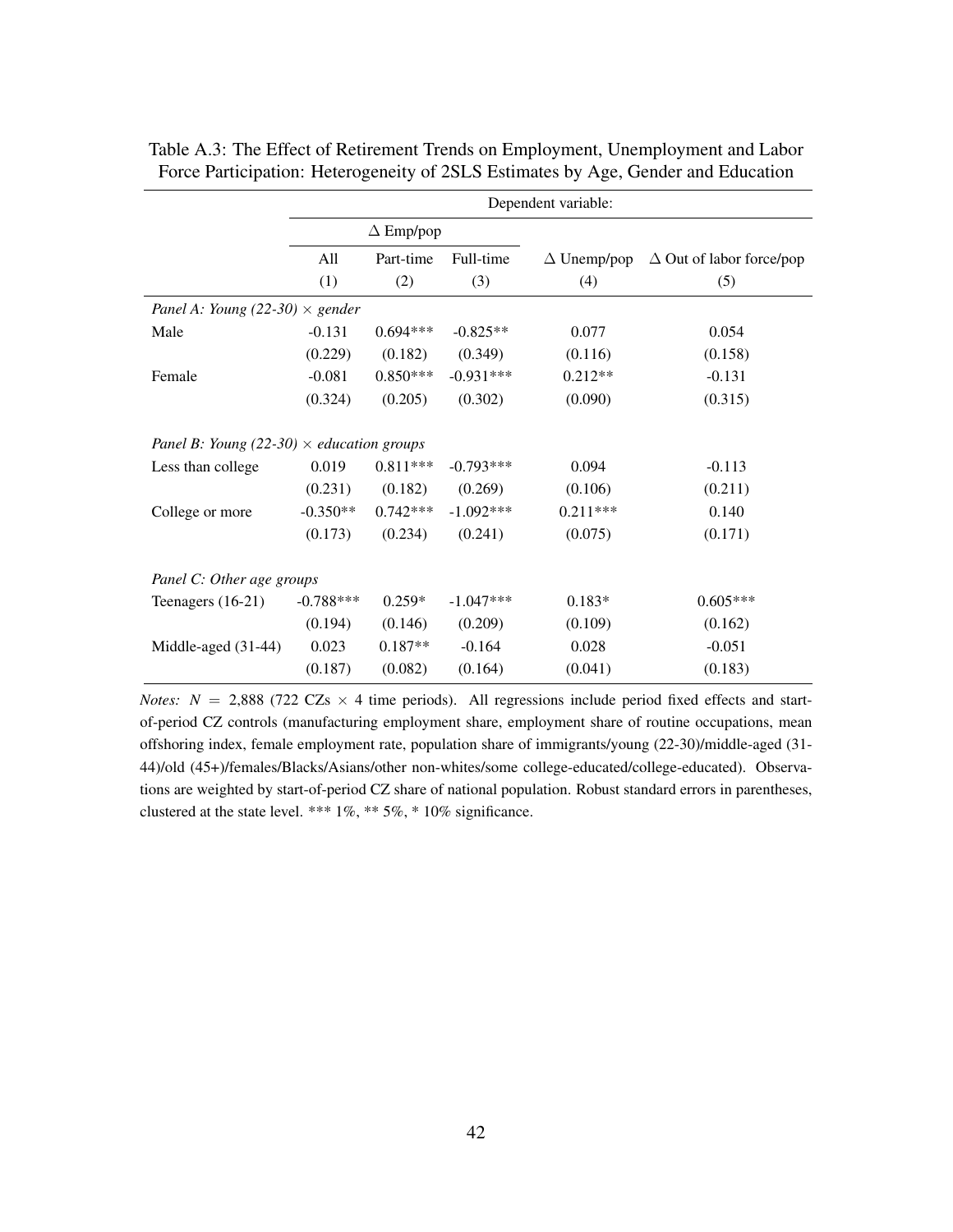Table A.3: The Effect of Retirement Trends on Employment, Unemployment and Labor Force Participation: Heterogeneity of 2SLS Estimates by Age, Gender and Education

| | Dependent variable: | | | | |
|---|---|---|---|---|---|
| | $\Delta$ Emp/pop | | | | |
| | All | Part-time | Full-time | $\Delta$ Unemp/pop | $\Delta$ Out of labor force/pop |
| | (1) | (2) | (3) | (4) | (5) |
| *Panel A: Young (22-30) $\times$ gender* | | | | | |
| Male | -0.131 | 0.694*** | -0.825** | 0.077 | 0.054 |
| | (0.229) | (0.182) | (0.349) | (0.116) | (0.158) |
| Female | -0.081 | 0.850*** | -0.931*** | 0.212** | -0.131 |
| | (0.324) | (0.205) | (0.302) | (0.090) | (0.315) |
| *Panel B: Young (22-30) $\times$ education groups* | | | | | |
| Less than college | 0.019 | 0.811*** | -0.793*** | 0.094 | -0.113 |
| | (0.231) | (0.182) | (0.269) | (0.106) | (0.211) |
| College or more | -0.350** | 0.742*** | -1.092*** | 0.211*** | 0.140 |
| | (0.173) | (0.234) | (0.241) | (0.075) | (0.171) |
| *Panel C: Other age groups* | | | | | |
| Teenagers (16-21) | -0.788*** | 0.259* | -1.047*** | 0.183* | 0.605*** |
| | (0.194) | (0.146) | (0.209) | (0.109) | (0.162) |
| Middle-aged (31-44) | 0.023 | 0.187** | -0.164 | 0.028 | -0.051 |
| | (0.187) | (0.082) | (0.164) | (0.041) | (0.183) |

*Notes:* $N$ = 2,888 (722 CZs $\times$ 4 time periods). All regressions include period fixed effects and start-of-period CZ controls (manufacturing employment share, employment share of routine occupations, mean offshoring index, female employment rate, population share of immigrants/young (22-30)/middle-aged (31-44)/old (45+)/females/Blacks/Asians/other non-whites/some college-educated/college-educated). Observations are weighted by start-of-period CZ share of national population. Robust standard errors in parentheses, clustered at the state level. *** 1%, ** 5%, * 10% significance.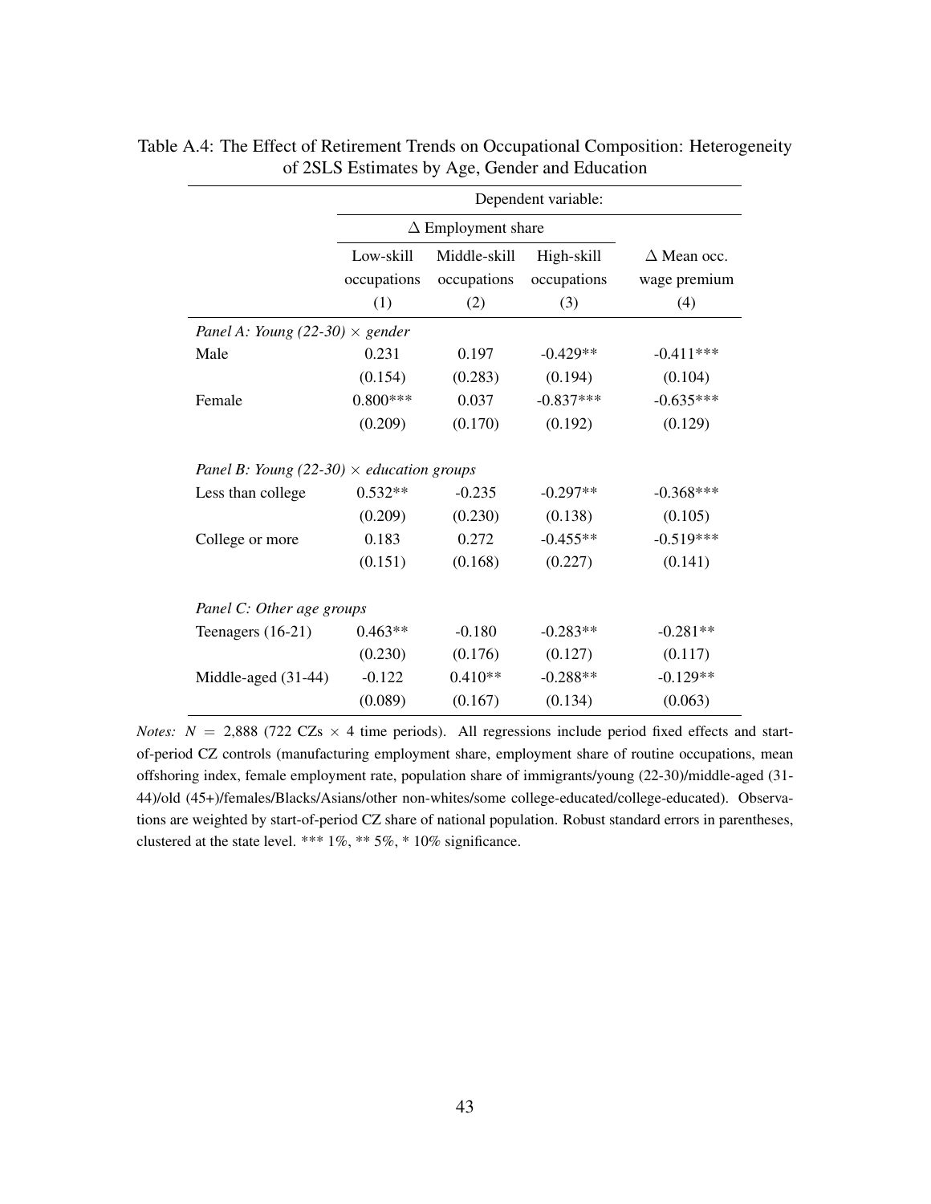Table A.4: The Effect of Retirement Trends on Occupational Composition: Heterogeneity of 2SLS Estimates by Age, Gender and Education

| | Dependent variable: | | | |
|---|---|---|---|---|
| | $\Delta$ Employment share | | | |
| | Low-skill occupations | Middle-skill occupations | High-skill occupations | $\Delta$ Mean occ. wage premium |
| | (1) | (2) | (3) | (4) |
| *Panel A: Young (22-30) $\times$ gender* | | | | |
| Male | 0.231 | 0.197 | -0.429** | -0.411*** |
| | (0.154) | (0.283) | (0.194) | (0.104) |
| Female | 0.800*** | 0.037 | -0.837*** | -0.635*** |
| | (0.209) | (0.170) | (0.192) | (0.129) |
| *Panel B: Young (22-30) $\times$ education groups* | | | | |
| Less than college | 0.532** | -0.235 | -0.297** | -0.368*** |
| | (0.209) | (0.230) | (0.138) | (0.105) |
| College or more | 0.183 | 0.272 | -0.455** | -0.519*** |
| | (0.151) | (0.168) | (0.227) | (0.141) |
| *Panel C: Other age groups* | | | | |
| Teenagers (16-21) | 0.463** | -0.180 | -0.283** | -0.281** |
| | (0.230) | (0.176) | (0.127) | (0.117) |
| Middle-aged (31-44) | -0.122 | 0.410** | -0.288** | -0.129** |
| | (0.089) | (0.167) | (0.134) | (0.063) |

*Notes:* $N = 2{,}888$ (722 CZs $\times$ 4 time periods). All regressions include period fixed effects and start-of-period CZ controls (manufacturing employment share, employment share of routine occupations, mean offshoring index, female employment rate, population share of immigrants/young (22-30)/middle-aged (31-44)/old (45+)/females/Blacks/Asians/other non-whites/some college-educated/college-educated). Observations are weighted by start-of-period CZ share of national population. Robust standard errors in parentheses, clustered at the state level. *** 1%, ** 5%, * 10% significance.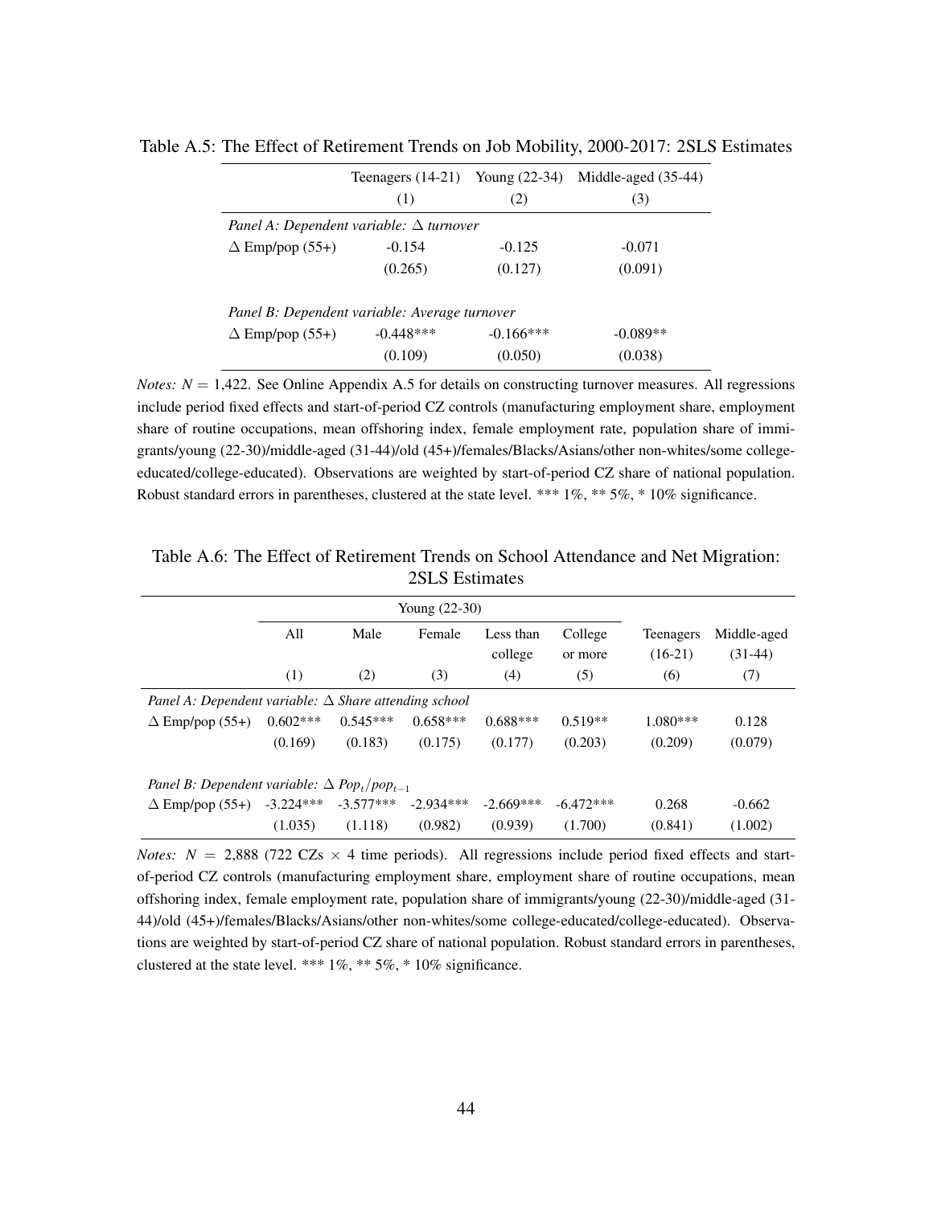Table A.5: The Effect of Retirement Trends on Job Mobility, 2000-2017: 2SLS Estimates

| | Teenagers (14-21) | Young (22-34) | Middle-aged (35-44) |
|---|---|---|---|
| | (1) | (2) | (3) |
| *Panel A: Dependent variable: $\Delta$ turnover* | | | |
| $\Delta$ Emp/pop (55+) | -0.154 | -0.125 | -0.071 |
| | (0.265) | (0.127) | (0.091) |
| *Panel B: Dependent variable: Average turnover* | | | |
| $\Delta$ Emp/pop (55+) | -0.448*** | -0.166*** | -0.089** |
| | (0.109) | (0.050) | (0.038) |

*Notes:* $N = 1{,}422$. See Online Appendix A.5 for details on constructing turnover measures. All regressions include period fixed effects and start-of-period CZ controls (manufacturing employment share, employment share of routine occupations, mean offshoring index, female employment rate, population share of immigrants/young (22-30)/middle-aged (31-44)/old (45+)/females/Blacks/Asians/other non-whites/some college-educated/college-educated). Observations are weighted by start-of-period CZ share of national population. Robust standard errors in parentheses, clustered at the state level. *** 1%, ** 5%, * 10% significance.

Table A.6: The Effect of Retirement Trends on School Attendance and Net Migration: 2SLS Estimates

| | Young (22-30) | | | | | | |
|---|---|---|---|---|---|---|---|
| | All | Male | Female | Less than college | College or more | Teenagers (16-21) | Middle-aged (31-44) |
| | (1) | (2) | (3) | (4) | (5) | (6) | (7) |
| *Panel A: Dependent variable: $\Delta$ Share attending school* | | | | | | | |
| $\Delta$ Emp/pop (55+) | 0.602*** | 0.545*** | 0.658*** | 0.688*** | 0.519** | 1.080*** | 0.128 |
| | (0.169) | (0.183) | (0.175) | (0.177) | (0.203) | (0.209) | (0.079) |
| *Panel B: Dependent variable: $\Delta$ $Pop_t/pop_{t-1}$* | | | | | | | |
| $\Delta$ Emp/pop (55+) | -3.224*** | -3.577*** | -2.934*** | -2.669*** | -6.472*** | 0.268 | -0.662 |
| | (1.035) | (1.118) | (0.982) | (0.939) | (1.700) | (0.841) | (1.002) |

*Notes:* $N = 2{,}888$ (722 CZs $\times$ 4 time periods). All regressions include period fixed effects and start-of-period CZ controls (manufacturing employment share, employment share of routine occupations, mean offshoring index, female employment rate, population share of immigrants/young (22-30)/middle-aged (31-44)/old (45+)/females/Blacks/Asians/other non-whites/some college-educated/college-educated). Observations are weighted by start-of-period CZ share of national population. Robust standard errors in parentheses, clustered at the state level. *** 1%, ** 5%, * 10% significance.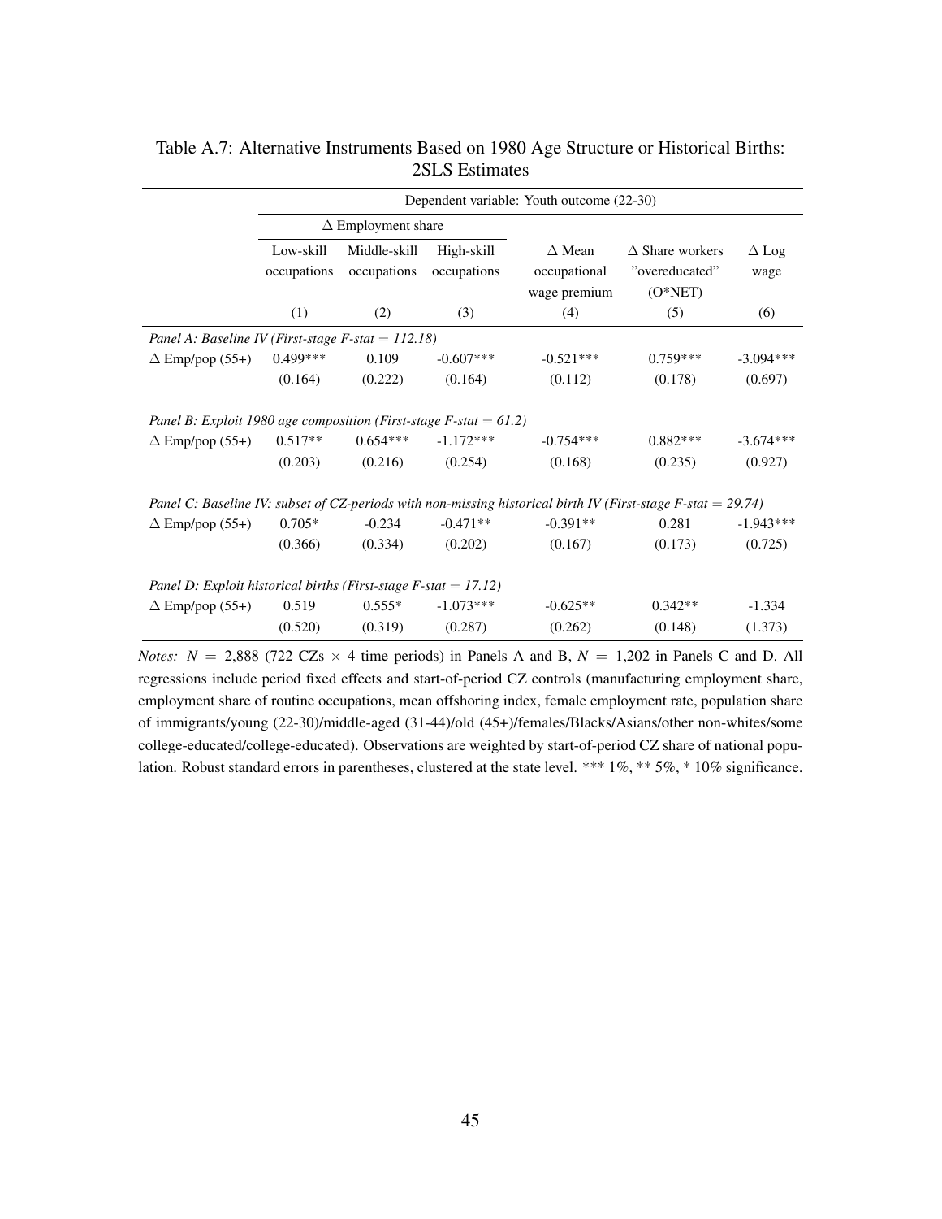Table A.7: Alternative Instruments Based on 1980 Age Structure or Historical Births: 2SLS Estimates

| | Dependent variable: Youth outcome (22-30) | | | | | |
|---|---|---|---|---|---|---|
| | $\Delta$ Employment share | | | | | |
| | Low-skill occupations | Middle-skill occupations | High-skill occupations | $\Delta$ Mean occupational wage premium | $\Delta$ Share workers "overeducated" (O*NET) | $\Delta$ Log wage |
| | (1) | (2) | (3) | (4) | (5) | (6) |
| *Panel A: Baseline IV (First-stage F-stat = 112.18)* | | | | | | |
| $\Delta$ Emp/pop (55+) | 0.499*** | 0.109 | -0.607*** | -0.521*** | 0.759*** | -3.094*** |
| | (0.164) | (0.222) | (0.164) | (0.112) | (0.178) | (0.697) |
| *Panel B: Exploit 1980 age composition (First-stage F-stat = 61.2)* | | | | | | |
| $\Delta$ Emp/pop (55+) | 0.517** | 0.654*** | -1.172*** | -0.754*** | 0.882*** | -3.674*** |
| | (0.203) | (0.216) | (0.254) | (0.168) | (0.235) | (0.927) |
| *Panel C: Baseline IV: subset of CZ-periods with non-missing historical birth IV (First-stage F-stat = 29.74)* | | | | | | |
| $\Delta$ Emp/pop (55+) | 0.705* | -0.234 | -0.471** | -0.391** | 0.281 | -1.943*** |
| | (0.366) | (0.334) | (0.202) | (0.167) | (0.173) | (0.725) |
| *Panel D: Exploit historical births (First-stage F-stat = 17.12)* | | | | | | |
| $\Delta$ Emp/pop (55+) | 0.519 | 0.555* | -1.073*** | -0.625** | 0.342** | -1.334 |
| | (0.520) | (0.319) | (0.287) | (0.262) | (0.148) | (1.373) |

*Notes:* $N$ = 2,888 (722 CZs $\times$ 4 time periods) in Panels A and B, $N$ = 1,202 in Panels C and D. All regressions include period fixed effects and start-of-period CZ controls (manufacturing employment share, employment share of routine occupations, mean offshoring index, female employment rate, population share of immigrants/young (22-30)/middle-aged (31-44)/old (45+)/females/Blacks/Asians/other non-whites/some college-educated/college-educated). Observations are weighted by start-of-period CZ share of national population. Robust standard errors in parentheses, clustered at the state level. *** 1%, ** 5%, * 10% significance.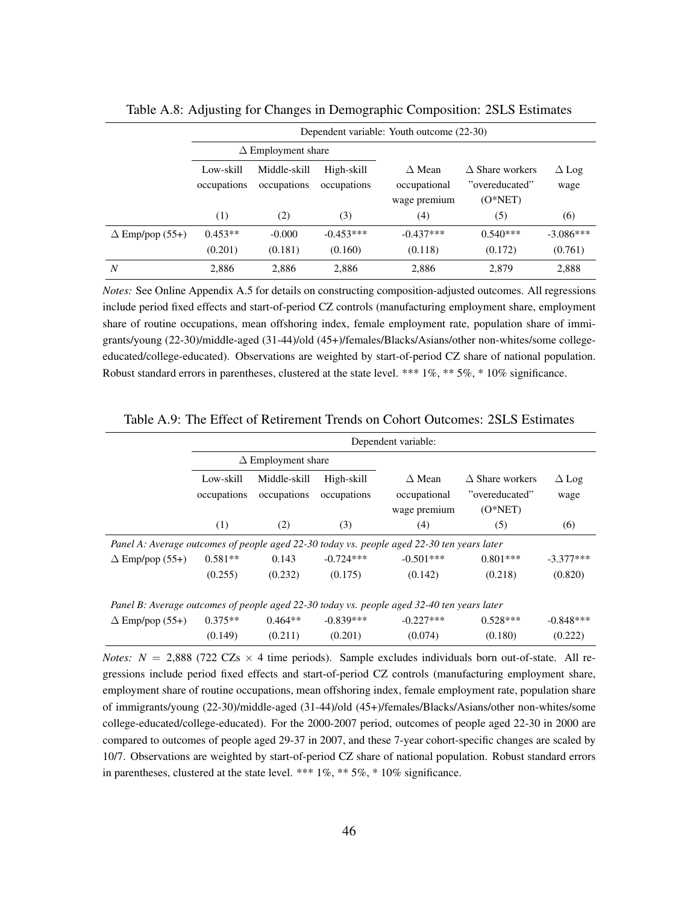Table A.8: Adjusting for Changes in Demographic Composition: 2SLS Estimates

| | Dependent variable: Youth outcome (22-30) | | | | | |
|---|---|---|---|---|---|---|
| | $\Delta$ Employment share | | | | | |
| | Low-skill occupations | Middle-skill occupations | High-skill occupations | $\Delta$ Mean occupational wage premium | $\Delta$ Share workers "overeducated" (O*NET) | $\Delta$ Log wage |
| | (1) | (2) | (3) | (4) | (5) | (6) |
| $\Delta$ Emp/pop (55+) | 0.453** | -0.000 | -0.453*** | -0.437*** | 0.540*** | -3.086*** |
| | (0.201) | (0.181) | (0.160) | (0.118) | (0.172) | (0.761) |
| *N* | 2,886 | 2,886 | 2,886 | 2,886 | 2,879 | 2,888 |

*Notes:* See Online Appendix A.5 for details on constructing composition-adjusted outcomes. All regressions include period fixed effects and start-of-period CZ controls (manufacturing employment share, employment share of routine occupations, mean offshoring index, female employment rate, population share of immigrants/young (22-30)/middle-aged (31-44)/old (45+)/females/Blacks/Asians/other non-whites/some college-educated/college-educated). Observations are weighted by start-of-period CZ share of national population. Robust standard errors in parentheses, clustered at the state level. *** 1%, ** 5%, * 10% significance.

Table A.9: The Effect of Retirement Trends on Cohort Outcomes: 2SLS Estimates

| | Dependent variable: | | | | | |
|---|---|---|---|---|---|---|
| | $\Delta$ Employment share | | | | | |
| | Low-skill occupations | Middle-skill occupations | High-skill occupations | $\Delta$ Mean occupational wage premium | $\Delta$ Share workers "overeducated" (O*NET) | $\Delta$ Log wage |
| | (1) | (2) | (3) | (4) | (5) | (6) |
| *Panel A: Average outcomes of people aged 22-30 today vs. people aged 22-30 ten years later* | | | | | | |
| $\Delta$ Emp/pop (55+) | 0.581** | 0.143 | -0.724*** | -0.501*** | 0.801*** | -3.377*** |
| | (0.255) | (0.232) | (0.175) | (0.142) | (0.218) | (0.820) |
| *Panel B: Average outcomes of people aged 22-30 today vs. people aged 32-40 ten years later* | | | | | | |
| $\Delta$ Emp/pop (55+) | 0.375** | 0.464** | -0.839*** | -0.227*** | 0.528*** | -0.848*** |
| | (0.149) | (0.211) | (0.201) | (0.074) | (0.180) | (0.222) |

*Notes:* $N$ = 2,888 (722 CZs $\times$ 4 time periods). Sample excludes individuals born out-of-state. All regressions include period fixed effects and start-of-period CZ controls (manufacturing employment share, employment share of routine occupations, mean offshoring index, female employment rate, population share of immigrants/young (22-30)/middle-aged (31-44)/old (45+)/females/Blacks/Asians/other non-whites/some college-educated/college-educated). For the 2000-2007 period, outcomes of people aged 22-30 in 2000 are compared to outcomes of people aged 29-37 in 2007, and these 7-year cohort-specific changes are scaled by 10/7. Observations are weighted by start-of-period CZ share of national population. Robust standard errors in parentheses, clustered at the state level. *** 1%, ** 5%, * 10% significance.